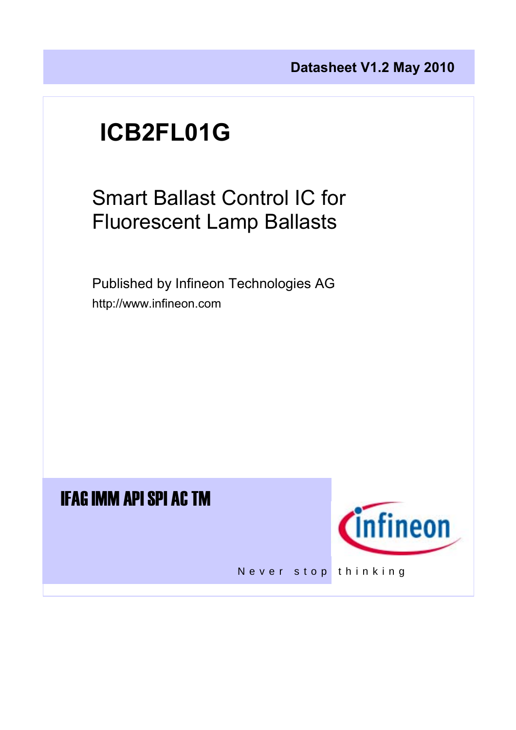Datasheet V1.2 May 2010

# ICB2FL01G

## Smart Ballast Control IC for Fluorescent Lamp Ballasts

Published by Infineon Technologies AG

http://www.infineon.com

**IFAG IMM API SPI AC TM**

Never stop thinking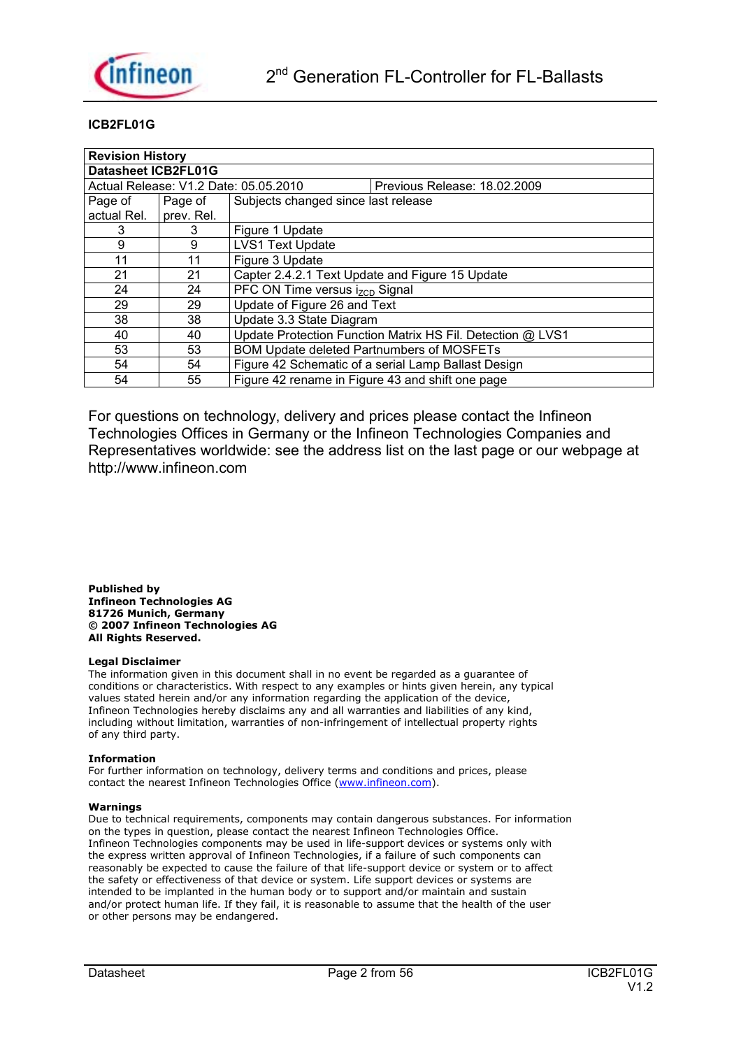**ICB2FL01G**

| **Revision History** | | | |
|---|---|---|---|
| **Datasheet ICB2FL01G** | | | |
| Actual Release: V1.2 Date: 05.05.2010 | | | Previous Release: 18.02.2009 |
| Page of actual Rel. | Page of prev. Rel. | Subjects changed since last release | |
| 3 | 3 | Figure 1 Update | |
| 9 | 9 | LVS1 Text Update | |
| 11 | 11 | Figure 3 Update | |
| 21 | 21 | Capter 2.4.2.1 Text Update and Figure 15 Update | |
| 24 | 24 | PFC ON Time versus $i_{ZCD}$ Signal | |
| 29 | 29 | Update of Figure 26 and Text | |
| 38 | 38 | Update 3.3 State Diagram | |
| 40 | 40 | Update Protection Function Matrix HS Fil. Detection @ LVS1 | |
| 53 | 53 | BOM Update deleted Partnumbers of MOSFETs | |
| 54 | 54 | Figure 42 Schematic of a serial Lamp Ballast Design | |
| 54 | 55 | Figure 42 rename in Figure 43 and shift one page | |

For questions on technology, delivery and prices please contact the Infineon Technologies Offices in Germany or the Infineon Technologies Companies and Representatives worldwide: see the address list on the last page or our webpage at http://www.infineon.com

**Published by**
**Infineon Technologies AG**
**81726 Munich, Germany**
**© 2007 Infineon Technologies AG**
**All Rights Reserved.**

**Legal Disclaimer**
The information given in this document shall in no event be regarded as a guarantee of conditions or characteristics. With respect to any examples or hints given herein, any typical values stated herein and/or any information regarding the application of the device, Infineon Technologies hereby disclaims any and all warranties and liabilities of any kind, including without limitation, warranties of non-infringement of intellectual property rights of any third party.

**Information**
For further information on technology, delivery terms and conditions and prices, please contact the nearest Infineon Technologies Office (www.infineon.com).

**Warnings**
Due to technical requirements, components may contain dangerous substances. For information on the types in question, please contact the nearest Infineon Technologies Office.
Infineon Technologies components may be used in life-support devices or systems only with the express written approval of Infineon Technologies, if a failure of such components can reasonably be expected to cause the failure of that life-support device or system or to affect the safety or effectiveness of that device or system. Life support devices or systems are intended to be implanted in the human body or to support and/or maintain and sustain and/or protect human life. If they fail, it is reasonable to assume that the health of the user or other persons may be endangered.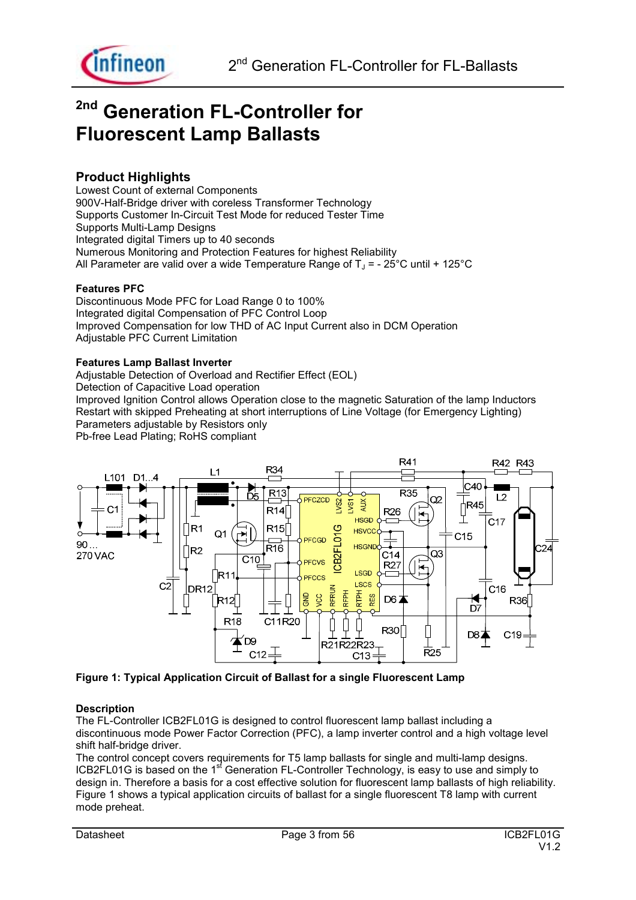# 2nd Generation FL-Controller for Fluorescent Lamp Ballasts

## Product Highlights

Lowest Count of external Components
900V-Half-Bridge driver with coreless Transformer Technology
Supports Customer In-Circuit Test Mode for reduced Tester Time
Supports Multi-Lamp Designs
Integrated digital Timers up to 40 seconds
Numerous Monitoring and Protection Features for highest Reliability
All Parameter are valid over a wide Temperature Range of $T_J$ = - 25°C until + 125°C

### Features PFC

Discontinuous Mode PFC for Load Range 0 to 100%
Integrated digital Compensation of PFC Control Loop
Improved Compensation for low THD of AC Input Current also in DCM Operation
Adjustable PFC Current Limitation

### Features Lamp Ballast Inverter

Adjustable Detection of Overload and Rectifier Effect (EOL)
Detection of Capacitive Load operation
Improved Ignition Control allows Operation close to the magnetic Saturation of the lamp Inductors
Restart with skipped Preheating at short interruptions of Line Voltage (for Emergency Lighting)
Parameters adjustable by Resistors only
Pb-free Lead Plating; RoHS compliant

**Figure 1: Typical Application Circuit of Ballast for a single Fluorescent Lamp**

### Description

The FL-Controller ICB2FL01G is designed to control fluorescent lamp ballast including a discontinuous mode Power Factor Correction (PFC), a lamp inverter control and a high voltage level shift half-bridge driver.
The control concept covers requirements for T5 lamp ballasts for single and multi-lamp designs. ICB2FL01G is based on the 1st Generation FL-Controller Technology, is easy to use and simply to design in. Therefore a basis for a cost effective solution for fluorescent lamp ballasts of high reliability. Figure 1 shows a typical application circuits of ballast for a single fluorescent T8 lamp with current mode preheat.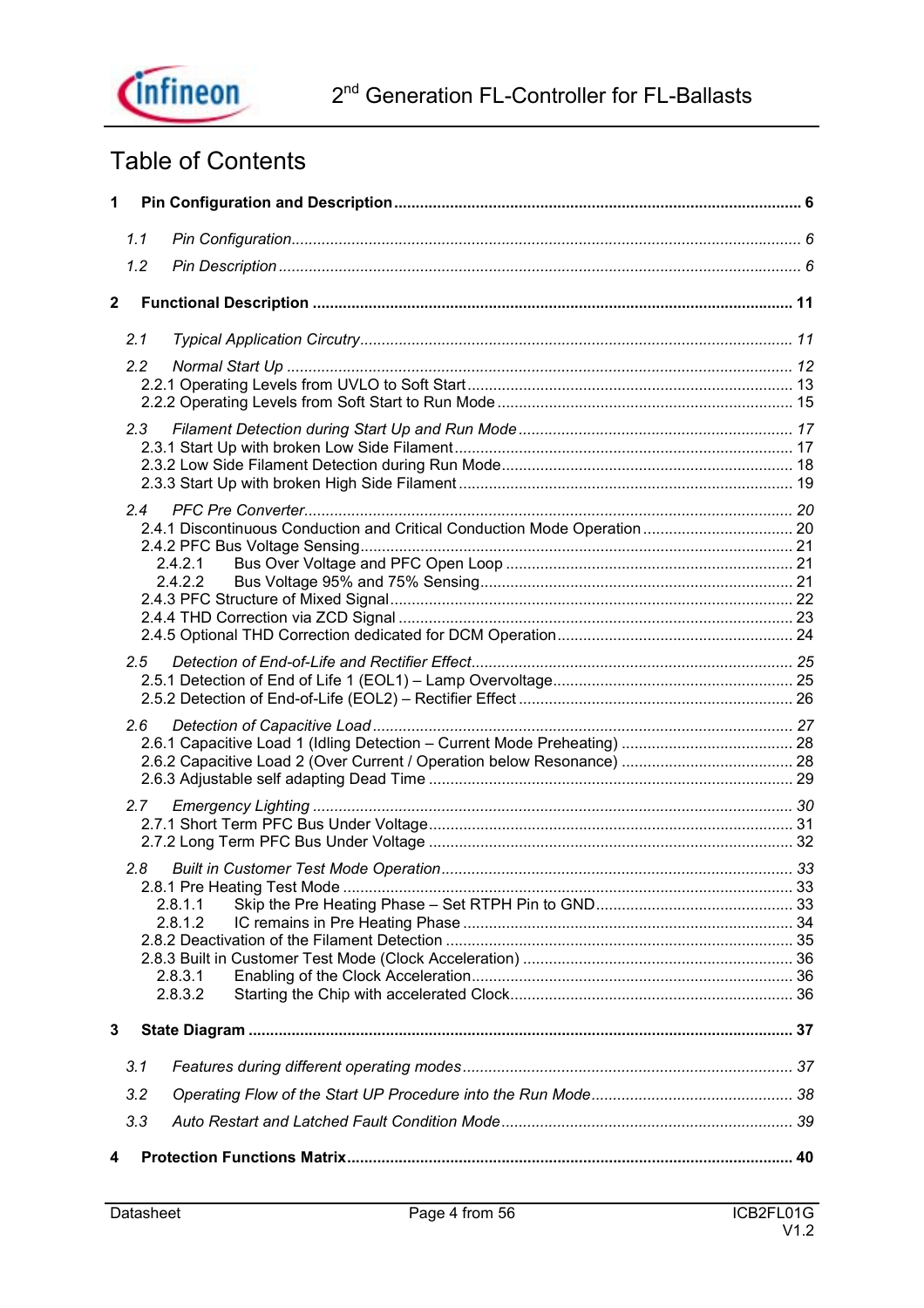# Table of Contents

**1 Pin Configuration and Description** .......... **6**

*1.1 Pin Configuration* .......... *6*

*1.2 Pin Description* .......... *6*

**2 Functional Description** .......... **11**

*2.1 Typical Application Circutry* .......... *11*

*2.2 Normal Start Up* .......... *12*

2.2.1 Operating Levels from UVLO to Soft Start .......... 13

2.2.2 Operating Levels from Soft Start to Run Mode .......... 15

*2.3 Filament Detection during Start Up and Run Mode* .......... *17*

2.3.1 Start Up with broken Low Side Filament .......... 17

2.3.2 Low Side Filament Detection during Run Mode .......... 18

2.3.3 Start Up with broken High Side Filament .......... 19

*2.4 PFC Pre Converter* .......... *20*

2.4.1 Discontinuous Conduction and Critical Conduction Mode Operation .......... 20

2.4.2 PFC Bus Voltage Sensing .......... 21

2.4.2.1 Bus Over Voltage and PFC Open Loop .......... 21

2.4.2.2 Bus Voltage 95% and 75% Sensing .......... 21

2.4.3 PFC Structure of Mixed Signal .......... 22

2.4.4 THD Correction via ZCD Signal .......... 23

2.4.5 Optional THD Correction dedicated for DCM Operation .......... 24

*2.5 Detection of End-of-Life and Rectifier Effect* .......... *25*

2.5.1 Detection of End of Life 1 (EOL1) – Lamp Overvoltage .......... 25

2.5.2 Detection of End-of-Life (EOL2) – Rectifier Effect .......... 26

*2.6 Detection of Capacitive Load* .......... *27*

2.6.1 Capacitive Load 1 (Idling Detection – Current Mode Preheating) .......... 28

2.6.2 Capacitive Load 2 (Over Current / Operation below Resonance) .......... 28

2.6.3 Adjustable self adapting Dead Time .......... 29

*2.7 Emergency Lighting* .......... *30*

2.7.1 Short Term PFC Bus Under Voltage .......... 31

2.7.2 Long Term PFC Bus Under Voltage .......... 32

*2.8 Built in Customer Test Mode Operation* .......... *33*

2.8.1 Pre Heating Test Mode .......... 33

2.8.1.1 Skip the Pre Heating Phase – Set RTPH Pin to GND .......... 33

2.8.1.2 IC remains in Pre Heating Phase .......... 34

2.8.2 Deactivation of the Filament Detection .......... 35

2.8.3 Built in Customer Test Mode (Clock Acceleration) .......... 36

2.8.3.1 Enabling of the Clock Acceleration .......... 36

2.8.3.2 Starting the Chip with accelerated Clock .......... 36

**3 State Diagram** .......... **37**

*3.1 Features during different operating modes* .......... *37*

*3.2 Operating Flow of the Start UP Procedure into the Run Mode* .......... *38*

*3.3 Auto Restart and Latched Fault Condition Mode* .......... *39*

**4 Protection Functions Matrix** .......... **40**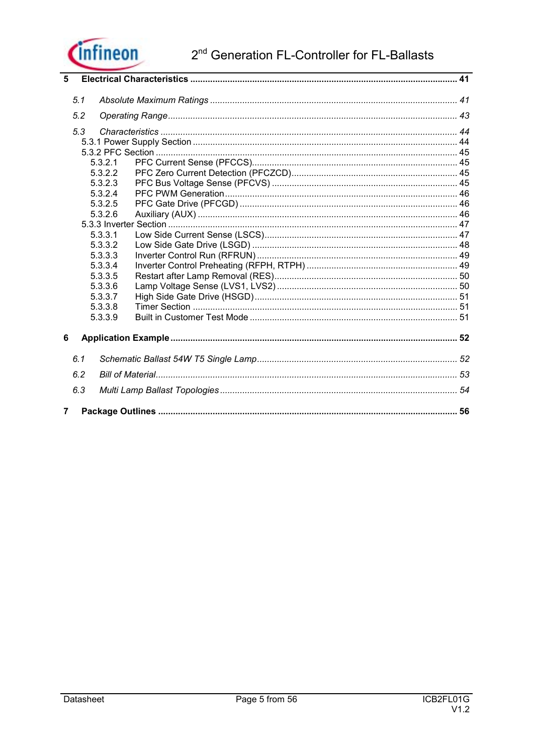**5 Electrical Characteristics .......... 41**

*5.1 Absolute Maximum Ratings .......... 41*

*5.2 Operating Range .......... 43*

*5.3 Characteristics .......... 44*

5.3.1 Power Supply Section .......... 44

5.3.2 PFC Section .......... 45

5.3.2.1 PFC Current Sense (PFCCS) .......... 45

5.3.2.2 PFC Zero Current Detection (PFCZCD) .......... 45

5.3.2.3 PFC Bus Voltage Sense (PFCVS) .......... 45

5.3.2.4 PFC PWM Generation .......... 46

5.3.2.5 PFC Gate Drive (PFCGD) .......... 46

5.3.2.6 Auxiliary (AUX) .......... 46

5.3.3 Inverter Section .......... 47

5.3.3.1 Low Side Current Sense (LSCS) .......... 47

5.3.3.2 Low Side Gate Drive (LSGD) .......... 48

5.3.3.3 Inverter Control Run (RFRUN) .......... 49

5.3.3.4 Inverter Control Preheating (RFPH, RTPH) .......... 49

5.3.3.5 Restart after Lamp Removal (RES) .......... 50

5.3.3.6 Lamp Voltage Sense (LVS1, LVS2) .......... 50

5.3.3.7 High Side Gate Drive (HSGD) .......... 51

5.3.3.8 Timer Section .......... 51

5.3.3.9 Built in Customer Test Mode .......... 51

**6 Application Example .......... 52**

*6.1 Schematic Ballast 54W T5 Single Lamp .......... 52*

*6.2 Bill of Material .......... 53*

*6.3 Multi Lamp Ballast Topologies .......... 54*

**7 Package Outlines .......... 56**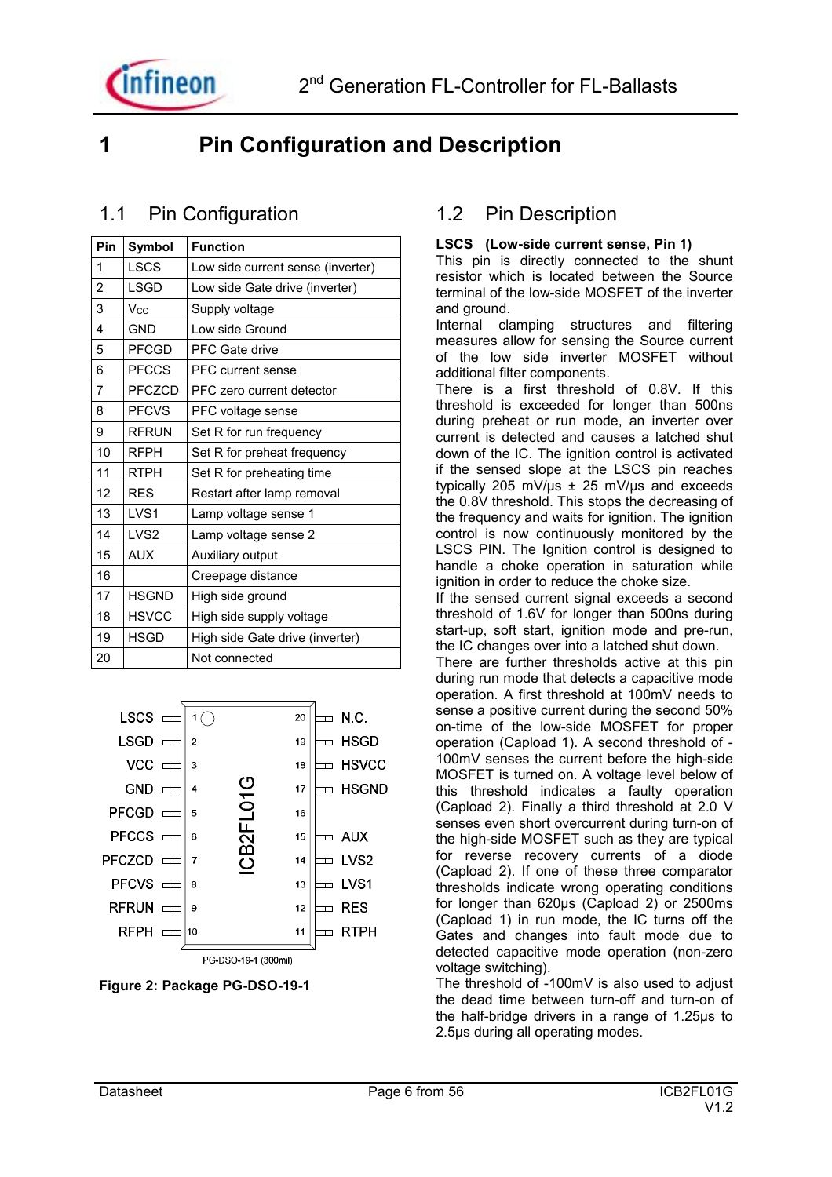# 1 Pin Configuration and Description

## 1.1 Pin Configuration

| Pin | Symbol | Function |
|---|---|---|
| 1 | LSCS | Low side current sense (inverter) |
| 2 | LSGD | Low side Gate drive (inverter) |
| 3 | $V_{CC}$ | Supply voltage |
| 4 | GND | Low side Ground |
| 5 | PFCGD | PFC Gate drive |
| 6 | PFCCS | PFC current sense |
| 7 | PFCZCD | PFC zero current detector |
| 8 | PFCVS | PFC voltage sense |
| 9 | RFRUN | Set R for run frequency |
| 10 | RFPH | Set R for preheat frequency |
| 11 | RTPH | Set R for preheating time |
| 12 | RES | Restart after lamp removal |
| 13 | LVS1 | Lamp voltage sense 1 |
| 14 | LVS2 | Lamp voltage sense 2 |
| 15 | AUX | Auxiliary output |
| 16 | | Creepage distance |
| 17 | HSGND | High side ground |
| 18 | HSVCC | High side supply voltage |
| 19 | HSGD | High side Gate drive (inverter) |
| 20 | | Not connected |

| Left Pin | No. | No. | Right Pin |
|---|---|---|---|
| LSCS | 1 | 20 | N.C. |
| LSGD | 2 | 19 | HSGD |
| VCC | 3 | 18 | HSVCC |
| GND | 4 | 17 | HSGND |
| PFCGD | 5 | 16 | |
| PFCCS | 6 | 15 | AUX |
| PFCZCD | 7 | 14 | LVS2 |
| PFCVS | 8 | 13 | LVS1 |
| RFRUN | 9 | 12 | RES |
| RFPH | 10 | 11 | RTPH |

ICB2FL01G

PG-DSO-19-1 (300mil)

**Figure 2: Package PG-DSO-19-1**

## 1.2 Pin Description

**LSCS (Low-side current sense, Pin 1)**

This pin is directly connected to the shunt resistor which is located between the Source terminal of the low-side MOSFET of the inverter and ground.

Internal clamping structures and filtering measures allow for sensing the Source current of the low side inverter MOSFET without additional filter components.

There is a first threshold of 0.8V. If this threshold is exceeded for longer than 500ns during preheat or run mode, an inverter over current is detected and causes a latched shut down of the IC. The ignition control is activated if the sensed slope at the LSCS pin reaches typically 205 mV/µs ± 25 mV/µs and exceeds the 0.8V threshold. This stops the decreasing of the frequency and waits for ignition. The ignition control is now continuously monitored by the LSCS PIN. The Ignition control is designed to handle a choke operation in saturation while ignition in order to reduce the choke size.

If the sensed current signal exceeds a second threshold of 1.6V for longer than 500ns during start-up, soft start, ignition mode and pre-run, the IC changes over into a latched shut down.

There are further thresholds active at this pin during run mode that detects a capacitive mode operation. A first threshold at 100mV needs to sense a positive current during the second 50% on-time of the low-side MOSFET for proper operation (Capload 1). A second threshold of -100mV senses the current before the high-side MOSFET is turned on. A voltage level below of this threshold indicates a faulty operation (Capload 2). Finally a third threshold at 2.0 V senses even short overcurrent during turn-on of the high-side MOSFET such as they are typical for reverse recovery currents of a diode (Capload 2). If one of these three comparator thresholds indicate wrong operating conditions for longer than 620µs (Capload 2) or 2500ms (Capload 1) in run mode, the IC turns off the Gates and changes into fault mode due to detected capacitive mode operation (non-zero voltage switching).

The threshold of -100mV is also used to adjust the dead time between turn-off and turn-on of the half-bridge drivers in a range of 1.25µs to 2.5µs during all operating modes.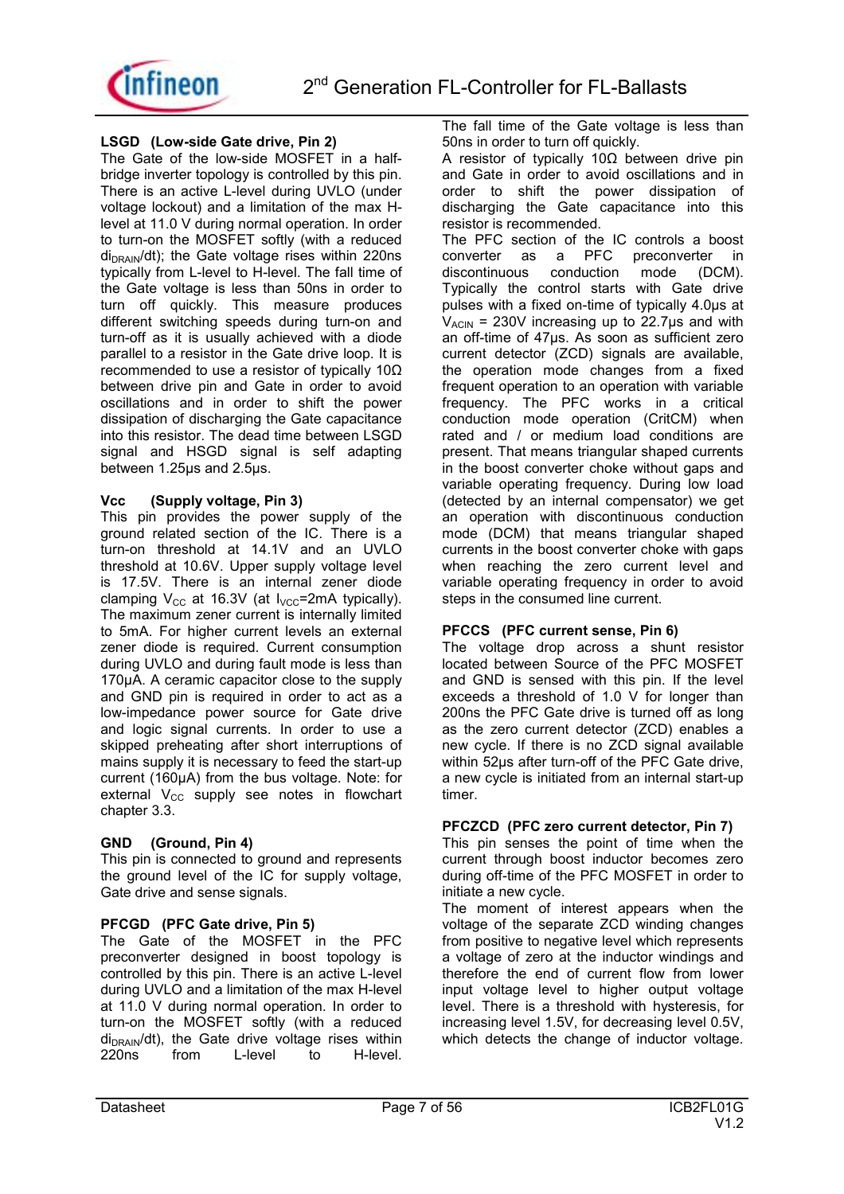**LSGD (Low-side Gate drive, Pin 2)**

The Gate of the low-side MOSFET in a half-bridge inverter topology is controlled by this pin. There is an active L-level during UVLO (under voltage lockout) and a limitation of the max H-level at 11.0 V during normal operation. In order to turn-on the MOSFET softly (with a reduced $di_{DRAIN}/dt$); the Gate voltage rises within 220ns typically from L-level to H-level. The fall time of the Gate voltage is less than 50ns in order to turn off quickly. This measure produces different switching speeds during turn-on and turn-off as it is usually achieved with a diode parallel to a resistor in the Gate drive loop. It is recommended to use a resistor of typically 10Ω between drive pin and Gate in order to avoid oscillations and in order to shift the power dissipation of discharging the Gate capacitance into this resistor. The dead time between LSGD signal and HSGD signal is self adapting between 1.25µs and 2.5µs.

**Vcc (Supply voltage, Pin 3)**

This pin provides the power supply of the ground related section of the IC. There is a turn-on threshold at 14.1V and an UVLO threshold at 10.6V. Upper supply voltage level is 17.5V. There is an internal zener diode clamping $V_{CC}$ at 16.3V (at $I_{VCC}$=2mA typically). The maximum zener current is internally limited to 5mA. For higher current levels an external zener diode is required. Current consumption during UVLO and during fault mode is less than 170µA. A ceramic capacitor close to the supply and GND pin is required in order to act as a low-impedance power source for Gate drive and logic signal currents. In order to use a skipped preheating after short interruptions of mains supply it is necessary to feed the start-up current (160µA) from the bus voltage. Note: for external $V_{CC}$ supply see notes in flowchart chapter 3.3.

**GND (Ground, Pin 4)**

This pin is connected to ground and represents the ground level of the IC for supply voltage, Gate drive and sense signals.

**PFCGD (PFC Gate drive, Pin 5)**

The Gate of the MOSFET in the PFC preconverter designed in boost topology is controlled by this pin. There is an active L-level during UVLO and a limitation of the max H-level at 11.0 V during normal operation. In order to turn-on the MOSFET softly (with a reduced $di_{DRAIN}/dt$), the Gate drive voltage rises within 220ns from L-level to H-level. The fall time of the Gate voltage is less than 50ns in order to turn off quickly.

A resistor of typically 10Ω between drive pin and Gate in order to avoid oscillations and in order to shift the power dissipation of discharging the Gate capacitance into this resistor is recommended.

The PFC section of the IC controls a boost converter as a PFC preconverter in discontinuous conduction mode (DCM). Typically the control starts with Gate drive pulses with a fixed on-time of typically 4.0µs at $V_{ACIN}$ = 230V increasing up to 22.7µs and with an off-time of 47µs. As soon as sufficient zero current detector (ZCD) signals are available, the operation mode changes from a fixed frequent operation to an operation with variable frequency. The PFC works in a critical conduction mode operation (CritCM) when rated and / or medium load conditions are present. That means triangular shaped currents in the boost converter choke without gaps and variable operating frequency. During low load (detected by an internal compensator) we get an operation with discontinuous conduction mode (DCM) that means triangular shaped currents in the boost converter choke with gaps when reaching the zero current level and variable operating frequency in order to avoid steps in the consumed line current.

**PFCCS (PFC current sense, Pin 6)**

The voltage drop across a shunt resistor located between Source of the PFC MOSFET and GND is sensed with this pin. If the level exceeds a threshold of 1.0 V for longer than 200ns the PFC Gate drive is turned off as long as the zero current detector (ZCD) enables a new cycle. If there is no ZCD signal available within 52µs after turn-off of the PFC Gate drive, a new cycle is initiated from an internal start-up timer.

**PFCZCD (PFC zero current detector, Pin 7)**

This pin senses the point of time when the current through boost inductor becomes zero during off-time of the PFC MOSFET in order to initiate a new cycle.

The moment of interest appears when the voltage of the separate ZCD winding changes from positive to negative level which represents a voltage of zero at the inductor windings and therefore the end of current flow from lower input voltage level to higher output voltage level. There is a threshold with hysteresis, for increasing level 1.5V, for decreasing level 0.5V, which detects the change of inductor voltage.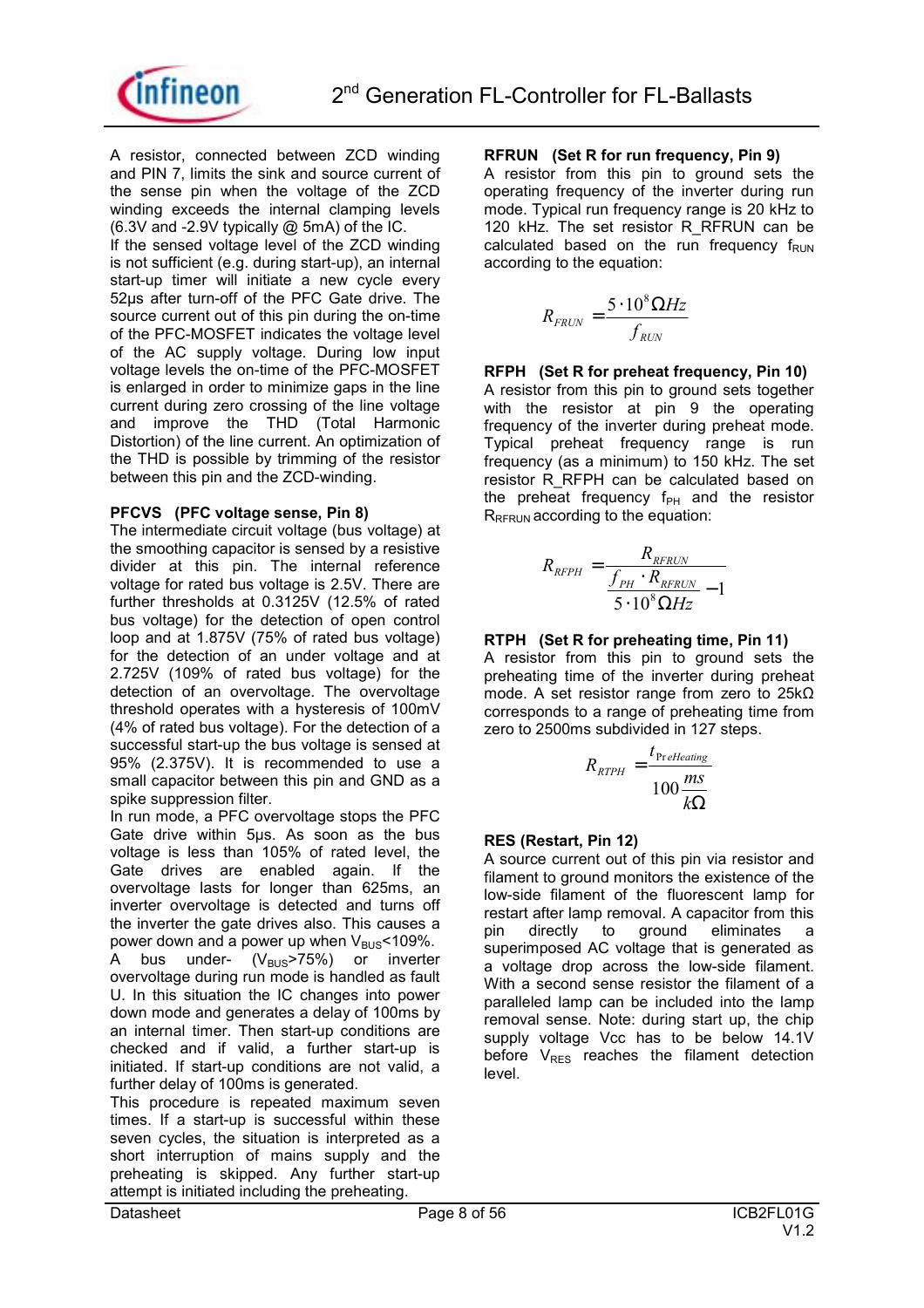A resistor, connected between ZCD winding and PIN 7, limits the sink and source current of the sense pin when the voltage of the ZCD winding exceeds the internal clamping levels (6.3V and -2.9V typically @ 5mA) of the IC.
If the sensed voltage level of the ZCD winding is not sufficient (e.g. during start-up), an internal start-up timer will initiate a new cycle every 52µs after turn-off of the PFC Gate drive. The source current out of this pin during the on-time of the PFC-MOSFET indicates the voltage level of the AC supply voltage. During low input voltage levels the on-time of the PFC-MOSFET is enlarged in order to minimize gaps in the line current during zero crossing of the line voltage and improve the THD (Total Harmonic Distortion) of the line current. An optimization of the THD is possible by trimming of the resistor between this pin and the ZCD-winding.

**PFCVS (PFC voltage sense, Pin 8)**
The intermediate circuit voltage (bus voltage) at the smoothing capacitor is sensed by a resistive divider at this pin. The internal reference voltage for rated bus voltage is 2.5V. There are further thresholds at 0.3125V (12.5% of rated bus voltage) for the detection of open control loop and at 1.875V (75% of rated bus voltage) for the detection of an under voltage and at 2.725V (109% of rated bus voltage) for the detection of an overvoltage. The overvoltage threshold operates with a hysteresis of 100mV (4% of rated bus voltage). For the detection of a successful start-up the bus voltage is sensed at 95% (2.375V). It is recommended to use a small capacitor between this pin and GND as a spike suppression filter.
In run mode, a PFC overvoltage stops the PFC Gate drive within 5µs. As soon as the bus voltage is less than 105% of rated level, the Gate drives are enabled again. If the overvoltage lasts for longer than 625ms, an inverter overvoltage is detected and turns off the inverter the gate drives also. This causes a power down and a power up when $V_{BUS}$<109%.
A bus under- ($V_{BUS}$>75%) or inverter overvoltage during run mode is handled as fault U. In this situation the IC changes into power down mode and generates a delay of 100ms by an internal timer. Then start-up conditions are checked and if valid, a further start-up is initiated. If start-up conditions are not valid, a further delay of 100ms is generated.
This procedure is repeated maximum seven times. If a start-up is successful within these seven cycles, the situation is interpreted as a short interruption of mains supply and the preheating is skipped. Any further start-up attempt is initiated including the preheating.

**RFRUN (Set R for run frequency, Pin 9)**
A resistor from this pin to ground sets the operating frequency of the inverter during run mode. Typical run frequency range is 20 kHz to 120 kHz. The set resistor R_RFRUN can be calculated based on the run frequency $f_{RUN}$ according to the equation:

$$R_{FRUN} = \frac{5 \cdot 10^8 \Omega Hz}{f_{RUN}}$$

**RFPH (Set R for preheat frequency, Pin 10)**
A resistor from this pin to ground sets together with the resistor at pin 9 the operating frequency of the inverter during preheat mode. Typical preheat frequency range is run frequency (as a minimum) to 150 kHz. The set resistor R_RFPH can be calculated based on the preheat frequency $f_{PH}$ and the resistor $R_{RFRUN}$ according to the equation:

$$R_{RFPH} = \frac{R_{RFRUN}}{\frac{f_{PH} \cdot R_{RFRUN}}{5 \cdot 10^8 \Omega Hz} - 1}$$

**RTPH (Set R for preheating time, Pin 11)**
A resistor from this pin to ground sets the preheating time of the inverter during preheat mode. A set resistor range from zero to 25kΩ corresponds to a range of preheating time from zero to 2500ms subdivided in 127 steps.

$$R_{RTPH} = \frac{t_{PreHeating}}{100 \frac{ms}{k\Omega}}$$

**RES (Restart, Pin 12)**
A source current out of this pin via resistor and filament to ground monitors the existence of the low-side filament of the fluorescent lamp for restart after lamp removal. A capacitor from this pin directly to ground eliminates a superimposed AC voltage that is generated as a voltage drop across the low-side filament. With a second sense resistor the filament of a paralleled lamp can be included into the lamp removal sense. Note: during start up, the chip supply voltage Vcc has to be below 14.1V before $V_{RES}$ reaches the filament detection level.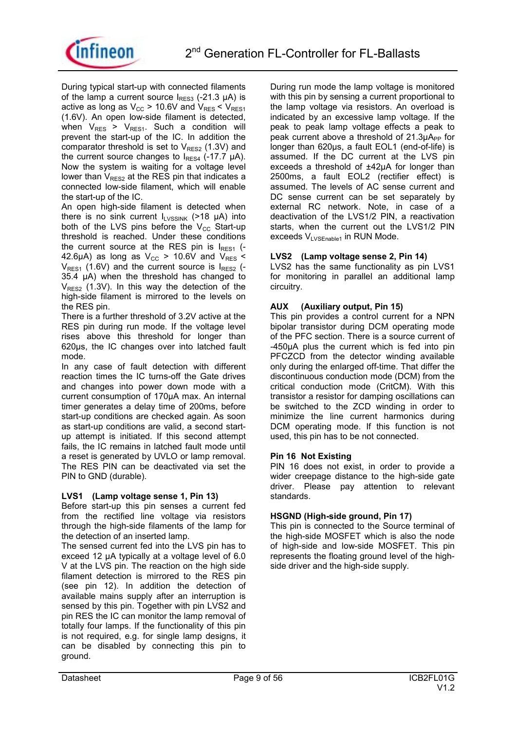During typical start-up with connected filaments of the lamp a current source $I_{RES3}$ (-21.3 µA) is active as long as $V_{CC}$ > 10.6V and $V_{RES}$ < $V_{RES1}$ (1.6V). An open low-side filament is detected, when $V_{RES}$ > $V_{RES1}$. Such a condition will prevent the start-up of the IC. In addition the comparator threshold is set to $V_{RES2}$ (1.3V) and the current source changes to $I_{RES4}$ (-17.7 µA). Now the system is waiting for a voltage level lower than $V_{RES2}$ at the RES pin that indicates a connected low-side filament, which will enable the start-up of the IC.

An open high-side filament is detected when there is no sink current $I_{LVSSINK}$ (>18 µA) into both of the LVS pins before the $V_{CC}$ Start-up threshold is reached. Under these conditions the current source at the RES pin is $I_{RES1}$ (-42.6µA) as long as $V_{CC}$ > 10.6V and $V_{RES}$ < $V_{RES1}$ (1.6V) and the current source is $I_{RES2}$ (-35.4 µA) when the threshold has changed to $V_{RES2}$ (1.3V). In this way the detection of the high-side filament is mirrored to the levels on the RES pin.

There is a further threshold of 3.2V active at the RES pin during run mode. If the voltage level rises above this threshold for longer than 620µs, the IC changes over into latched fault mode.

In any case of fault detection with different reaction times the IC turns-off the Gate drives and changes into power down mode with a current consumption of 170µA max. An internal timer generates a delay time of 200ms, before start-up conditions are checked again. As soon as start-up conditions are valid, a second start-up attempt is initiated. If this second attempt fails, the IC remains in latched fault mode until a reset is generated by UVLO or lamp removal. The RES PIN can be deactivated via set the PIN to GND (durable).

### LVS1 (Lamp voltage sense 1, Pin 13)

Before start-up this pin senses a current fed from the rectified line voltage via resistors through the high-side filaments of the lamp for the detection of an inserted lamp.

The sensed current fed into the LVS pin has to exceed 12 µA typically at a voltage level of 6.0 V at the LVS pin. The reaction on the high side filament detection is mirrored to the RES pin (see pin 12). In addition the detection of available mains supply after an interruption is sensed by this pin. Together with pin LVS2 and pin RES the IC can monitor the lamp removal of totally four lamps. If the functionality of this pin is not required, e.g. for single lamp designs, it can be disabled by connecting this pin to ground.

During run mode the lamp voltage is monitored with this pin by sensing a current proportional to the lamp voltage via resistors. An overload is indicated by an excessive lamp voltage. If the peak to peak lamp voltage effects a peak to peak current above a threshold of 21.3µA$_{PP}$ for longer than 620µs, a fault EOL1 (end-of-life) is assumed. If the DC current at the LVS pin exceeds a threshold of ±42µA for longer than 2500ms, a fault EOL2 (rectifier effect) is assumed. The levels of AC sense current and DC sense current can be set separately by external RC network. Note, in case of a deactivation of the LVS1/2 PIN, a reactivation starts, when the current out the LVS1/2 PIN exceeds $V_{LVSEnable1}$ in RUN Mode.

### LVS2 (Lamp voltage sense 2, Pin 14)

LVS2 has the same functionality as pin LVS1 for monitoring in parallel an additional lamp circuitry.

### AUX (Auxiliary output, Pin 15)

This pin provides a control current for a NPN bipolar transistor during DCM operating mode of the PFC section. There is a source current of -450µA plus the current which is fed into pin PFCZCD from the detector winding available only during the enlarged off-time. That differ the discontinuous conduction mode (DCM) from the critical conduction mode (CritCM). With this transistor a resistor for damping oscillations can be switched to the ZCD winding in order to minimize the line current harmonics during DCM operating mode. If this function is not used, this pin has to be not connected.

### Pin 16 Not Existing

PIN 16 does not exist, in order to provide a wider creepage distance to the high-side gate driver. Please pay attention to relevant standards.

### HSGND (High-side ground, Pin 17)

This pin is connected to the Source terminal of the high-side MOSFET which is also the node of high-side and low-side MOSFET. This pin represents the floating ground level of the high-side driver and the high-side supply.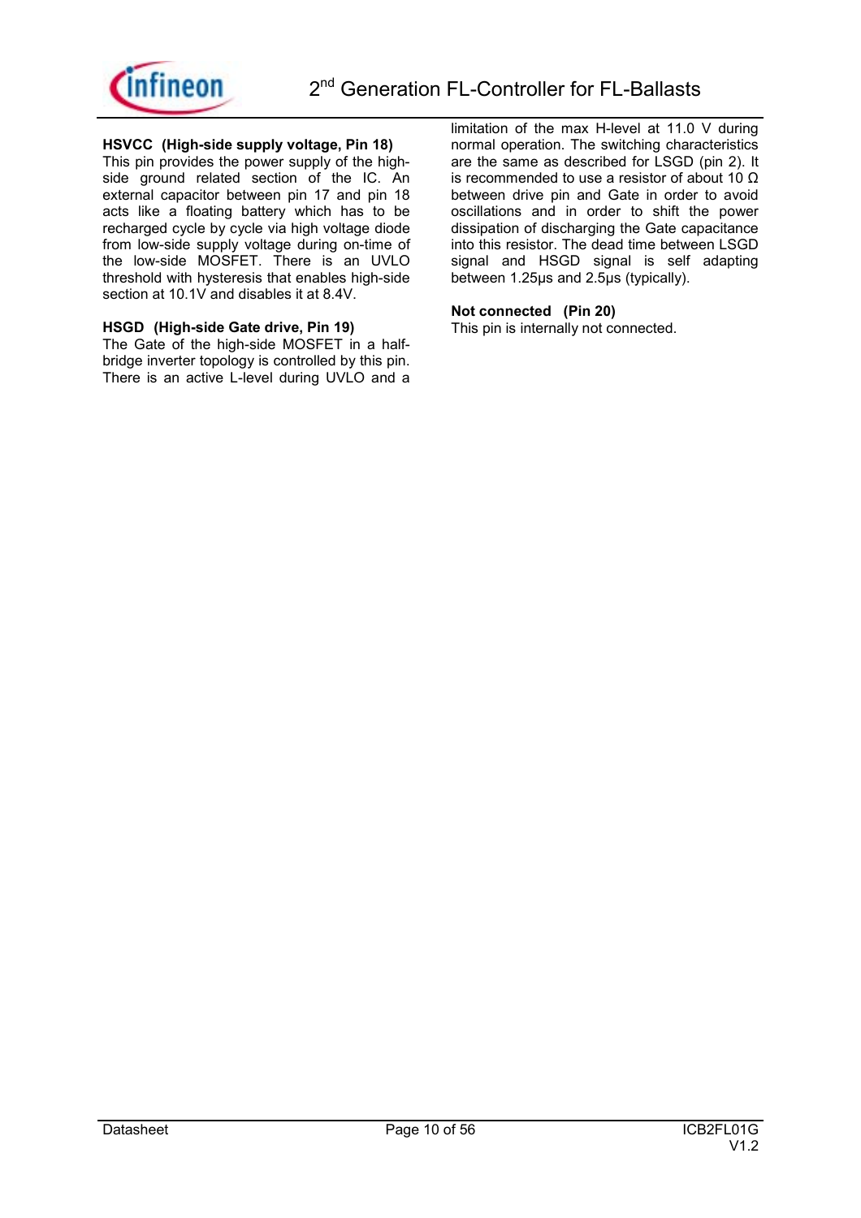**HSVCC (High-side supply voltage, Pin 18)**

This pin provides the power supply of the high-side ground related section of the IC. An external capacitor between pin 17 and pin 18 acts like a floating battery which has to be recharged cycle by cycle via high voltage diode from low-side supply voltage during on-time of the low-side MOSFET. There is an UVLO threshold with hysteresis that enables high-side section at 10.1V and disables it at 8.4V.

**HSGD (High-side Gate drive, Pin 19)**

The Gate of the high-side MOSFET in a half-bridge inverter topology is controlled by this pin. There is an active L-level during UVLO and a limitation of the max H-level at 11.0 V during normal operation. The switching characteristics are the same as described for LSGD (pin 2). It is recommended to use a resistor of about 10 Ω between drive pin and Gate in order to avoid oscillations and in order to shift the power dissipation of discharging the Gate capacitance into this resistor. The dead time between LSGD signal and HSGD signal is self adapting between 1.25µs and 2.5µs (typically).

**Not connected (Pin 20)**

This pin is internally not connected.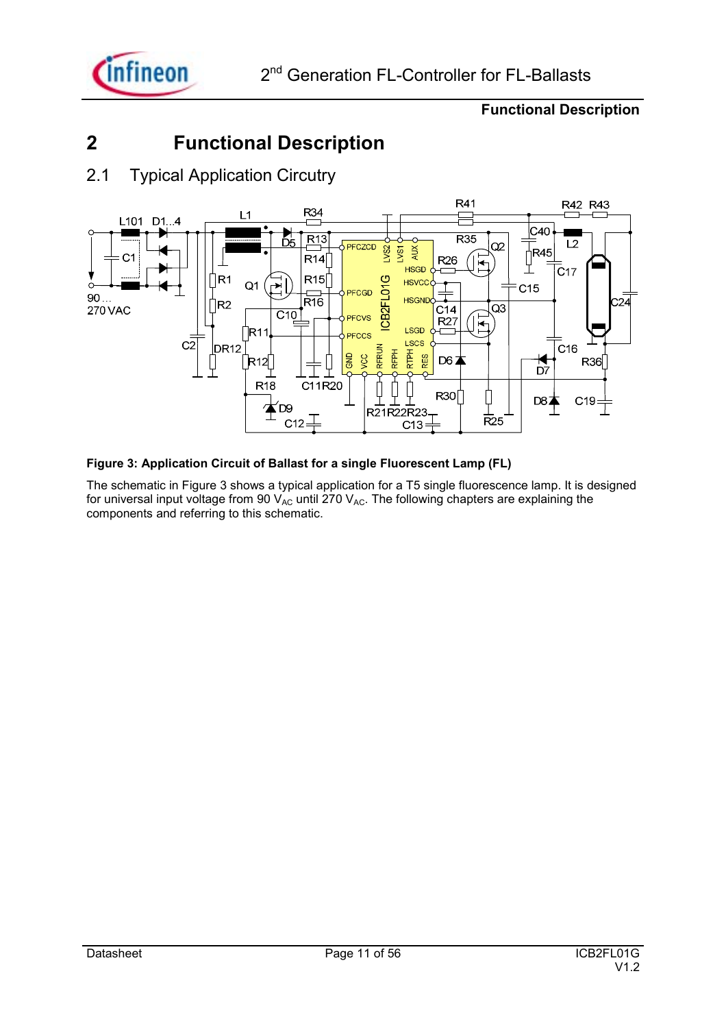# 2 Functional Description

## 2.1 Typical Application Circutry

**Figure 3: Application Circuit of Ballast for a single Fluorescent Lamp (FL)**

The schematic in Figure 3 shows a typical application for a T5 single fluorescence lamp. It is designed for universal input voltage from 90 $V_{AC}$ until 270 $V_{AC}$. The following chapters are explaining the components and referring to this schematic.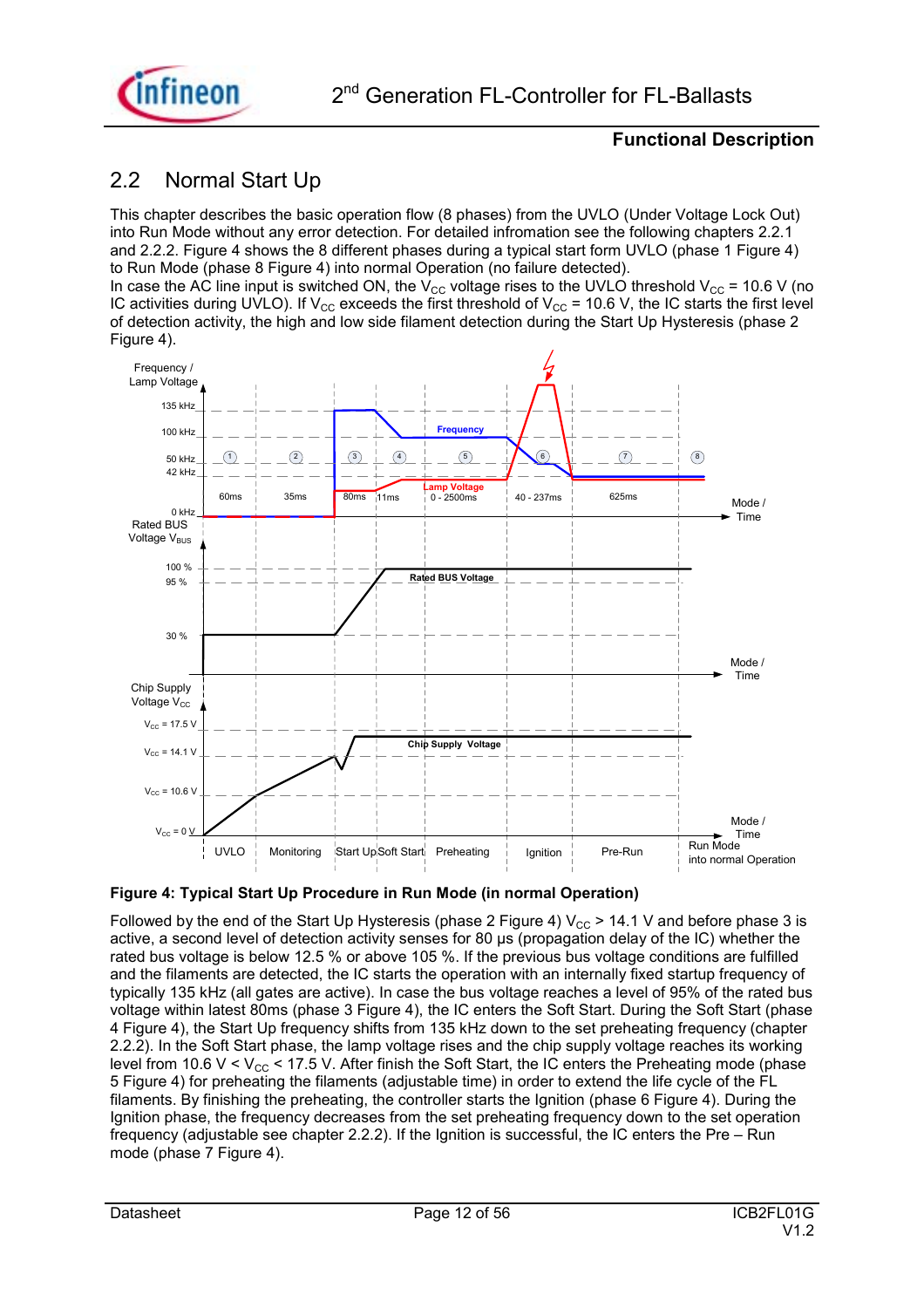## 2.2 Normal Start Up

This chapter describes the basic operation flow (8 phases) from the UVLO (Under Voltage Lock Out) into Run Mode without any error detection. For detailed infromation see the following chapters 2.2.1 and 2.2.2. Figure 4 shows the 8 different phases during a typical start form UVLO (phase 1 Figure 4) to Run Mode (phase 8 Figure 4) into normal Operation (no failure detected).
In case the AC line input is switched ON, the $V_{CC}$ voltage rises to the UVLO threshold $V_{CC}$ = 10.6 V (no IC activities during UVLO). If $V_{CC}$ exceeds the first threshold of $V_{CC}$ = 10.6 V, the IC starts the first level of detection activity, the high and low side filament detection during the Start Up Hysteresis (phase 2 Figure 4).

**Figure 4: Typical Start Up Procedure in Run Mode (in normal Operation)**

Followed by the end of the Start Up Hysteresis (phase 2 Figure 4) $V_{CC}$ > 14.1 V and before phase 3 is active, a second level of detection activity senses for 80 µs (propagation delay of the IC) whether the rated bus voltage is below 12.5 % or above 105 %. If the previous bus voltage conditions are fulfilled and the filaments are detected, the IC starts the operation with an internally fixed startup frequency of typically 135 kHz (all gates are active). In case the bus voltage reaches a level of 95% of the rated bus voltage within latest 80ms (phase 3 Figure 4), the IC enters the Soft Start. During the Soft Start (phase 4 Figure 4), the Start Up frequency shifts from 135 kHz down to the set preheating frequency (chapter 2.2.2). In the Soft Start phase, the lamp voltage rises and the chip supply voltage reaches its working level from 10.6 V < $V_{CC}$ < 17.5 V. After finish the Soft Start, the IC enters the Preheating mode (phase 5 Figure 4) for preheating the filaments (adjustable time) in order to extend the life cycle of the FL filaments. By finishing the preheating, the controller starts the Ignition (phase 6 Figure 4). During the Ignition phase, the frequency decreases from the set preheating frequency down to the set operation frequency (adjustable see chapter 2.2.2). If the Ignition is successful, the IC enters the Pre – Run mode (phase 7 Figure 4).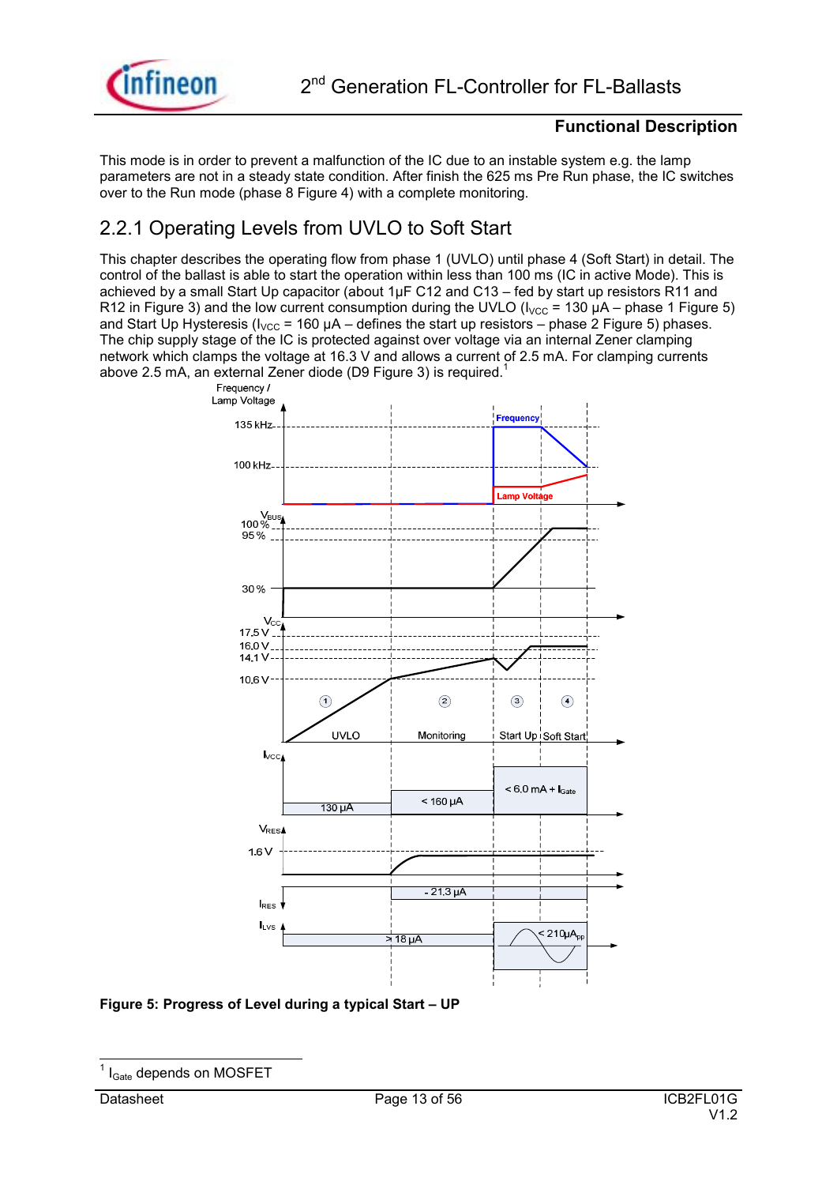This mode is in order to prevent a malfunction of the IC due to an instable system e.g. the lamp parameters are not in a steady state condition. After finish the 625 ms Pre Run phase, the IC switches over to the Run mode (phase 8 Figure 4) with a complete monitoring.

## 2.2.1 Operating Levels from UVLO to Soft Start

This chapter describes the operating flow from phase 1 (UVLO) until phase 4 (Soft Start) in detail. The control of the ballast is able to start the operation within less than 100 ms (IC in active Mode). This is achieved by a small Start Up capacitor (about 1µF C12 and C13 – fed by start up resistors R11 and R12 in Figure 3) and the low current consumption during the UVLO ($I_{VCC}$ = 130 µA – phase 1 Figure 5) and Start Up Hysteresis ($I_{VCC}$ = 160 µA – defines the start up resistors – phase 2 Figure 5) phases. The chip supply stage of the IC is protected against over voltage via an internal Zener clamping network which clamps the voltage at 16.3 V and allows a current of 2.5 mA. For clamping currents above 2.5 mA, an external Zener diode (D9 Figure 3) is required.[1]

**Figure 5: Progress of Level during a typical Start – UP**

[1] $I_{Gate}$ depends on MOSFET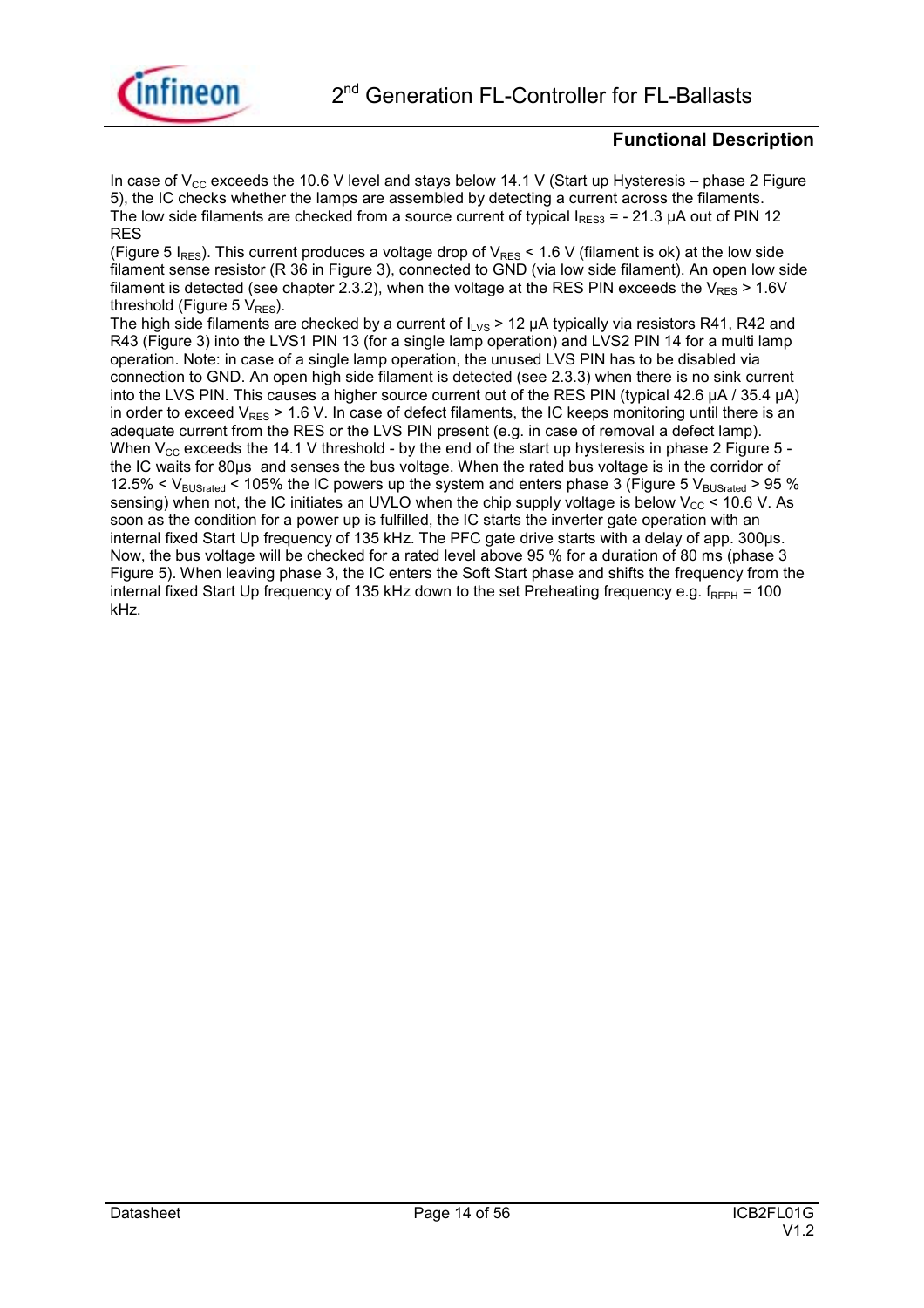In case of $V_{CC}$ exceeds the 10.6 V level and stays below 14.1 V (Start up Hysteresis – phase 2 Figure 5), the IC checks whether the lamps are assembled by detecting a current across the filaments.
The low side filaments are checked from a source current of typical $I_{RES3}$ = - 21.3 µA out of PIN 12 RES
(Figure 5 $I_{RES}$). This current produces a voltage drop of $V_{RES}$ < 1.6 V (filament is ok) at the low side filament sense resistor (R 36 in Figure 3), connected to GND (via low side filament). An open low side filament is detected (see chapter 2.3.2), when the voltage at the RES PIN exceeds the $V_{RES}$ > 1.6V threshold (Figure 5 $V_{RES}$).
The high side filaments are checked by a current of $I_{LVS}$ > 12 µA typically via resistors R41, R42 and R43 (Figure 3) into the LVS1 PIN 13 (for a single lamp operation) and LVS2 PIN 14 for a multi lamp operation. Note: in case of a single lamp operation, the unused LVS PIN has to be disabled via connection to GND. An open high side filament is detected (see 2.3.3) when there is no sink current into the LVS PIN. This causes a higher source current out of the RES PIN (typical 42.6 µA / 35.4 µA) in order to exceed $V_{RES}$ > 1.6 V. In case of defect filaments, the IC keeps monitoring until there is an adequate current from the RES or the LVS PIN present (e.g. in case of removal a defect lamp).
When $V_{CC}$ exceeds the 14.1 V threshold - by the end of the start up hysteresis in phase 2 Figure 5 - the IC waits for 80µs and senses the bus voltage. When the rated bus voltage is in the corridor of 12.5% < $V_{BUSrated}$ < 105% the IC powers up the system and enters phase 3 (Figure 5 $V_{BUSrated}$ > 95 % sensing) when not, the IC initiates an UVLO when the chip supply voltage is below $V_{CC}$ < 10.6 V. As soon as the condition for a power up is fulfilled, the IC starts the inverter gate operation with an internal fixed Start Up frequency of 135 kHz. The PFC gate drive starts with a delay of app. 300µs. Now, the bus voltage will be checked for a rated level above 95 % for a duration of 80 ms (phase 3 Figure 5). When leaving phase 3, the IC enters the Soft Start phase and shifts the frequency from the internal fixed Start Up frequency of 135 kHz down to the set Preheating frequency e.g. $f_{RFPH}$ = 100 kHz.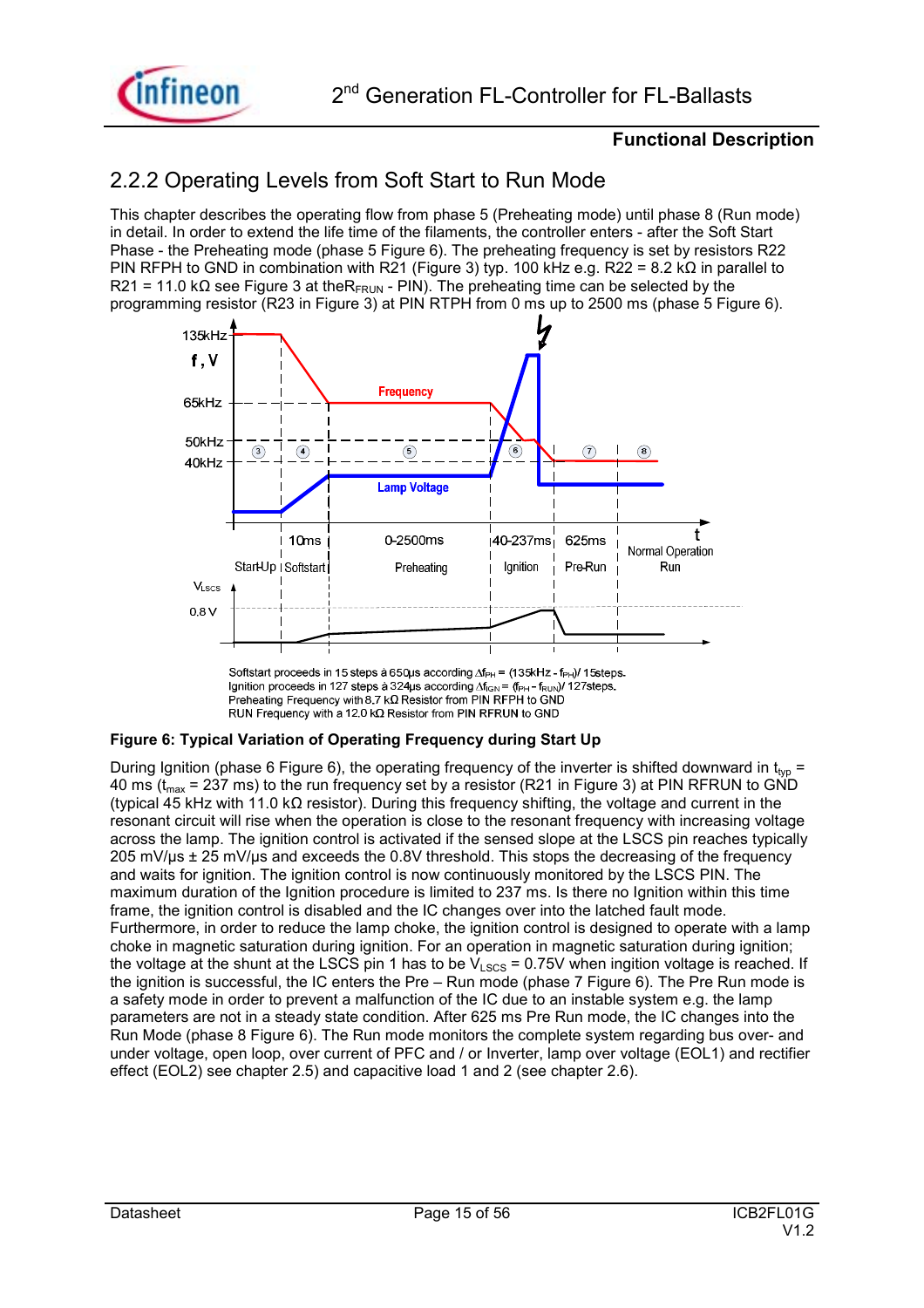## 2.2.2 Operating Levels from Soft Start to Run Mode

This chapter describes the operating flow from phase 5 (Preheating mode) until phase 8 (Run mode) in detail. In order to extend the life time of the filaments, the controller enters - after the Soft Start Phase - the Preheating mode (phase 5 Figure 6). The preheating frequency is set by resistors R22 PIN RFPH to GND in combination with R21 (Figure 3) typ. 100 kHz e.g. R22 = 8.2 kΩ in parallel to R21 = 11.0 kΩ see Figure 3 at the$R_{FRUN}$ - PIN). The preheating time can be selected by the programming resistor (R23 in Figure 3) at PIN RTPH from 0 ms up to 2500 ms (phase 5 Figure 6).

Softstart proceeds in 15 steps à 650µs according $\Delta f_{PH} = (135kHz - f_{PH})/15steps$.
Ignition proceeds in 127 steps à 324µs according $\Delta f_{IGN} = (f_{PH} - f_{RUN})/127steps$.
Preheating Frequency with 8.7 kΩ Resistor from PIN RFPH to GND
RUN Frequency with a 12.0 kΩ Resistor from PIN RFRUN to GND

**Figure 6: Typical Variation of Operating Frequency during Start Up**

During Ignition (phase 6 Figure 6), the operating frequency of the inverter is shifted downward in $t_{typ}$ = 40 ms ($t_{max}$ = 237 ms) to the run frequency set by a resistor (R21 in Figure 3) at PIN RFRUN to GND (typical 45 kHz with 11.0 kΩ resistor). During this frequency shifting, the voltage and current in the resonant circuit will rise when the operation is close to the resonant frequency with increasing voltage across the lamp. The ignition control is activated if the sensed slope at the LSCS pin reaches typically 205 mV/µs ± 25 mV/µs and exceeds the 0.8V threshold. This stops the decreasing of the frequency and waits for ignition. The ignition control is now continuously monitored by the LSCS PIN. The maximum duration of the Ignition procedure is limited to 237 ms. Is there no Ignition within this time frame, the ignition control is disabled and the IC changes over into the latched fault mode. Furthermore, in order to reduce the lamp choke, the ignition control is designed to operate with a lamp choke in magnetic saturation during ignition. For an operation in magnetic saturation during ignition; the voltage at the shunt at the LSCS pin 1 has to be $V_{LSCS}$ = 0.75V when ingition voltage is reached. If the ignition is successful, the IC enters the Pre – Run mode (phase 7 Figure 6). The Pre Run mode is a safety mode in order to prevent a malfunction of the IC due to an instable system e.g. the lamp parameters are not in a steady state condition. After 625 ms Pre Run mode, the IC changes into the Run Mode (phase 8 Figure 6). The Run mode monitors the complete system regarding bus over- and under voltage, open loop, over current of PFC and / or Inverter, lamp over voltage (EOL1) and rectifier effect (EOL2) see chapter 2.5) and capacitive load 1 and 2 (see chapter 2.6).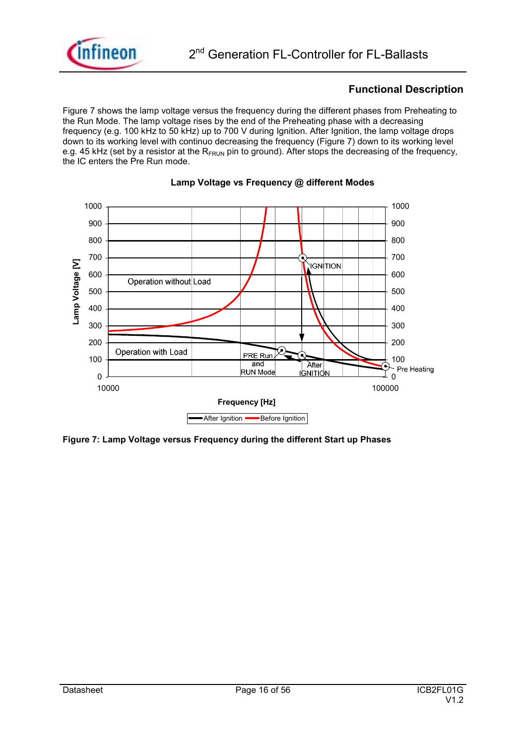## Functional Description

Figure 7 shows the lamp voltage versus the frequency during the different phases from Preheating to the Run Mode. The lamp voltage rises by the end of the Preheating phase with a decreasing frequency (e.g. 100 kHz to 50 kHz) up to 700 V during Ignition. After Ignition, the lamp voltage drops down to its working level with continuo decreasing the frequency (Figure 7) down to its working level e.g. 45 kHz (set by a resistor at the $R_{FRUN}$ pin to ground). After stops the decreasing of the frequency, the IC enters the Pre Run mode.

**Figure 7: Lamp Voltage versus Frequency during the different Start up Phases**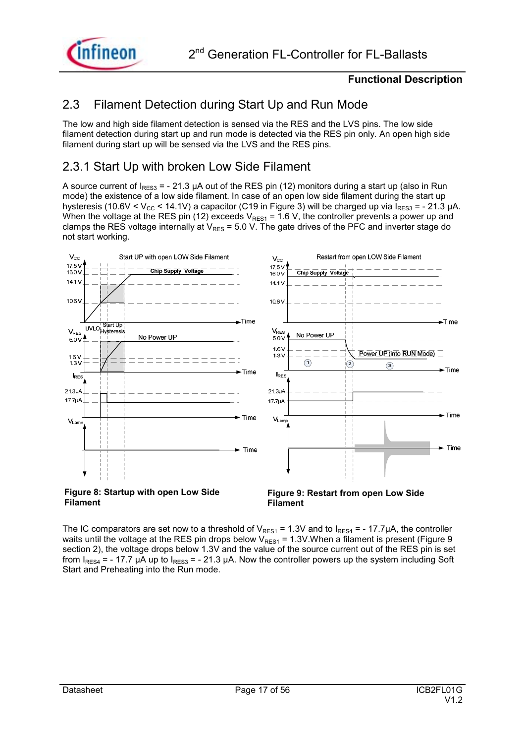## 2.3 Filament Detection during Start Up and Run Mode

The low and high side filament detection is sensed via the RES and the LVS pins. The low side filament detection during start up and run mode is detected via the RES pin only. An open high side filament during start up will be sensed via the LVS and the RES pins.

### 2.3.1 Start Up with broken Low Side Filament

A source current of $I_{RES3}$ = - 21.3 µA out of the RES pin (12) monitors during a start up (also in Run mode) the existence of a low side filament. In case of an open low side filament during the start up hysteresis (10.6V < $V_{CC}$ < 14.1V) a capacitor (C19 in Figure 3) will be charged up via $I_{RES3}$ = - 21.3 µA. When the voltage at the RES pin (12) exceeds $V_{RES1}$ = 1.6 V, the controller prevents a power up and clamps the RES voltage internally at $V_{RES}$ = 5.0 V. The gate drives of the PFC and inverter stage do not start working.

**Figure 8: Startup with open Low Side Filament**

**Figure 9: Restart from open Low Side Filament**

The IC comparators are set now to a threshold of $V_{RES1}$ = 1.3V and to $I_{RES4}$ = - 17.7µA, the controller waits until the voltage at the RES pin drops below $V_{RES1}$ = 1.3V.When a filament is present (Figure 9 section 2), the voltage drops below 1.3V and the value of the source current out of the RES pin is set from $I_{RES4}$ = - 17.7 µA up to $I_{RES3}$ = - 21.3 µA. Now the controller powers up the system including Soft Start and Preheating into the Run mode.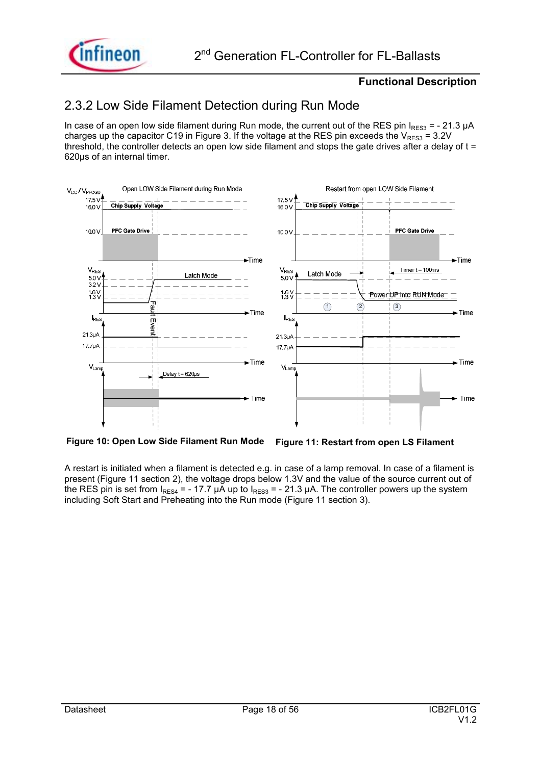## 2.3.2 Low Side Filament Detection during Run Mode

In case of an open low side filament during Run mode, the current out of the RES pin $I_{RES3}$ = - 21.3 µA charges up the capacitor C19 in Figure 3. If the voltage at the RES pin exceeds the $V_{RES3}$ = 3.2V threshold, the controller detects an open low side filament and stops the gate drives after a delay of t = 620µs of an internal timer.

Figure 10: Open Low Side Filament Run Mode

Figure 11: Restart from open LS Filament

A restart is initiated when a filament is detected e.g. in case of a lamp removal. In case of a filament is present (Figure 11 section 2), the voltage drops below 1.3V and the value of the source current out of the RES pin is set from $I_{RES4}$ = - 17.7 µA up to $I_{RES3}$ = - 21.3 µA. The controller powers up the system including Soft Start and Preheating into the Run mode (Figure 11 section 3).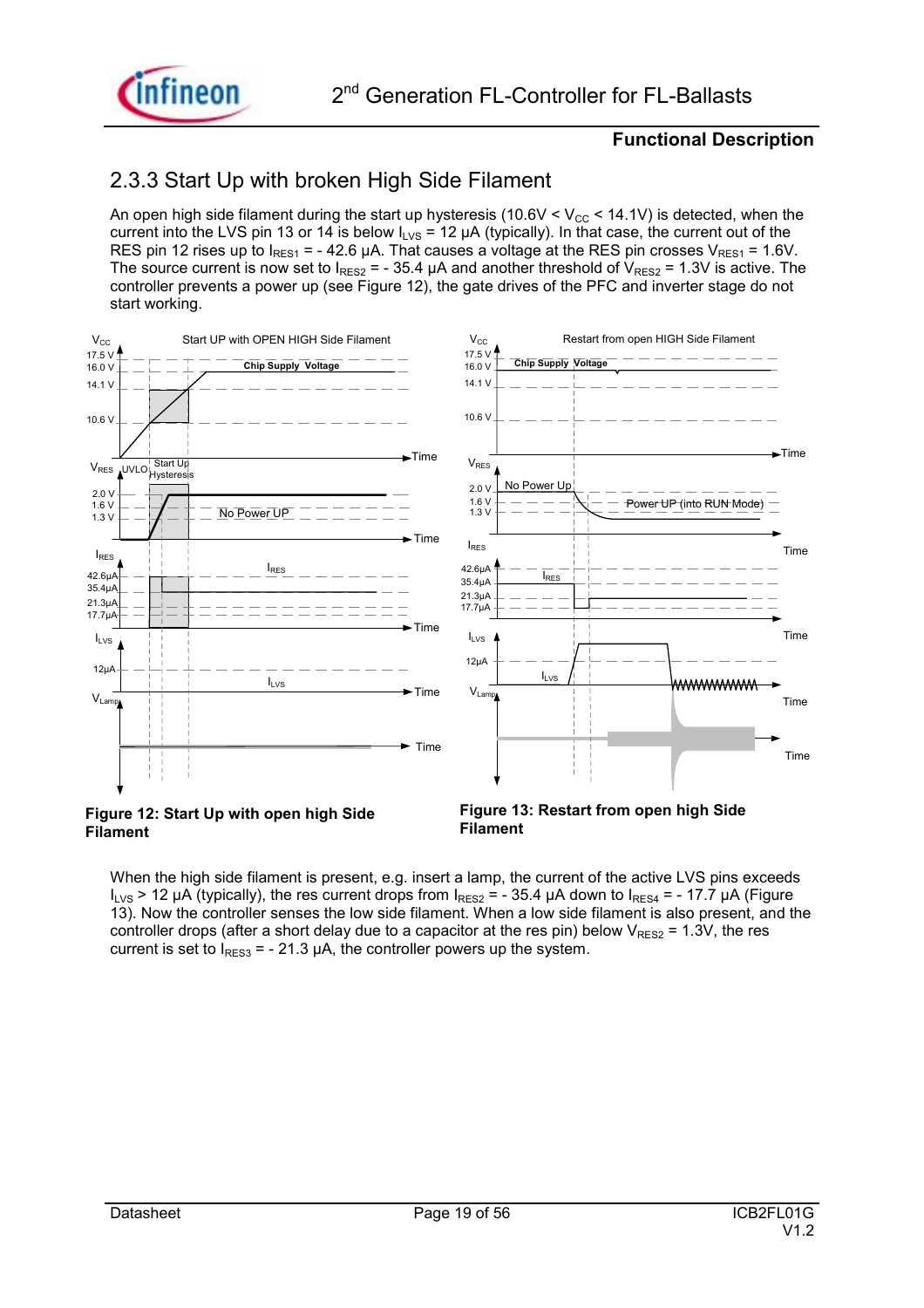## 2.3.3 Start Up with broken High Side Filament

An open high side filament during the start up hysteresis (10.6V < $V_{CC}$ < 14.1V) is detected, when the current into the LVS pin 13 or 14 is below $I_{LVS}$ = 12 µA (typically). In that case, the current out of the RES pin 12 rises up to $I_{RES1}$ = - 42.6 µA. That causes a voltage at the RES pin crosses $V_{RES1}$ = 1.6V. The source current is now set to $I_{RES2}$ = - 35.4 µA and another threshold of $V_{RES2}$ = 1.3V is active. The controller prevents a power up (see Figure 12), the gate drives of the PFC and inverter stage do not start working.

**Figure 12: Start Up with open high Side Filament**

**Figure 13: Restart from open high Side Filament**

When the high side filament is present, e.g. insert a lamp, the current of the active LVS pins exceeds $I_{LVS}$ > 12 µA (typically), the res current drops from $I_{RES2}$ = - 35.4 µA down to $I_{RES4}$ = - 17.7 µA (Figure 13). Now the controller senses the low side filament. When a low side filament is also present, and the controller drops (after a short delay due to a capacitor at the res pin) below $V_{RES2}$ = 1.3V, the res current is set to $I_{RES3}$ = - 21.3 µA, the controller powers up the system.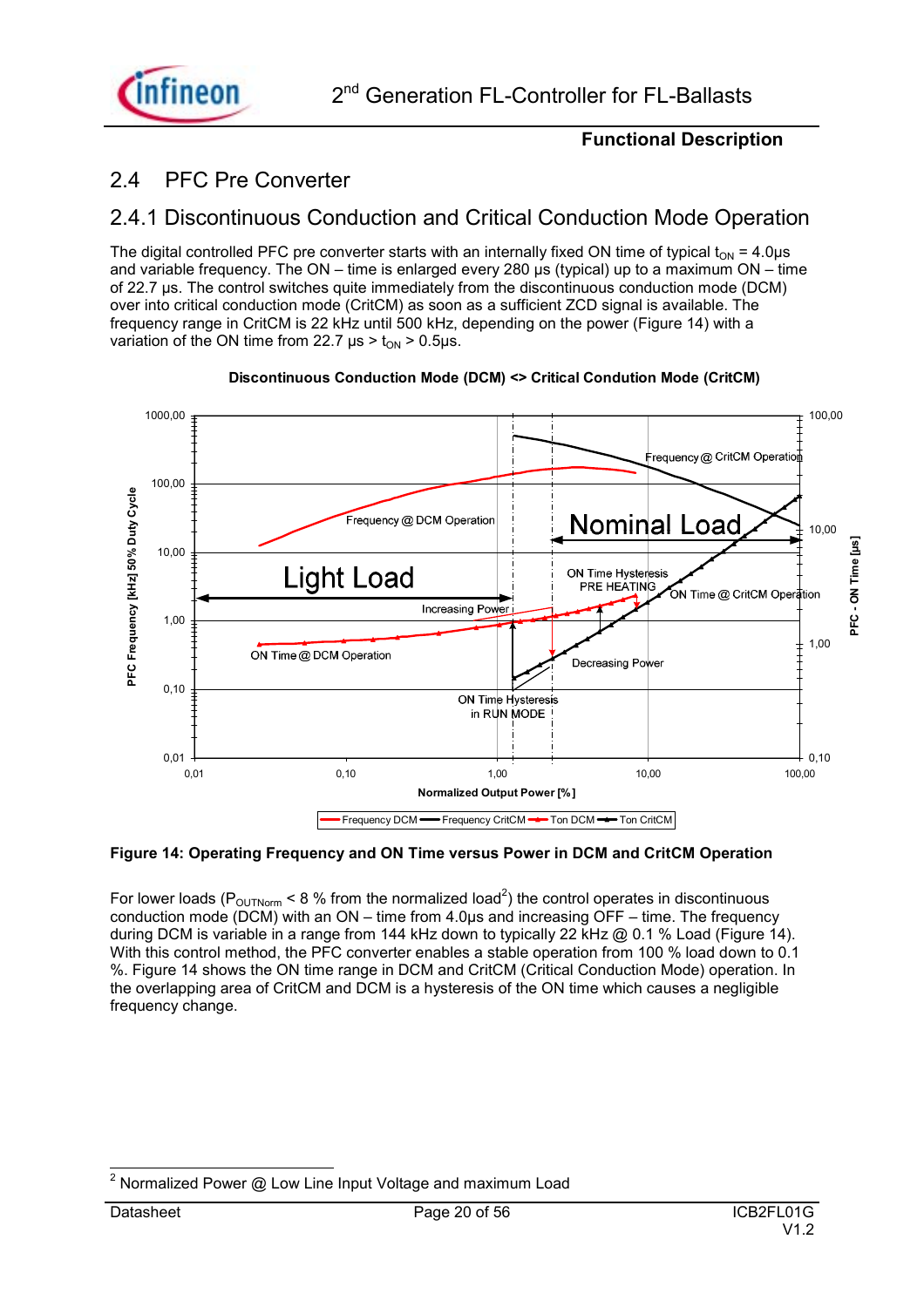## 2.4 PFC Pre Converter

### 2.4.1 Discontinuous Conduction and Critical Conduction Mode Operation

The digital controlled PFC pre converter starts with an internally fixed ON time of typical $t_{ON}$ = 4.0µs and variable frequency. The ON – time is enlarged every 280 µs (typical) up to a maximum ON – time of 22.7 µs. The control switches quite immediately from the discontinuous conduction mode (DCM) over into critical conduction mode (CritCM) as soon as a sufficient ZCD signal is available. The frequency range in CritCM is 22 kHz until 500 kHz, depending on the power (Figure 14) with a variation of the ON time from 22.7 µs > $t_{ON}$ > 0.5µs.

**Discontinuous Conduction Mode (DCM) <> Critical Condution Mode (CritCM)**

**Figure 14: Operating Frequency and ON Time versus Power in DCM and CritCM Operation**

For lower loads ($P_{OUTNorm}$ < 8 % from the normalized load[2]) the control operates in discontinuous conduction mode (DCM) with an ON – time from 4.0µs and increasing OFF – time. The frequency during DCM is variable in a range from 144 kHz down to typically 22 kHz @ 0.1 % Load (Figure 14). With this control method, the PFC converter enables a stable operation from 100 % load down to 0.1 %. Figure 14 shows the ON time range in DCM and CritCM (Critical Conduction Mode) operation. In the overlapping area of CritCM and DCM is a hysteresis of the ON time which causes a negligible frequency change.

[2] Normalized Power @ Low Line Input Voltage and maximum Load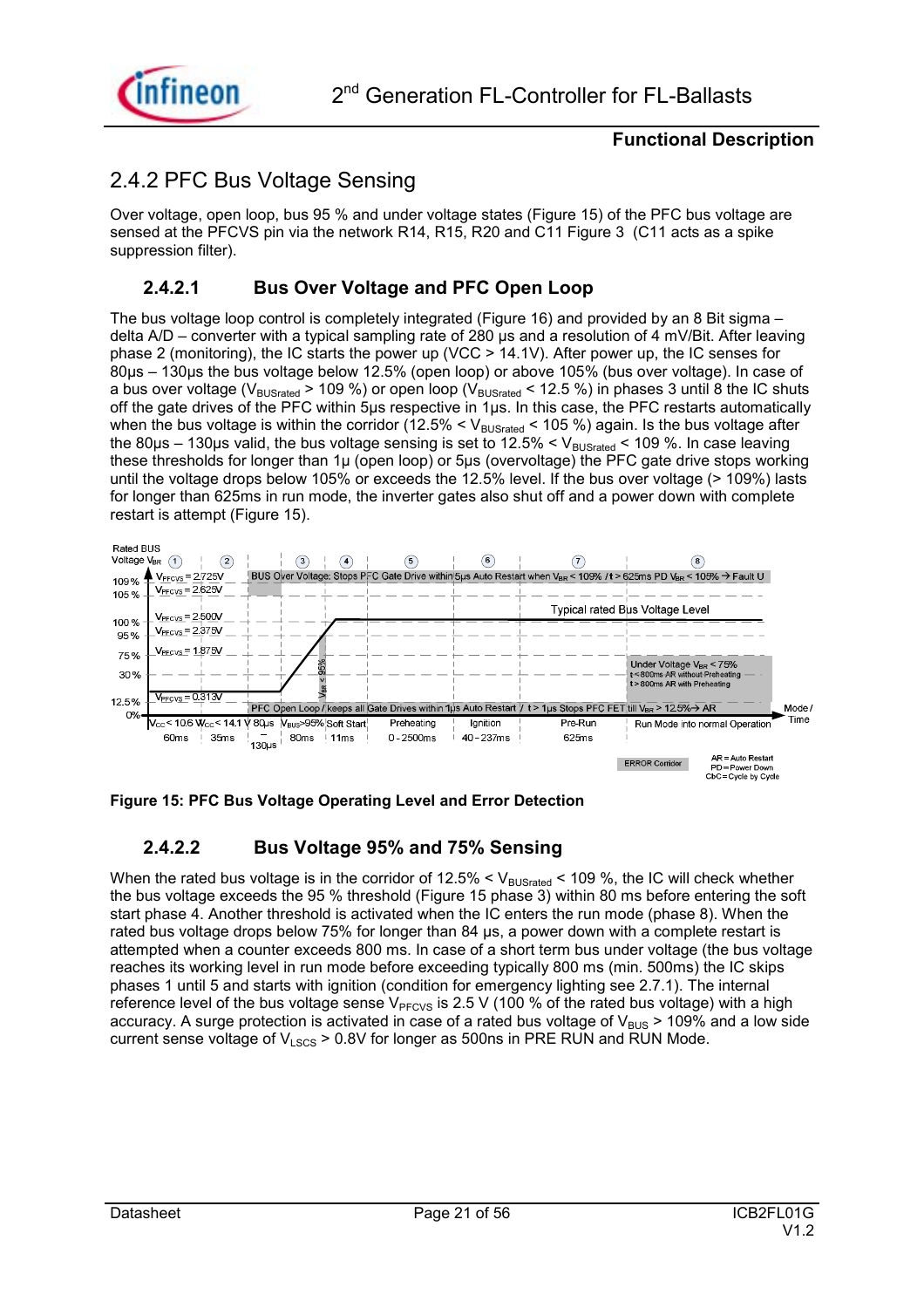## 2.4.2 PFC Bus Voltage Sensing

Over voltage, open loop, bus 95 % and under voltage states (Figure 15) of the PFC bus voltage are sensed at the PFCVS pin via the network R14, R15, R20 and C11 Figure 3 (C11 acts as a spike suppression filter).

### 2.4.2.1 Bus Over Voltage and PFC Open Loop

The bus voltage loop control is completely integrated (Figure 16) and provided by an 8 Bit sigma – delta A/D – converter with a typical sampling rate of 280 µs and a resolution of 4 mV/Bit. After leaving phase 2 (monitoring), the IC starts the power up (VCC > 14.1V). After power up, the IC senses for 80µs – 130µs the bus voltage below 12.5% (open loop) or above 105% (bus over voltage). In case of a bus over voltage ($V_{BUSrated}$ > 109 %) or open loop ($V_{BUSrated}$ < 12.5 %) in phases 3 until 8 the IC shuts off the gate drives of the PFC within 5µs respective in 1µs. In this case, the PFC restarts automatically when the bus voltage is within the corridor (12.5% < $V_{BUSrated}$ < 105 %) again. Is the bus voltage after the 80µs – 130µs valid, the bus voltage sensing is set to 12.5% < $V_{BUSrated}$ < 109 %. In case leaving these thresholds for longer than 1µ (open loop) or 5µs (overvoltage) the PFC gate drive stops working until the voltage drops below 105% or exceeds the 12.5% level. If the bus over voltage (> 109%) lasts for longer than 625ms in run mode, the inverter gates also shut off and a power down with complete restart is attempt (Figure 15).

Figure 15: PFC Bus Voltage Operating Level and Error Detection

### 2.4.2.2 Bus Voltage 95% and 75% Sensing

When the rated bus voltage is in the corridor of 12.5% < $V_{BUSrated}$ < 109 %, the IC will check whether the bus voltage exceeds the 95 % threshold (Figure 15 phase 3) within 80 ms before entering the soft start phase 4. Another threshold is activated when the IC enters the run mode (phase 8). When the rated bus voltage drops below 75% for longer than 84 µs, a power down with a complete restart is attempted when a counter exceeds 800 ms. In case of a short term bus under voltage (the bus voltage reaches its working level in run mode before exceeding typically 800 ms (min. 500ms) the IC skips phases 1 until 5 and starts with ignition (condition for emergency lighting see 2.7.1). The internal reference level of the bus voltage sense $V_{PFCVS}$ is 2.5 V (100 % of the rated bus voltage) with a high accuracy. A surge protection is activated in case of a rated bus voltage of $V_{BUS}$ > 109% and a low side current sense voltage of $V_{LSCS}$ > 0.8V for longer as 500ns in PRE RUN and RUN Mode.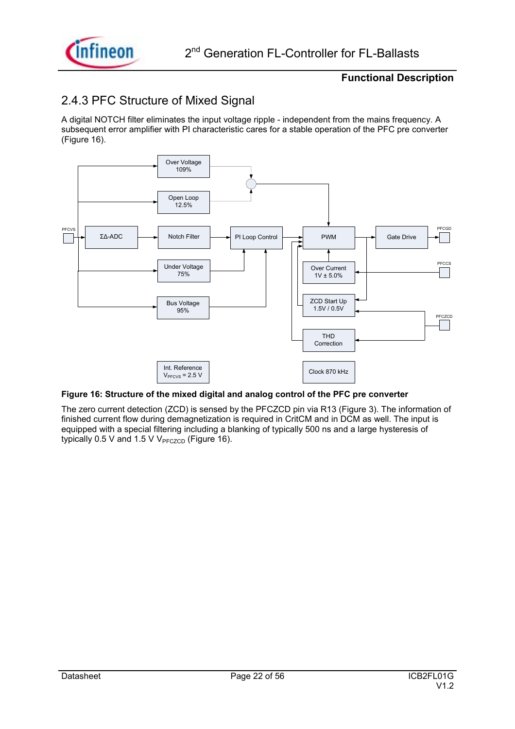## 2.4.3 PFC Structure of Mixed Signal

A digital NOTCH filter eliminates the input voltage ripple - independent from the mains frequency. A subsequent error amplifier with PI characteristic cares for a stable operation of the PFC pre converter (Figure 16).

**Figure 16: Structure of the mixed digital and analog control of the PFC pre converter**

The zero current detection (ZCD) is sensed by the PFCZCD pin via R13 (Figure 3). The information of finished current flow during demagnetization is required in CritCM and in DCM as well. The input is equipped with a special filtering including a blanking of typically 500 ns and a large hysteresis of typically 0.5 V and 1.5 V $V_{PFCZCD}$ (Figure 16).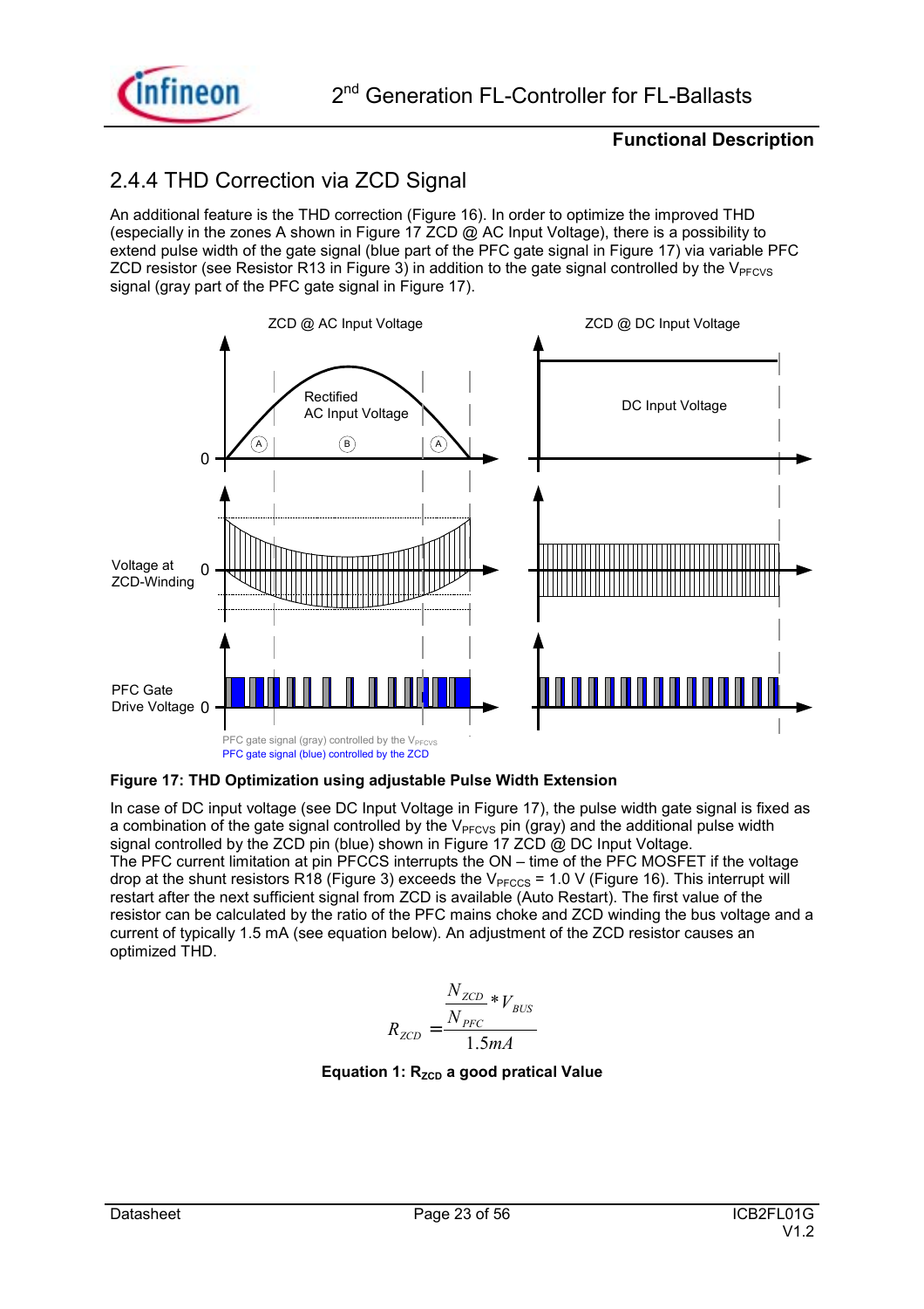## 2.4.4 THD Correction via ZCD Signal

An additional feature is the THD correction (Figure 16). In order to optimize the improved THD (especially in the zones A shown in Figure 17 ZCD @ AC Input Voltage), there is a possibility to extend pulse width of the gate signal (blue part of the PFC gate signal in Figure 17) via variable PFC ZCD resistor (see Resistor R13 in Figure 3) in addition to the gate signal controlled by the $V_{PFCVS}$ signal (gray part of the PFC gate signal in Figure 17).

**Figure 17: THD Optimization using adjustable Pulse Width Extension**

In case of DC input voltage (see DC Input Voltage in Figure 17), the pulse width gate signal is fixed as a combination of the gate signal controlled by the $V_{PFCVS}$ pin (gray) and the additional pulse width signal controlled by the ZCD pin (blue) shown in Figure 17 ZCD @ DC Input Voltage.
The PFC current limitation at pin PFCCS interrupts the ON – time of the PFC MOSFET if the voltage drop at the shunt resistors R18 (Figure 3) exceeds the $V_{PFCCS}$ = 1.0 V (Figure 16). This interrupt will restart after the next sufficient signal from ZCD is available (Auto Restart). The first value of the resistor can be calculated by the ratio of the PFC mains choke and ZCD winding the bus voltage and a current of typically 1.5 mA (see equation below). An adjustment of the ZCD resistor causes an optimized THD.

$$R_{ZCD} = \frac{\frac{N_{ZCD}}{N_{PFC}} * V_{BUS}}{1.5mA}$$

**Equation 1: $R_{ZCD}$ a good pratical Value**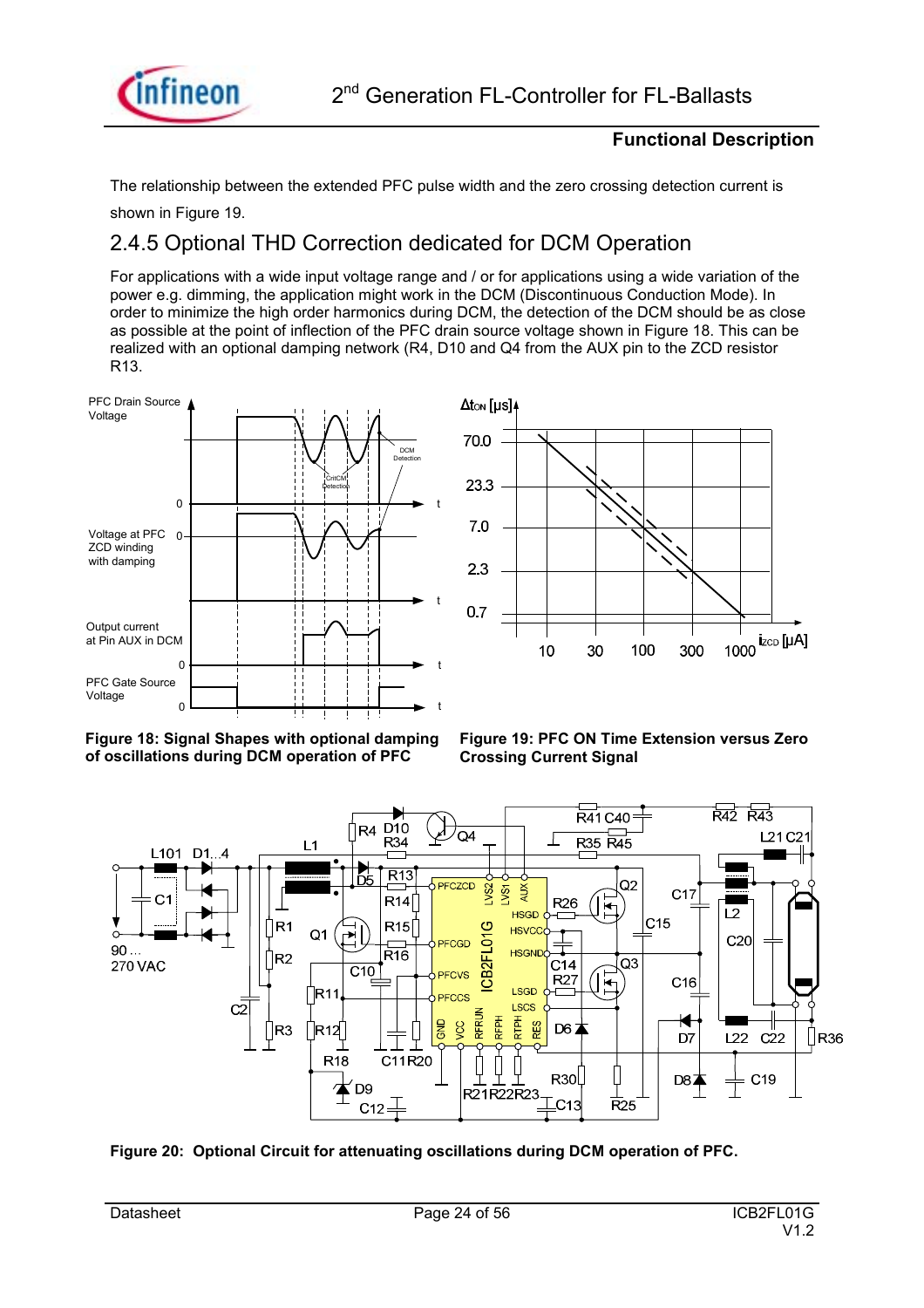The relationship between the extended PFC pulse width and the zero crossing detection current is shown in Figure 19.

## 2.4.5 Optional THD Correction dedicated for DCM Operation

For applications with a wide input voltage range and / or for applications using a wide variation of the power e.g. dimming, the application might work in the DCM (Discontinuous Conduction Mode). In order to minimize the high order harmonics during DCM, the detection of the DCM should be as close as possible at the point of inflection of the PFC drain source voltage shown in Figure 18. This can be realized with an optional damping network (R4, D10 and Q4 from the AUX pin to the ZCD resistor R13.

**Figure 18: Signal Shapes with optional damping of oscillations during DCM operation of PFC**

**Figure 19: PFC ON Time Extension versus Zero Crossing Current Signal**

**Figure 20: Optional Circuit for attenuating oscillations during DCM operation of PFC.**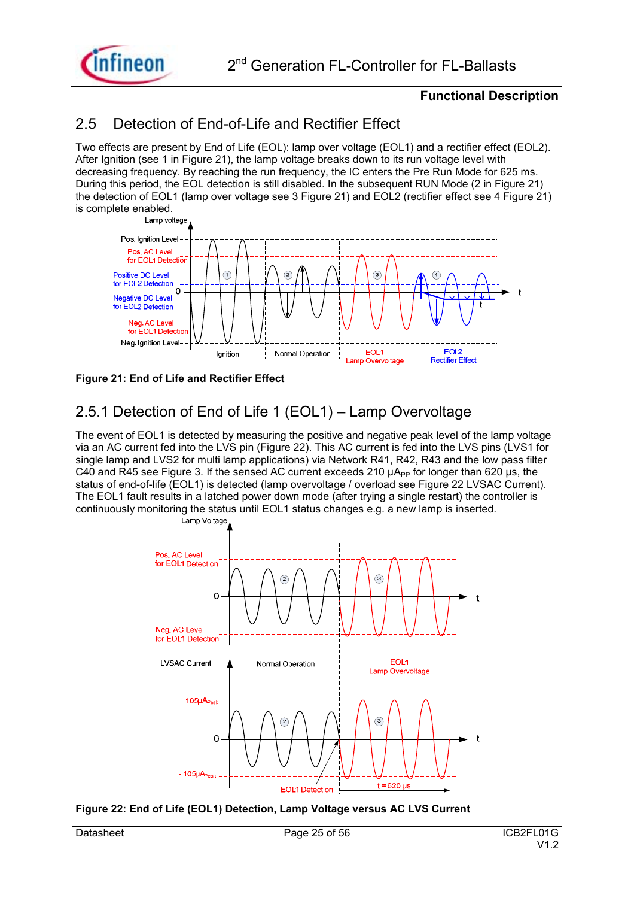## 2.5 Detection of End-of-Life and Rectifier Effect

Two effects are present by End of Life (EOL): lamp over voltage (EOL1) and a rectifier effect (EOL2). After Ignition (see 1 in Figure 21), the lamp voltage breaks down to its run voltage level with decreasing frequency. By reaching the run frequency, the IC enters the Pre Run Mode for 625 ms. During this period, the EOL detection is still disabled. In the subsequent RUN Mode (2 in Figure 21) the detection of EOL1 (lamp over voltage see 3 Figure 21) and EOL2 (rectifier effect see 4 Figure 21) is complete enabled.

**Figure 21: End of Life and Rectifier Effect**

## 2.5.1 Detection of End of Life 1 (EOL1) – Lamp Overvoltage

The event of EOL1 is detected by measuring the positive and negative peak level of the lamp voltage via an AC current fed into the LVS pin (Figure 22). This AC current is fed into the LVS pins (LVS1 for single lamp and LVS2 for multi lamp applications) via Network R41, R42, R43 and the low pass filter C40 and R45 see Figure 3. If the sensed AC current exceeds 210 $\mu A_{PP}$ for longer than 620 µs, the status of end-of-life (EOL1) is detected (lamp overvoltage / overload see Figure 22 LVSAC Current). The EOL1 fault results in a latched power down mode (after trying a single restart) the controller is continuously monitoring the status until EOL1 status changes e.g. a new lamp is inserted.

**Figure 22: End of Life (EOL1) Detection, Lamp Voltage versus AC LVS Current**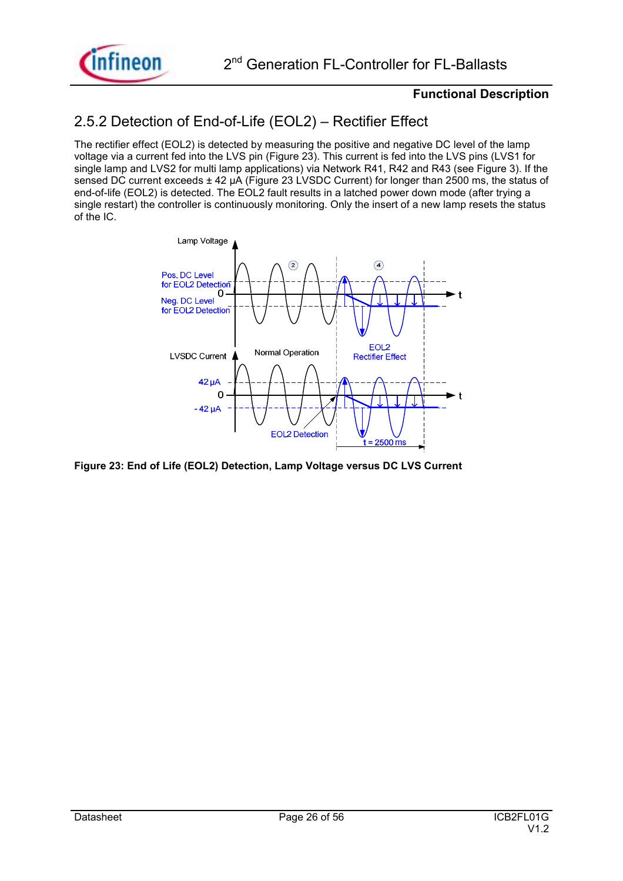## 2.5.2 Detection of End-of-Life (EOL2) – Rectifier Effect

The rectifier effect (EOL2) is detected by measuring the positive and negative DC level of the lamp voltage via a current fed into the LVS pin (Figure 23). This current is fed into the LVS pins (LVS1 for single lamp and LVS2 for multi lamp applications) via Network R41, R42 and R43 (see Figure 3). If the sensed DC current exceeds ± 42 µA (Figure 23 LVSDC Current) for longer than 2500 ms, the status of end-of-life (EOL2) is detected. The EOL2 fault results in a latched power down mode (after trying a single restart) the controller is continuously monitoring. Only the insert of a new lamp resets the status of the IC.

**Figure 23: End of Life (EOL2) Detection, Lamp Voltage versus DC LVS Current**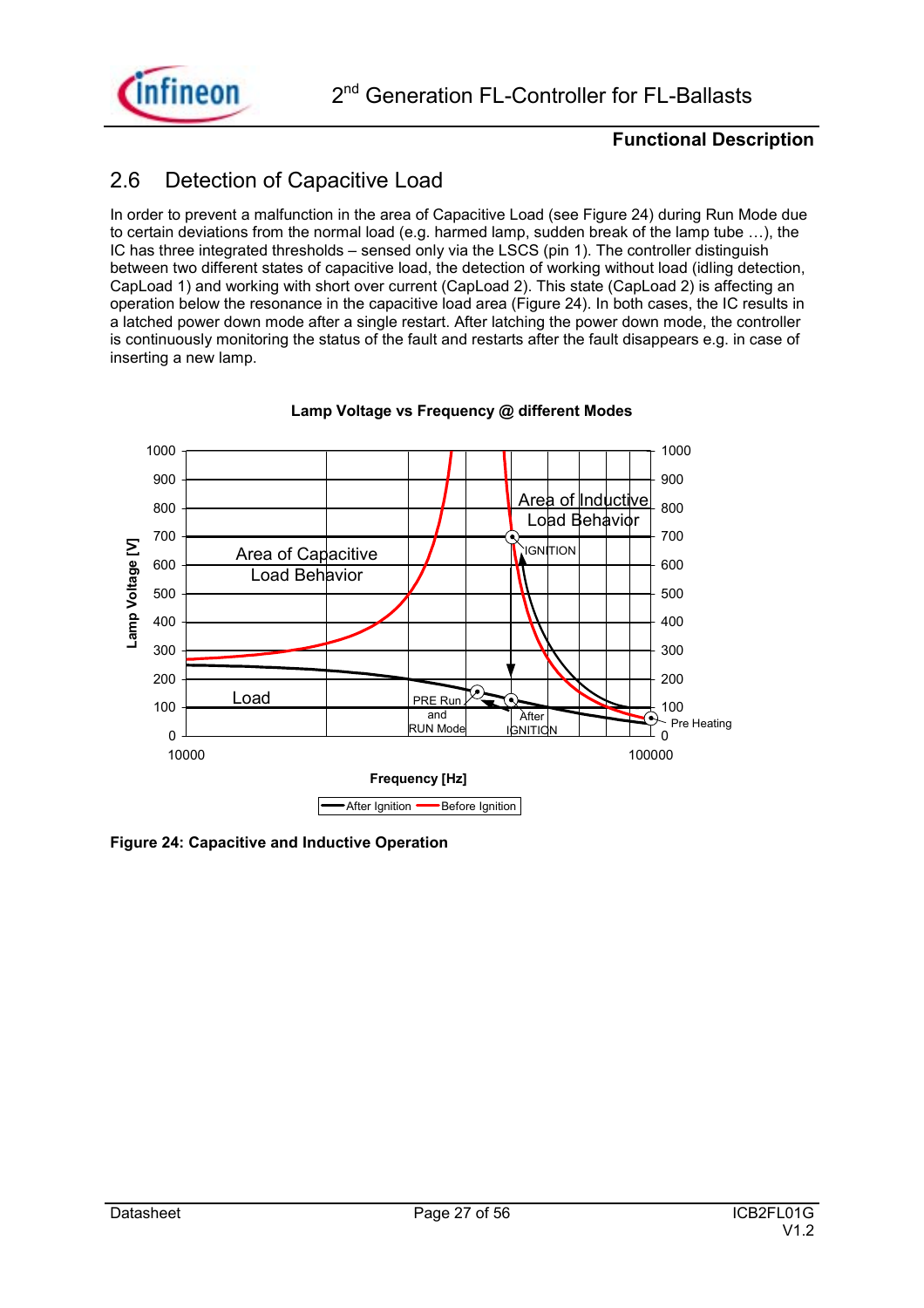## 2.6 Detection of Capacitive Load

In order to prevent a malfunction in the area of Capacitive Load (see Figure 24) during Run Mode due to certain deviations from the normal load (e.g. harmed lamp, sudden break of the lamp tube …), the IC has three integrated thresholds – sensed only via the LSCS (pin 1). The controller distinguish between two different states of capacitive load, the detection of working without load (idling detection, CapLoad 1) and working with short over current (CapLoad 2). This state (CapLoad 2) is affecting an operation below the resonance in the capacitive load area (Figure 24). In both cases, the IC results in a latched power down mode after a single restart. After latching the power down mode, the controller is continuously monitoring the status of the fault and restarts after the fault disappears e.g. in case of inserting a new lamp.

**Figure 24: Capacitive and Inductive Operation**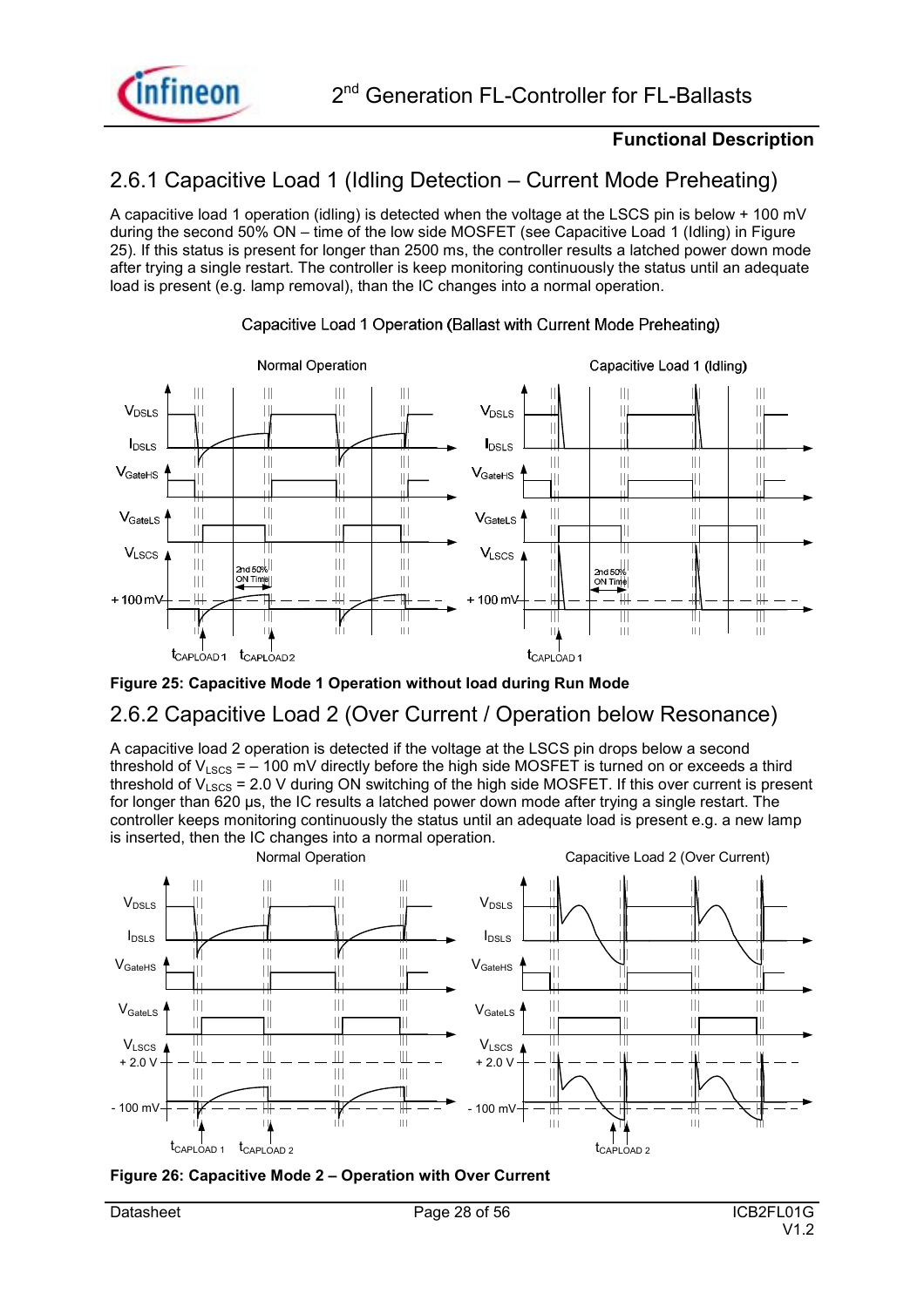## 2.6.1 Capacitive Load 1 (Idling Detection – Current Mode Preheating)

A capacitive load 1 operation (idling) is detected when the voltage at the LSCS pin is below + 100 mV during the second 50% ON – time of the low side MOSFET (see Capacitive Load 1 (Idling) in Figure 25). If this status is present for longer than 2500 ms, the controller results a latched power down mode after trying a single restart. The controller is keep monitoring continuously the status until an adequate load is present (e.g. lamp removal), than the IC changes into a normal operation.

**Figure 25: Capacitive Mode 1 Operation without load during Run Mode**

## 2.6.2 Capacitive Load 2 (Over Current / Operation below Resonance)

A capacitive load 2 operation is detected if the voltage at the LSCS pin drops below a second threshold of $V_{LSCS}$ = – 100 mV directly before the high side MOSFET is turned on or exceeds a third threshold of $V_{LSCS}$ = 2.0 V during ON switching of the high side MOSFET. If this over current is present for longer than 620 µs, the IC results a latched power down mode after trying a single restart. The controller keeps monitoring continuously the status until an adequate load is present e.g. a new lamp is inserted, then the IC changes into a normal operation.

**Figure 26: Capacitive Mode 2 – Operation with Over Current**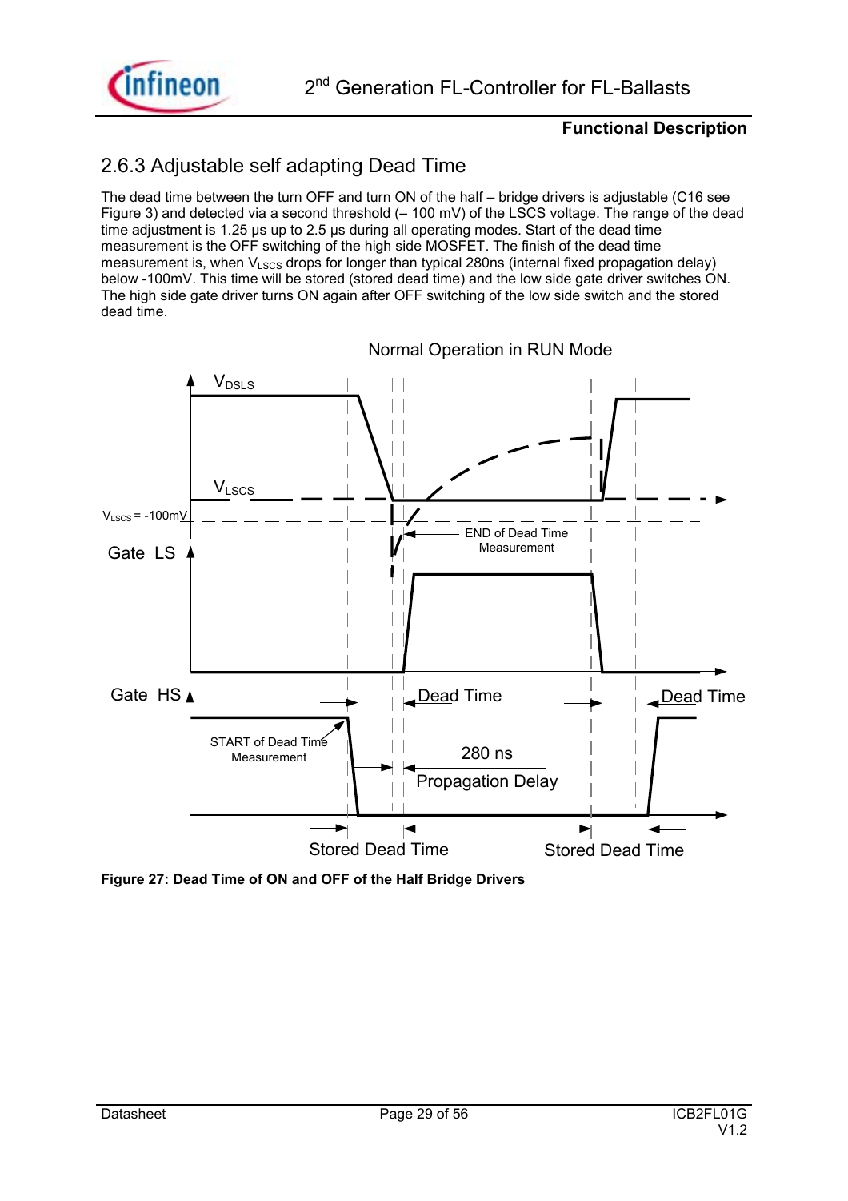## 2.6.3 Adjustable self adapting Dead Time

The dead time between the turn OFF and turn ON of the half – bridge drivers is adjustable (C16 see Figure 3) and detected via a second threshold (– 100 mV) of the LSCS voltage. The range of the dead time adjustment is 1.25 µs up to 2.5 µs during all operating modes. Start of the dead time measurement is the OFF switching of the high side MOSFET. The finish of the dead time measurement is, when $V_{LSCS}$ drops for longer than typical 280ns (internal fixed propagation delay) below -100mV. This time will be stored (stored dead time) and the low side gate driver switches ON. The high side gate driver turns ON again after OFF switching of the low side switch and the stored dead time.

**Figure 27: Dead Time of ON and OFF of the Half Bridge Drivers**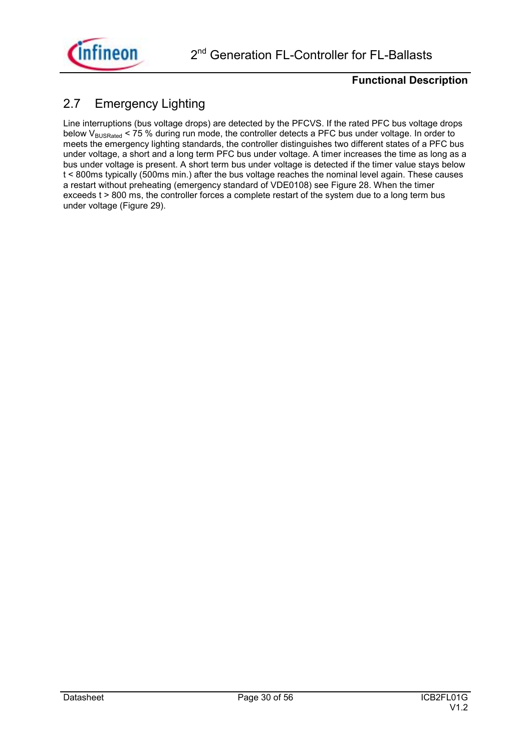## 2.7 Emergency Lighting

Line interruptions (bus voltage drops) are detected by the PFCVS. If the rated PFC bus voltage drops below $V_{BUSRated}$ < 75 % during run mode, the controller detects a PFC bus under voltage. In order to meets the emergency lighting standards, the controller distinguishes two different states of a PFC bus under voltage, a short and a long term PFC bus under voltage. A timer increases the time as long as a bus under voltage is present. A short term bus under voltage is detected if the timer value stays below t < 800ms typically (500ms min.) after the bus voltage reaches the nominal level again. These causes a restart without preheating (emergency standard of VDE0108) see Figure 28. When the timer exceeds t > 800 ms, the controller forces a complete restart of the system due to a long term bus under voltage (Figure 29).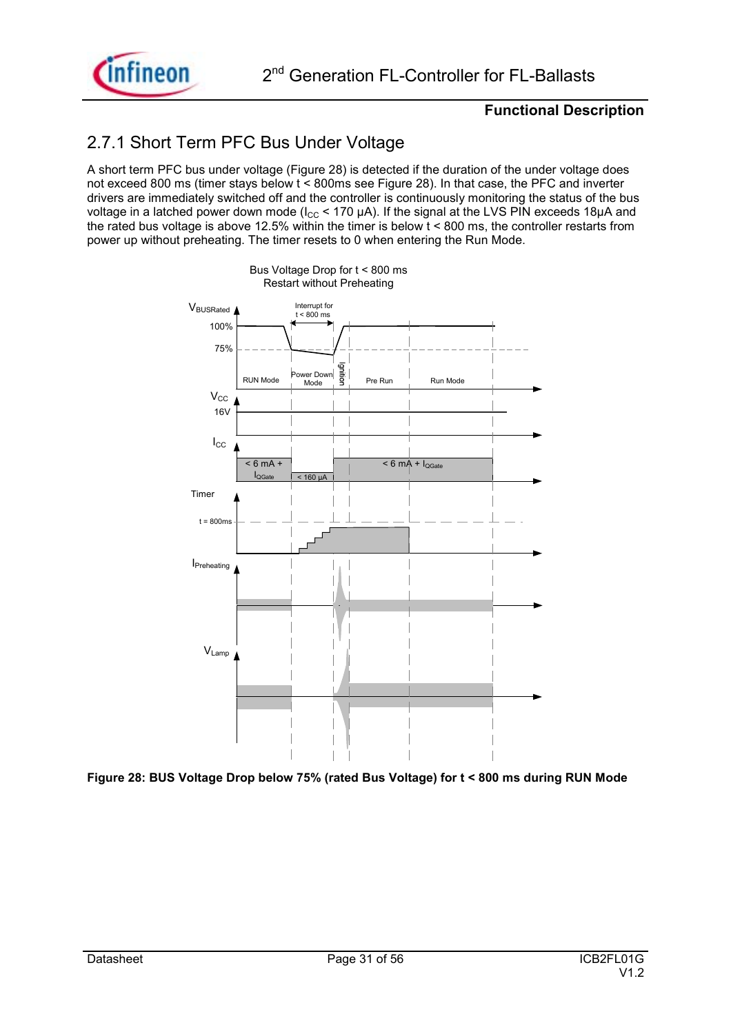## 2.7.1 Short Term PFC Bus Under Voltage

A short term PFC bus under voltage (Figure 28) is detected if the duration of the under voltage does not exceed 800 ms (timer stays below t < 800ms see Figure 28). In that case, the PFC and inverter drivers are immediately switched off and the controller is continuously monitoring the status of the bus voltage in a latched power down mode ($I_{CC}$ < 170 µA). If the signal at the LVS PIN exceeds 18µA and the rated bus voltage is above 12.5% within the timer is below t < 800 ms, the controller restarts from power up without preheating. The timer resets to 0 when entering the Run Mode.

Bus Voltage Drop for t < 800 ms
Restart without Preheating

**Figure 28: BUS Voltage Drop below 75% (rated Bus Voltage) for t < 800 ms during RUN Mode**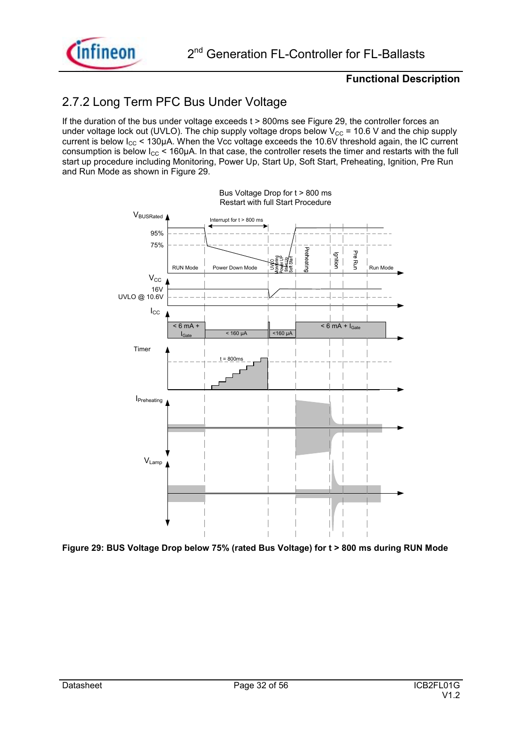## 2.7.2 Long Term PFC Bus Under Voltage

If the duration of the bus under voltage exceeds t > 800ms see Figure 29, the controller forces an under voltage lock out (UVLO). The chip supply voltage drops below $V_{CC}$ = 10.6 V and the chip supply current is below $I_{CC}$ < 130µA. When the Vcc voltage exceeds the 10.6V threshold again, the IC current consumption is below $I_{CC}$ < 160µA. In that case, the controller resets the timer and restarts with the full start up procedure including Monitoring, Power Up, Start Up, Soft Start, Preheating, Ignition, Pre Run and Run Mode as shown in Figure 29.

**Figure 29: BUS Voltage Drop below 75% (rated Bus Voltage) for t > 800 ms during RUN Mode**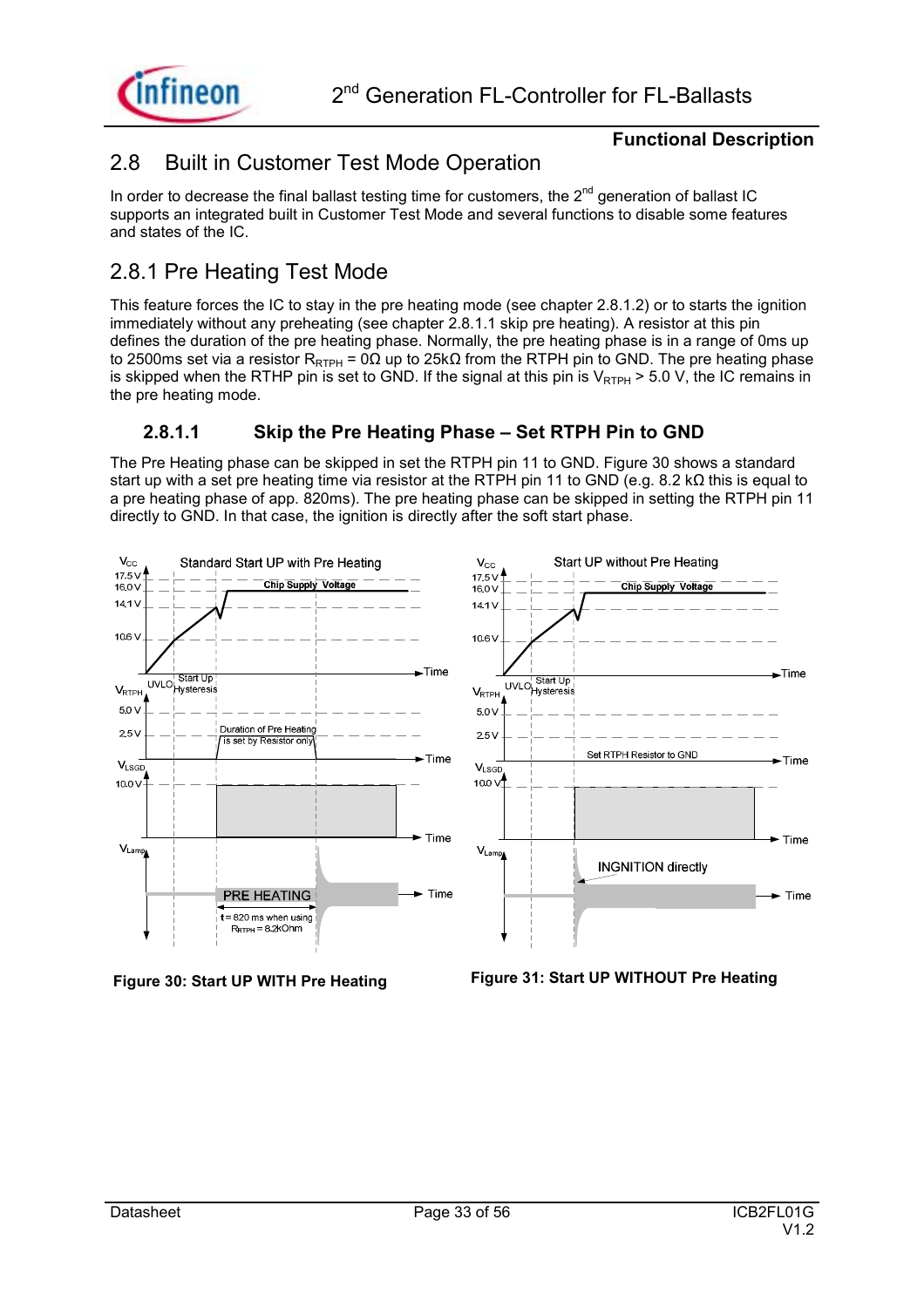## 2.8 Built in Customer Test Mode Operation

In order to decrease the final ballast testing time for customers, the 2nd generation of ballast IC supports an integrated built in Customer Test Mode and several functions to disable some features and states of the IC.

## 2.8.1 Pre Heating Test Mode

This feature forces the IC to stay in the pre heating mode (see chapter 2.8.1.2) or to starts the ignition immediately without any preheating (see chapter 2.8.1.1 skip pre heating). A resistor at this pin defines the duration of the pre heating phase. Normally, the pre heating phase is in a range of 0ms up to 2500ms set via a resistor $R_{RTPH}$ = 0Ω up to 25kΩ from the RTPH pin to GND. The pre heating phase is skipped when the RTHP pin is set to GND. If the signal at this pin is $V_{RTPH}$ > 5.0 V, the IC remains in the pre heating mode.

### 2.8.1.1 Skip the Pre Heating Phase – Set RTPH Pin to GND

The Pre Heating phase can be skipped in set the RTPH pin 11 to GND. Figure 30 shows a standard start up with a set pre heating time via resistor at the RTPH pin 11 to GND (e.g. 8.2 kΩ this is equal to a pre heating phase of app. 820ms). The pre heating phase can be skipped in setting the RTPH pin 11 directly to GND. In that case, the ignition is directly after the soft start phase.

**Figure 30: Start UP WITH Pre Heating**

**Figure 31: Start UP WITHOUT Pre Heating**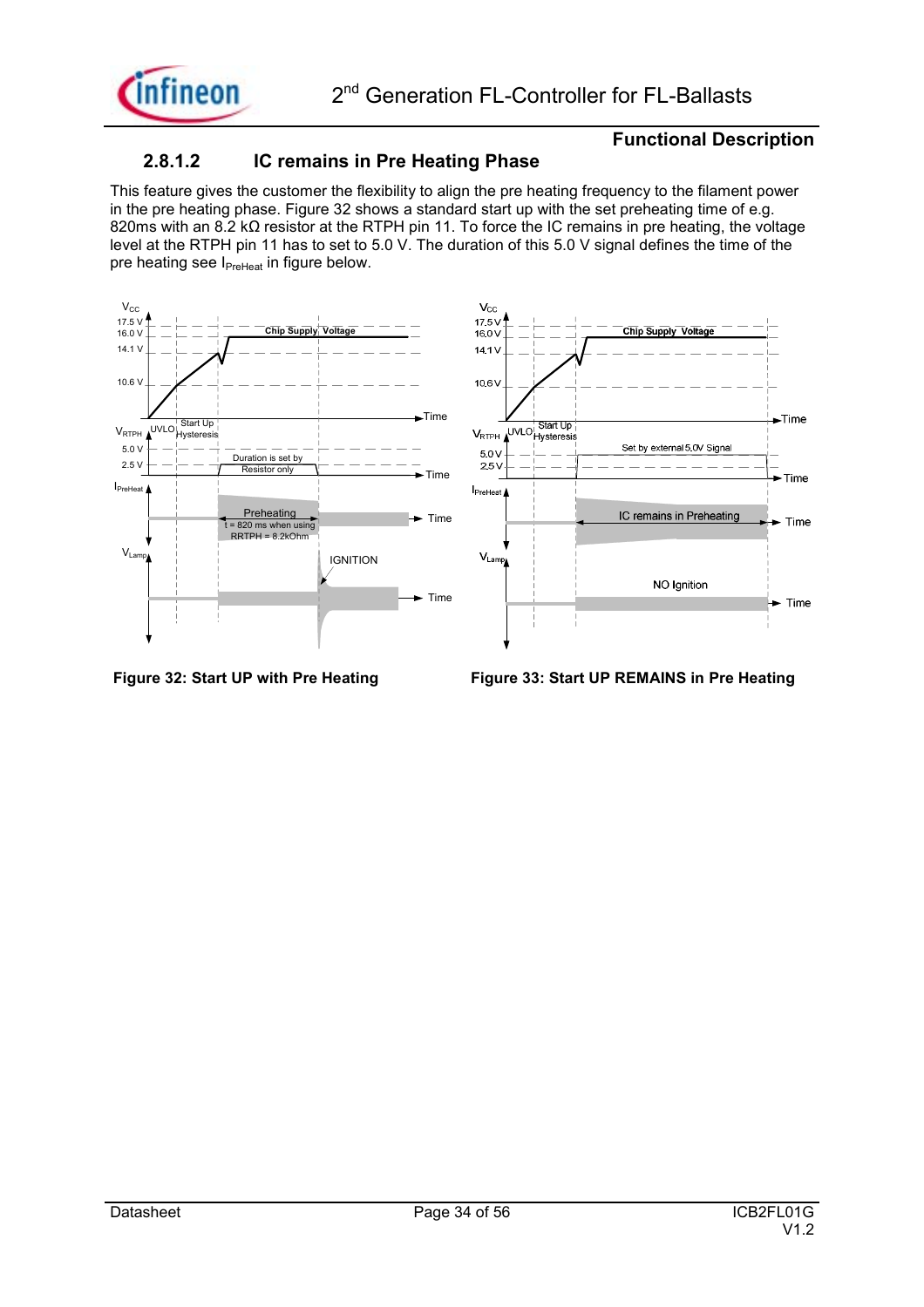### 2.8.1.2 IC remains in Pre Heating Phase

This feature gives the customer the flexibility to align the pre heating frequency to the filament power in the pre heating phase. Figure 32 shows a standard start up with the set preheating time of e.g. 820ms with an 8.2 kΩ resistor at the RTPH pin 11. To force the IC remains in pre heating, the voltage level at the RTPH pin 11 has to set to 5.0 V. The duration of this 5.0 V signal defines the time of the pre heating see $I_{PreHeat}$ in figure below.

Figure 32: Start UP with Pre Heating

Figure 33: Start UP REMAINS in Pre Heating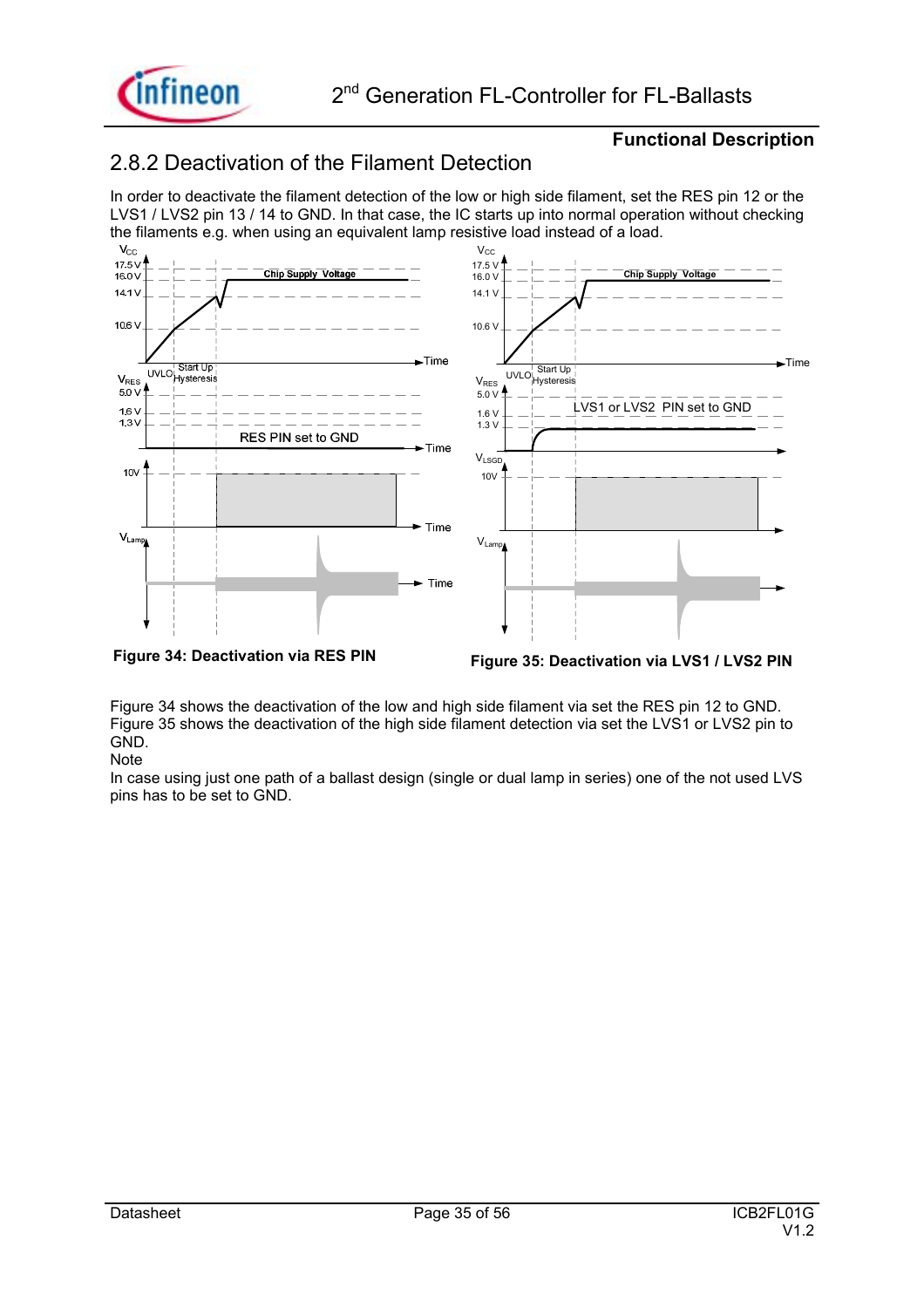## 2.8.2 Deactivation of the Filament Detection

In order to deactivate the filament detection of the low or high side filament, set the RES pin 12 or the LVS1 / LVS2 pin 13 / 14 to GND. In that case, the IC starts up into normal operation without checking the filaments e.g. when using an equivalent lamp resistive load instead of a load.

**Figure 34: Deactivation via RES PIN**

**Figure 35: Deactivation via LVS1 / LVS2 PIN**

Figure 34 shows the deactivation of the low and high side filament via set the RES pin 12 to GND.
Figure 35 shows the deactivation of the high side filament detection via set the LVS1 or LVS2 pin to GND.

Note

In case using just one path of a ballast design (single or dual lamp in series) one of the not used LVS pins has to be set to GND.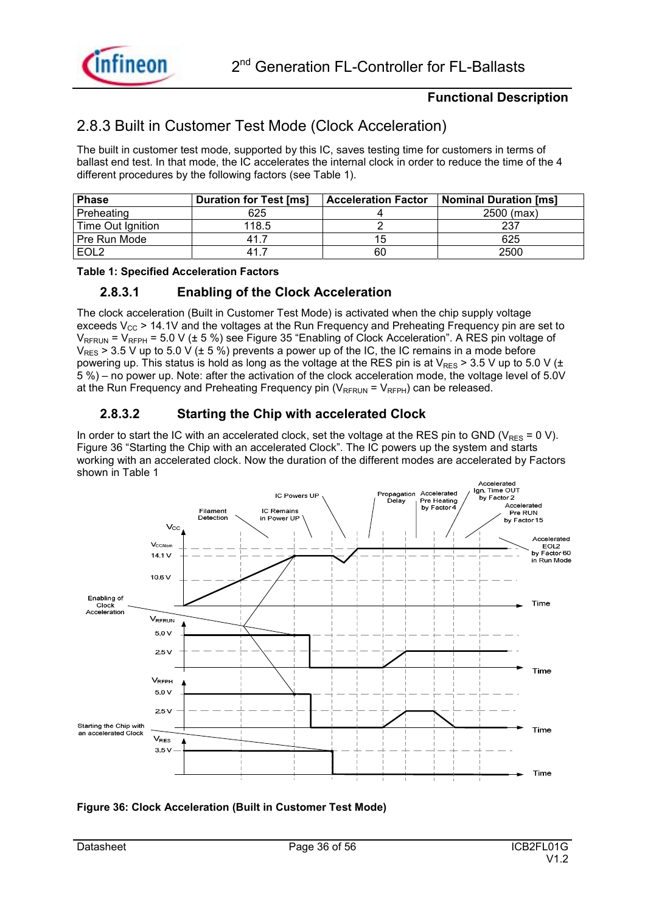## 2.8.3 Built in Customer Test Mode (Clock Acceleration)

The built in customer test mode, supported by this IC, saves testing time for customers in terms of ballast end test. In that mode, the IC accelerates the internal clock in order to reduce the time of the 4 different procedures by the following factors (see Table 1).

| Phase | Duration for Test [ms] | Acceleration Factor | Nominal Duration [ms] |
|---|---|---|---|
| Preheating | 625 | 4 | 2500 (max) |
| Time Out Ignition | 118.5 | 2 | 237 |
| Pre Run Mode | 41.7 | 15 | 625 |
| EOL2 | 41.7 | 60 | 2500 |

**Table 1: Specified Acceleration Factors**

### 2.8.3.1 Enabling of the Clock Acceleration

The clock acceleration (Built in Customer Test Mode) is activated when the chip supply voltage exceeds $V_{CC}$ > 14.1V and the voltages at the Run Frequency and Preheating Frequency pin are set to $V_{RFRUN} = V_{RFPH}$ = 5.0 V (± 5 %) see Figure 35 "Enabling of Clock Acceleration". A RES pin voltage of $V_{RES}$ > 3.5 V up to 5.0 V (± 5 %) prevents a power up of the IC, the IC remains in a mode before powering up. This status is hold as long as the voltage at the RES pin is at $V_{RES}$ > 3.5 V up to 5.0 V (± 5 %) – no power up. Note: after the activation of the clock acceleration mode, the voltage level of 5.0V at the Run Frequency and Preheating Frequency pin ($V_{RFRUN} = V_{RFPH}$) can be released.

### 2.8.3.2 Starting the Chip with accelerated Clock

In order to start the IC with an accelerated clock, set the voltage at the RES pin to GND ($V_{RES}$ = 0 V). Figure 36 "Starting the Chip with an accelerated Clock". The IC powers up the system and starts working with an accelerated clock. Now the duration of the different modes are accelerated by Factors shown in Table 1

**Figure 36: Clock Acceleration (Built in Customer Test Mode)**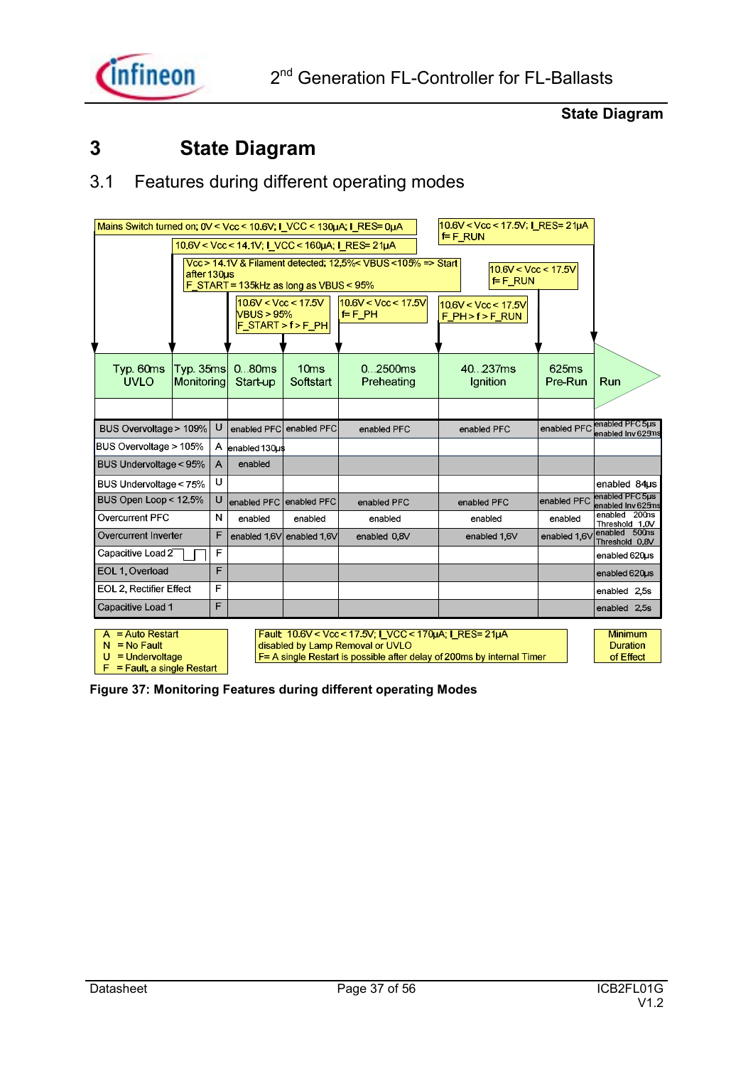# 3 State Diagram

## 3.1 Features during different operating modes

Mains Switch turned on; 0V < Vcc < 10.6V; I_VCC < 130µA; I_RES= 0µA

10.6V < Vcc < 14.1V; I_VCC < 160µA; I_RES= 21µA

Vcc > 14.1V & Filament detected; 12,5%< VBUS <105% => Start after 130µs
F_START = 135kHz as long as VBUS < 95%

10.6V < Vcc < 17.5V
VBUS > 95%
F_START > f > F_PH

10.6V < Vcc < 17.5V
f= F_PH

10.6V < Vcc < 17.5V
F_PH > f > F_RUN

10.6V < Vcc < 17.5V
f= F_RUN

10.6V < Vcc < 17.5V; I_RES= 21µA
f= F_RUN

| | | Typ. 60ms UVLO | Typ. 35ms Monitoring | 0...80ms Start-up | 10ms Softstart | 0...2500ms Preheating | 40...237ms Ignition | 625ms Pre-Run | Run |
|---|---|---|---|---|---|---|---|---|---|
| BUS Overvoltage > 109% | U | | | enabled PFC | enabled PFC | enabled PFC | enabled PFC | enabled PFC | enabled PFC 5µs enabled Inv 625ms |
| BUS Overvoltage > 105% | A | | | enabled 130µs | | | | | |
| BUS Undervoltage < 95% | A | | | enabled | | | | | |
| BUS Undervoltage < 75% | U | | | | | | | | enabled 84µs |
| BUS Open Loop < 12,5% | U | | | enabled PFC | enabled PFC | enabled PFC | enabled PFC | enabled PFC | enabled PFC 5µs enabled Inv 625ms |
| Overcurrent PFC | N | | | enabled | enabled | enabled | enabled | enabled | enabled 200ns Threshold 1.0V |
| Overcurrent Inverter | F | | | enabled 1,6V | enabled 1,6V | enabled 0,8V | enabled 1,6V | enabled 1,6V | enabled 500ns Threshold 0.8V |
| Capacitive Load 2 | F | | | | | | | | enabled 620µs |
| EOL 1, Overload | F | | | | | | | | enabled 620µs |
| EOL 2, Rectifier Effect | F | | | | | | | | enabled 2,5s |
| Capacitive Load 1 | F | | | | | | | | enabled 2,5s |

A = Auto Restart
N = No Fault
U = Undervoltage
F = Fault, a single Restart

Fault: 10.6V < Vcc < 17.5V; I_VCC < 170µA; I_RES= 21µA
disabled by Lamp Removal or UVLO
F= A single Restart is possible after delay of 200ms by internal Timer

Minimum Duration of Effect

**Figure 37: Monitoring Features during different operating Modes**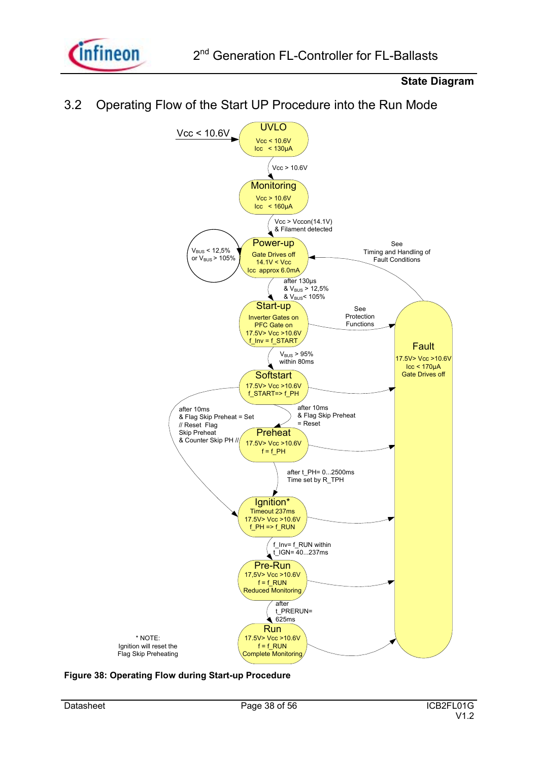## 3.2 Operating Flow of the Start UP Procedure into the Run Mode

Vcc < 10.6V

**UVLO**
Vcc < 10.6V
Icc < 130µA

Vcc > 10.6V

**Monitoring**
Vcc > 10.6V
Icc < 160µA

Vcc > Vccon(14.1V)
& Filament detected

$V_{BUS}$ < 12,5%
or $V_{BUS}$ > 105%

**Power-up**
Gate Drives off
14.1V < Vcc
Icc approx 6.0mA

See
Timing and Handling of
Fault Conditions

after 130µs
& $V_{BUS}$ > 12,5%
& $V_{BUS}$< 105%

**Start-up**
Inverter Gates on
PFC Gate on
17.5V> Vcc >10.6V
f_Inv = f_START

See
Protection
Functions

**Fault**
17.5V> Vcc >10.6V
Icc < 170µA
Gate Drives off

$V_{BUS}$ > 95%
within 80ms

**Softstart**
17.5V> Vcc >10.6V
f_START=> f_PH

after 10ms
& Flag Skip Preheat = Set
// Reset Flag
Skip Preheat
& Counter Skip PH //

after 10ms
& Flag Skip Preheat
= Reset

**Preheat**
17.5V> Vcc >10.6V
f = f_PH

after t_PH= 0...2500ms
Time set by R_TPH

**Ignition***
Timeout 237ms
17.5V> Vcc >10.6V
f_PH => f_RUN

f_Inv= f_RUN within
t_IGN= 40...237ms

**Pre-Run**
17,5V> Vcc >10.6V
f = f_RUN
Reduced Monitoring

after
t_PRERUN=
625ms

**Run**
17.5V> Vcc >10.6V
f = f_RUN
Complete Monitoring

* NOTE:
Ignition will reset the
Flag Skip Preheating

**Figure 38: Operating Flow during Start-up Procedure**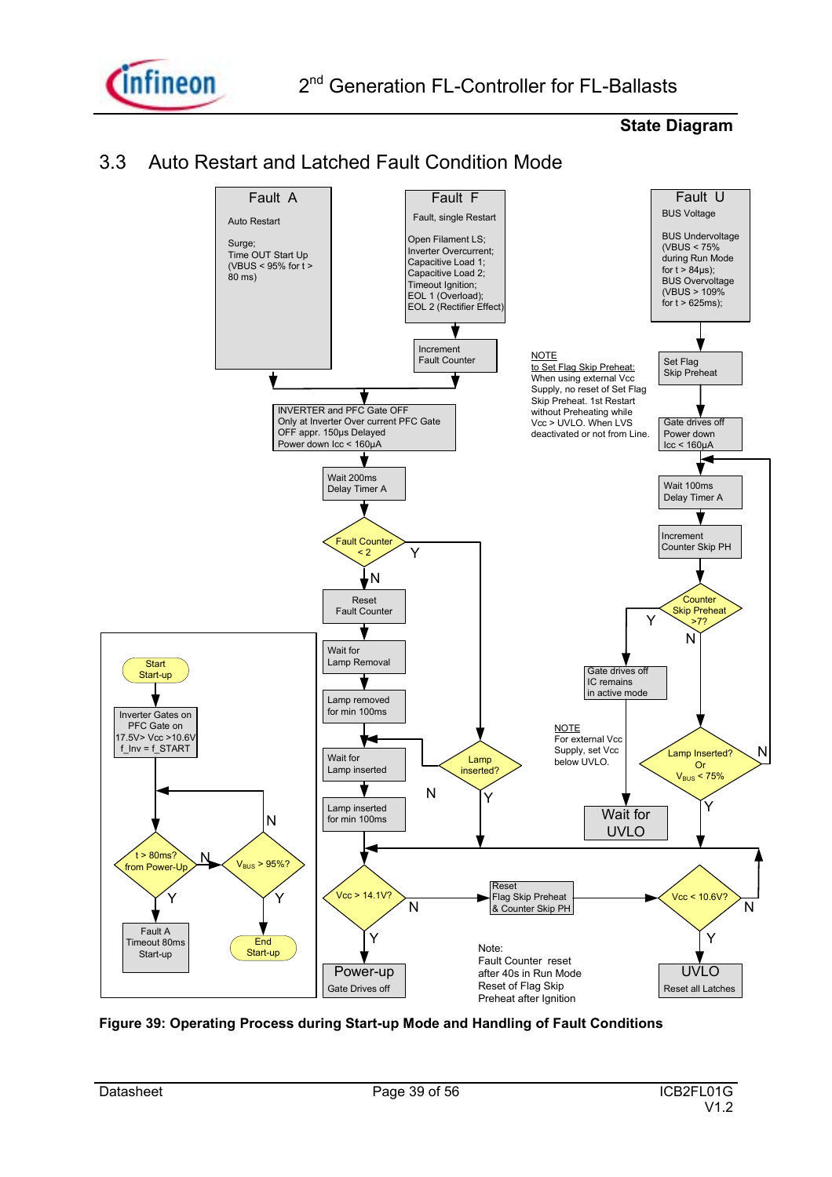## 3.3 Auto Restart and Latched Fault Condition Mode

**Fault A**

Auto Restart

Surge;
Time OUT Start Up
(VBUS < 95% for t > 80 ms)

**Fault F**

Fault, single Restart

Open Filament LS;
Inverter Overcurrent;
Capacitive Load 1;
Capacitive Load 2;
Timeout Ignition;
EOL 1 (Overload);
EOL 2 (Rectifier Effect)

**Fault U**

BUS Voltage

BUS Undervoltage
(VBUS < 75%
during Run Mode
for t > 84µs);
BUS Overvoltage
(VBUS > 109%
for t > 625ms);

Increment Fault Counter

INVERTER and PFC Gate OFF
Only at Inverter Over current PFC Gate OFF appr. 150µs Delayed
Power down Icc < 160µA

Wait 200ms Delay Timer A

Fault Counter < 2 — Y / N

Reset Fault Counter

Wait for Lamp Removal

Lamp removed for min 100ms

Wait for Lamp inserted

Lamp inserted for min 100ms

Lamp inserted? — N / Y

NOTE
to Set Flag Skip Preheat:
When using external Vcc Supply, no reset of Set Flag Skip Preheat. 1st Restart without Preheating while Vcc > UVLO. When LVS deactivated or not from Line.

Set Flag Skip Preheat

Gate drives off
Power down
Icc < 160µA

Wait 100ms Delay Timer A

Increment Counter Skip PH

Counter Skip Preheat >7? — Y / N

Gate drives off
IC remains in active mode

NOTE
For external Vcc Supply, set Vcc below UVLO.

Wait for UVLO

Lamp Inserted? Or $V_{BUS}$ < 75% — N / Y

Start Start-up

Inverter Gates on
PFC Gate on
17.5V> Vcc >10.6V
f_Inv = f_START

t > 80ms? from Power-Up — N / Y

$V_{BUS}$ > 95%? — N / Y

Fault A Timeout 80ms Start-up

End Start-up

Vcc > 14.1V? — N / Y

Reset Flag Skip Preheat & Counter Skip PH

Vcc < 10.6V? — N / Y

Power-up
Gate Drives off

Note:
Fault Counter reset after 40s in Run Mode
Reset of Flag Skip Preheat after Ignition

UVLO
Reset all Latches

**Figure 39: Operating Process during Start-up Mode and Handling of Fault Conditions**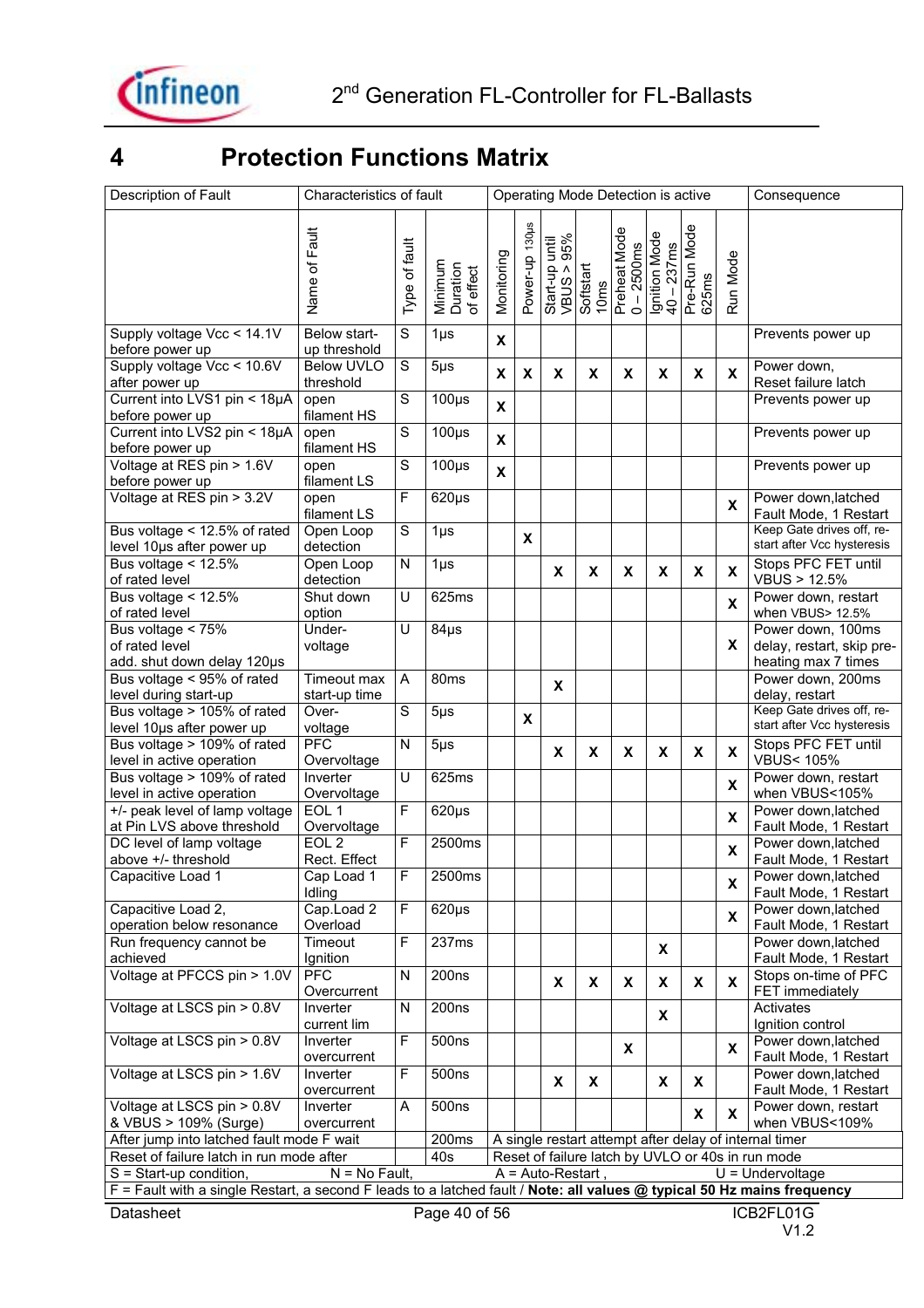# 4 Protection Functions Matrix

| Description of Fault | Characteristics of fault | | | Operating Mode Detection is active | | | | | | | | Consequence |
|---|---|---|---|---|---|---|---|---|---|---|---|---|
| | Name of Fault | Type of fault | Minimum Duration of effect | Monitoring | Power-up 130µs | Start-up until VBUS > 95% | Softstart 10ms | Preheat Mode 0 – 2500ms | Ignition Mode 40 – 237ms | Pre-Run Mode 625ms | Run Mode | |
| Supply voltage Vcc < 14.1V before power up | Below start-up threshold | S | 1µs | X | | | | | | | | Prevents power up |
| Supply voltage Vcc < 10.6V after power up | Below UVLO threshold | S | 5µs | X | X | X | X | X | X | X | X | Power down, Reset failure latch |
| Current into LVS1 pin < 18µA before power up | open filament HS | S | 100µs | X | | | | | | | | Prevents power up |
| Current into LVS2 pin < 18µA before power up | open filament HS | S | 100µs | X | | | | | | | | Prevents power up |
| Voltage at RES pin > 1.6V before power up | open filament LS | S | 100µs | X | | | | | | | | Prevents power up |
| Voltage at RES pin > 3.2V | open filament LS | F | 620µs | | | | | | | | X | Power down,latched Fault Mode, 1 Restart |
| Bus voltage < 12.5% of rated level 10µs after power up | Open Loop detection | S | 1µs | | X | | | | | | | Keep Gate drives off, re-start after Vcc hysteresis |
| Bus voltage < 12.5% of rated level | Open Loop detection | N | 1µs | | | X | X | X | X | X | X | Stops PFC FET until VBUS > 12.5% |
| Bus voltage < 12.5% of rated level | Shut down option | U | 625ms | | | | | | | | X | Power down, restart when VBUS> 12.5% |
| Bus voltage < 75% of rated level add. shut down delay 120µs | Under-voltage | U | 84µs | | | | | | | | X | Power down, 100ms delay, restart, skip pre-heating max 7 times |
| Bus voltage < 95% of rated level during start-up | Timeout max start-up time | A | 80ms | | | X | | | | | | Power down, 200ms delay, restart |
| Bus voltage > 105% of rated level 10µs after power up | Over-voltage | S | 5µs | | X | | | | | | | Keep Gate drives off, re-start after Vcc hysteresis |
| Bus voltage > 109% of rated level in active operation | PFC Overvoltage | N | 5µs | | | X | X | X | X | X | X | Stops PFC FET until VBUS< 105% |
| Bus voltage > 109% of rated level in active operation | Inverter Overvoltage | U | 625ms | | | | | | | | X | Power down, restart when VBUS<105% |
| +/- peak level of lamp voltage at Pin LVS above threshold | EOL 1 Overvoltage | F | 620µs | | | | | | | | X | Power down,latched Fault Mode, 1 Restart |
| DC level of lamp voltage above +/- threshold | EOL 2 Rect. Effect | F | 2500ms | | | | | | | | X | Power down,latched Fault Mode, 1 Restart |
| Capacitive Load 1 | Cap Load 1 Idling | F | 2500ms | | | | | | | | X | Power down,latched Fault Mode, 1 Restart |
| Capacitive Load 2, operation below resonance | Cap.Load 2 Overload | F | 620µs | | | | | | | | X | Power down,latched Fault Mode, 1 Restart |
| Run frequency cannot be achieved | Timeout Ignition | F | 237ms | | | | | | X | | | Power down,latched Fault Mode, 1 Restart |
| Voltage at PFCCS pin > 1.0V | PFC Overcurrent | N | 200ns | | | X | X | X | X | X | X | Stops on-time of PFC FET immediately |
| Voltage at LSCS pin > 0.8V | Inverter current lim | N | 200ns | | | | | | X | | | Activates Ignition control |
| Voltage at LSCS pin > 0.8V | Inverter overcurrent | F | 500ns | | | | | X | | | X | Power down,latched Fault Mode, 1 Restart |
| Voltage at LSCS pin > 1.6V | Inverter overcurrent | F | 500ns | | | X | X | | X | X | | Power down,latched Fault Mode, 1 Restart |
| Voltage at LSCS pin > 0.8V & VBUS > 109% (Surge) | Inverter overcurrent | A | 500ns | | | | | | | X | X | Power down, restart when VBUS<109% |
| After jump into latched fault mode F wait | | | 200ms | A single restart attempt after delay of internal timer | | | | | | | | |
| Reset of failure latch in run mode after | | | 40s | Reset of failure latch by UVLO or 40s in run mode | | | | | | | | |
| S = Start-up condition, | N = No Fault, | | | A = Auto-Restart , | | | | | | | | U = Undervoltage |
| F = Fault with a single Restart, a second F leads to a latched fault / **Note: all values @ typical 50 Hz mains frequency** | | | | | | | | | | | | |

Datasheet | ICB2FL01G V1.2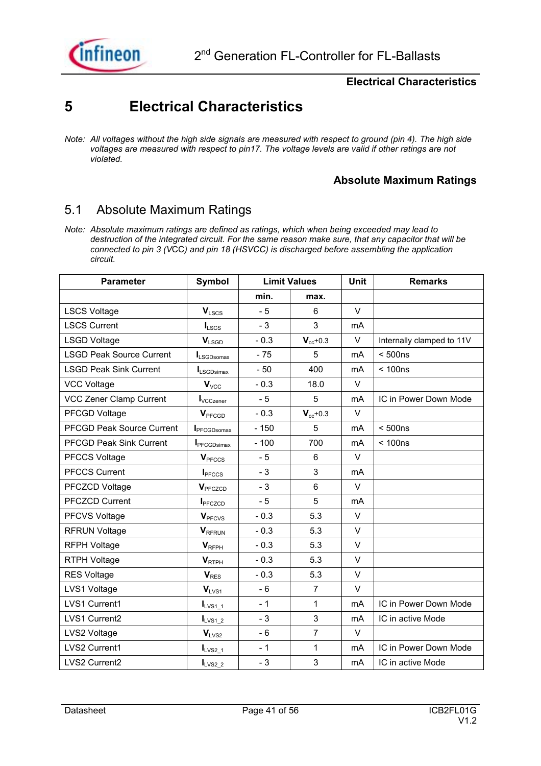# 5 Electrical Characteristics

*Note: All voltages without the high side signals are measured with respect to ground (pin 4). The high side voltages are measured with respect to pin17. The voltage levels are valid if other ratings are not violated.*

## 5.1 Absolute Maximum Ratings

*Note: Absolute maximum ratings are defined as ratings, which when being exceeded may lead to destruction of the integrated circuit. For the same reason make sure, that any capacitor that will be connected to pin 3 (VCC) and pin 18 (HSVCC) is discharged before assembling the application circuit.*

| Parameter | Symbol | Limit Values | | Unit | Remarks |
|---|---|---|---|---|---|
| | | min. | max. | | |
| LSCS Voltage | $V_{LSCS}$ | - 5 | 6 | V | |
| LSCS Current | $I_{LSCS}$ | - 3 | 3 | mA | |
| LSGD Voltage | $V_{LSGD}$ | - 0.3 | $V_{cc}$+0.3 | V | Internally clamped to 11V |
| LSGD Peak Source Current | $I_{LSGDsomax}$ | - 75 | 5 | mA | < 500ns |
| LSGD Peak Sink Current | $I_{LSGDsimax}$ | - 50 | 400 | mA | < 100ns |
| VCC Voltage | $V_{VCC}$ | - 0.3 | 18.0 | V | |
| VCC Zener Clamp Current | $I_{VCCzener}$ | - 5 | 5 | mA | IC in Power Down Mode |
| PFCGD Voltage | $V_{PFCGD}$ | - 0.3 | $V_{cc}$+0.3 | V | |
| PFCGD Peak Source Current | $I_{PFCGDsomax}$ | - 150 | 5 | mA | < 500ns |
| PFCGD Peak Sink Current | $I_{PFCGDsimax}$ | - 100 | 700 | mA | < 100ns |
| PFCCS Voltage | $V_{PFCCS}$ | - 5 | 6 | V | |
| PFCCS Current | $I_{PFCCS}$ | - 3 | 3 | mA | |
| PFCZCD Voltage | $V_{PFCZCD}$ | - 3 | 6 | V | |
| PFCZCD Current | $I_{PFCZCD}$ | - 5 | 5 | mA | |
| PFCVS Voltage | $V_{PFCVS}$ | - 0.3 | 5.3 | V | |
| RFRUN Voltage | $V_{RFRUN}$ | - 0.3 | 5.3 | V | |
| RFPH Voltage | $V_{RFPH}$ | - 0.3 | 5.3 | V | |
| RTPH Voltage | $V_{RTPH}$ | - 0.3 | 5.3 | V | |
| RES Voltage | $V_{RES}$ | - 0.3 | 5.3 | V | |
| LVS1 Voltage | $V_{LVS1}$ | - 6 | 7 | V | |
| LVS1 Current1 | $I_{LVS1\_1}$ | - 1 | 1 | mA | IC in Power Down Mode |
| LVS1 Current2 | $I_{LVS1\_2}$ | - 3 | 3 | mA | IC in active Mode |
| LVS2 Voltage | $V_{LVS2}$ | - 6 | 7 | V | |
| LVS2 Current1 | $I_{LVS2\_1}$ | - 1 | 1 | mA | IC in Power Down Mode |
| LVS2 Current2 | $I_{LVS2\_2}$ | - 3 | 3 | mA | IC in active Mode |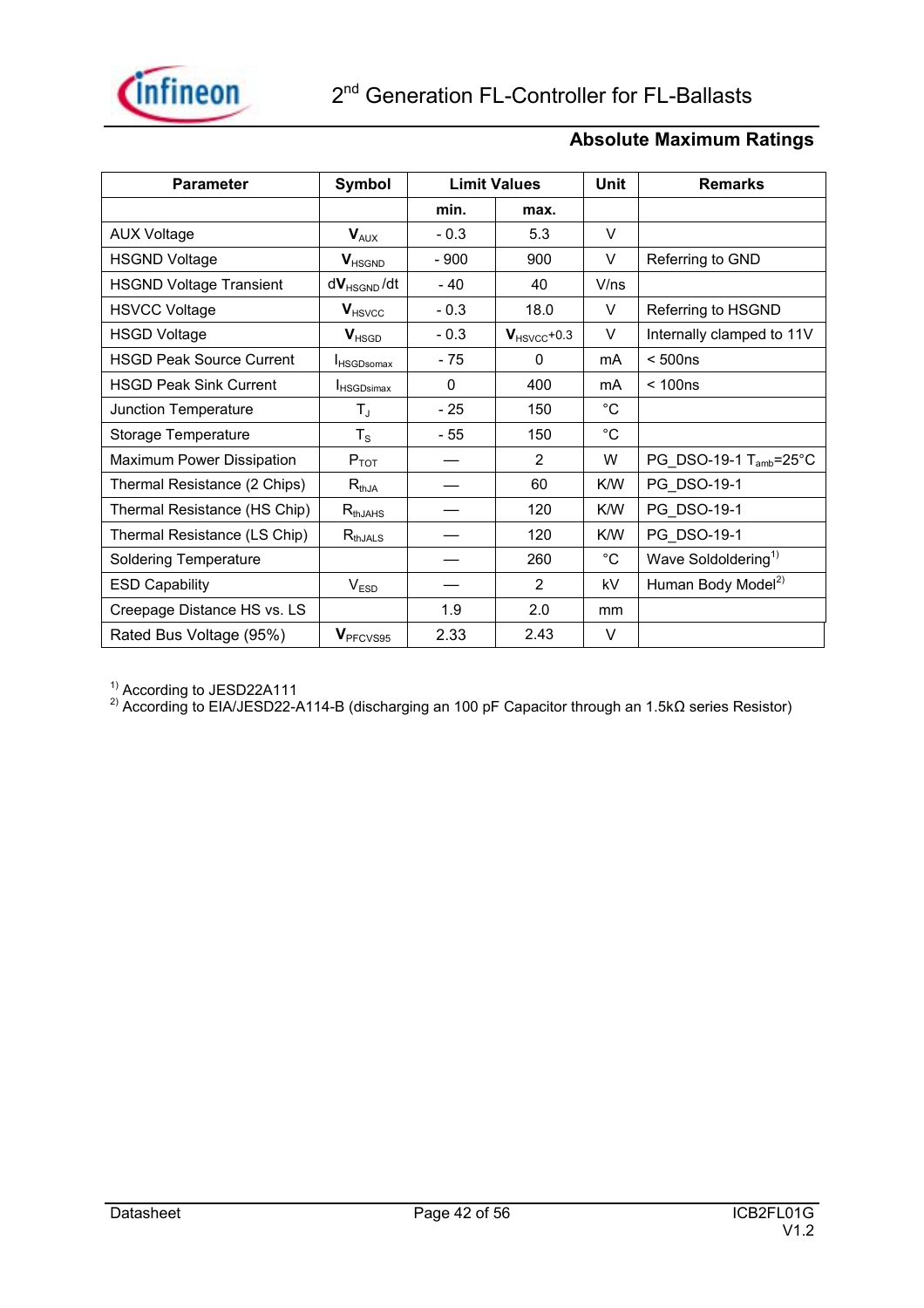## Absolute Maximum Ratings

| Parameter | Symbol | Limit Values | | Unit | Remarks |
|---|---|---|---|---|---|
| | | min. | max. | | |
| AUX Voltage | $V_{AUX}$ | - 0.3 | 5.3 | V | |
| HSGND Voltage | $V_{HSGND}$ | - 900 | 900 | V | Referring to GND |
| HSGND Voltage Transient | $dV_{HSGND}/dt$ | - 40 | 40 | V/ns | |
| HSVCC Voltage | $V_{HSVCC}$ | - 0.3 | 18.0 | V | Referring to HSGND |
| HSGD Voltage | $V_{HSGD}$ | - 0.3 | $V_{HSVCC}$+0.3 | V | Internally clamped to 11V |
| HSGD Peak Source Current | $I_{HSGDsomax}$ | - 75 | 0 | mA | < 500ns |
| HSGD Peak Sink Current | $I_{HSGDsimax}$ | 0 | 400 | mA | < 100ns |
| Junction Temperature | $T_J$ | - 25 | 150 | °C | |
| Storage Temperature | $T_S$ | - 55 | 150 | °C | |
| Maximum Power Dissipation | $P_{TOT}$ | — | 2 | W | PG_DSO-19-1 $T_{amb}$=25°C |
| Thermal Resistance (2 Chips) | $R_{thJA}$ | — | 60 | K/W | PG_DSO-19-1 |
| Thermal Resistance (HS Chip) | $R_{thJAHS}$ | — | 120 | K/W | PG_DSO-19-1 |
| Thermal Resistance (LS Chip) | $R_{thJALS}$ | — | 120 | K/W | PG_DSO-19-1 |
| Soldering Temperature | | — | 260 | °C | Wave Soldoldering[1] |
| ESD Capability | $V_{ESD}$ | — | 2 | kV | Human Body Model[2] |
| Creepage Distance HS vs. LS | | 1.9 | 2.0 | mm | |
| Rated Bus Voltage (95%) | $V_{PFCVS95}$ | 2.33 | 2.43 | V | |

[1] According to JESD22A111

[2] According to EIA/JESD22-A114-B (discharging an 100 pF Capacitor through an 1.5kΩ series Resistor)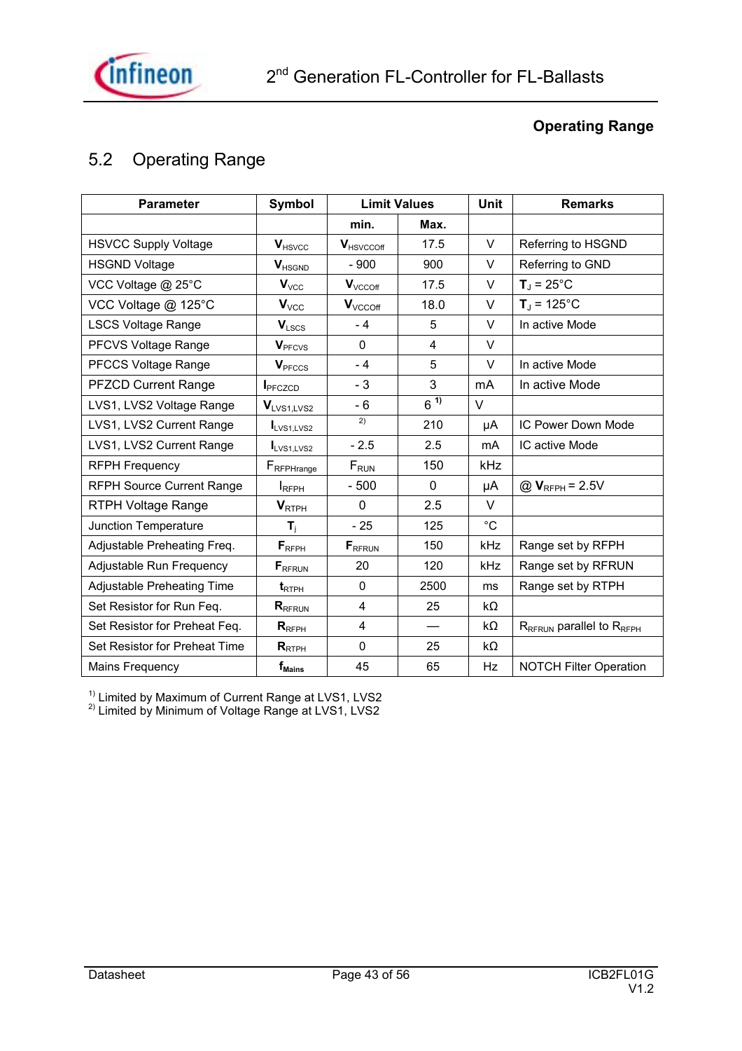## 5.2 Operating Range

| Parameter | Symbol | Limit Values | | Unit | Remarks |
|---|---|---|---|---|---|
| | | min. | Max. | | |
| HSVCC Supply Voltage | $V_{HSVCC}$ | $V_{HSVCCoff}$ | 17.5 | V | Referring to HSGND |
| HSGND Voltage | $V_{HSGND}$ | - 900 | 900 | V | Referring to GND |
| VCC Voltage @ 25°C | $V_{VCC}$ | $V_{VCCoff}$ | 17.5 | V | $T_J$ = 25°C |
| VCC Voltage @ 125°C | $V_{VCC}$ | $V_{VCCoff}$ | 18.0 | V | $T_J$ = 125°C |
| LSCS Voltage Range | $V_{LSCS}$ | - 4 | 5 | V | In active Mode |
| PFCVS Voltage Range | $V_{PFCVS}$ | 0 | 4 | V | |
| PFCCS Voltage Range | $V_{PFCCS}$ | - 4 | 5 | V | In active Mode |
| PFZCD Current Range | $I_{PFCZCD}$ | - 3 | 3 | mA | In active Mode |
| LVS1, LVS2 Voltage Range | $V_{LVS1,LVS2}$ | - 6 | 6 [1] | V | |
| LVS1, LVS2 Current Range | $I_{LVS1,LVS2}$ | [2] | 210 | µA | IC Power Down Mode |
| LVS1, LVS2 Current Range | $I_{LVS1,LVS2}$ | - 2.5 | 2.5 | mA | IC active Mode |
| RFPH Frequency | $F_{RFPHrange}$ | $F_{RUN}$ | 150 | kHz | |
| RFPH Source Current Range | $I_{RFPH}$ | - 500 | 0 | µA | @ $V_{RFPH}$ = 2.5V |
| RTPH Voltage Range | $V_{RTPH}$ | 0 | 2.5 | V | |
| Junction Temperature | $T_j$ | - 25 | 125 | °C | |
| Adjustable Preheating Freq. | $F_{RFPH}$ | $F_{RFRUN}$ | 150 | kHz | Range set by RFPH |
| Adjustable Run Frequency | $F_{RFRUN}$ | 20 | 120 | kHz | Range set by RFRUN |
| Adjustable Preheating Time | $t_{RTPH}$ | 0 | 2500 | ms | Range set by RTPH |
| Set Resistor for Run Feq. | $R_{RFRUN}$ | 4 | 25 | kΩ | |
| Set Resistor for Preheat Feq. | $R_{RFPH}$ | 4 | — | kΩ | $R_{RFRUN}$ parallel to $R_{RFPH}$ |
| Set Resistor for Preheat Time | $R_{RTPH}$ | 0 | 25 | kΩ | |
| Mains Frequency | $f_{Mains}$ | 45 | 65 | Hz | NOTCH Filter Operation |

[1] Limited by Maximum of Current Range at LVS1, LVS2
[2] Limited by Minimum of Voltage Range at LVS1, LVS2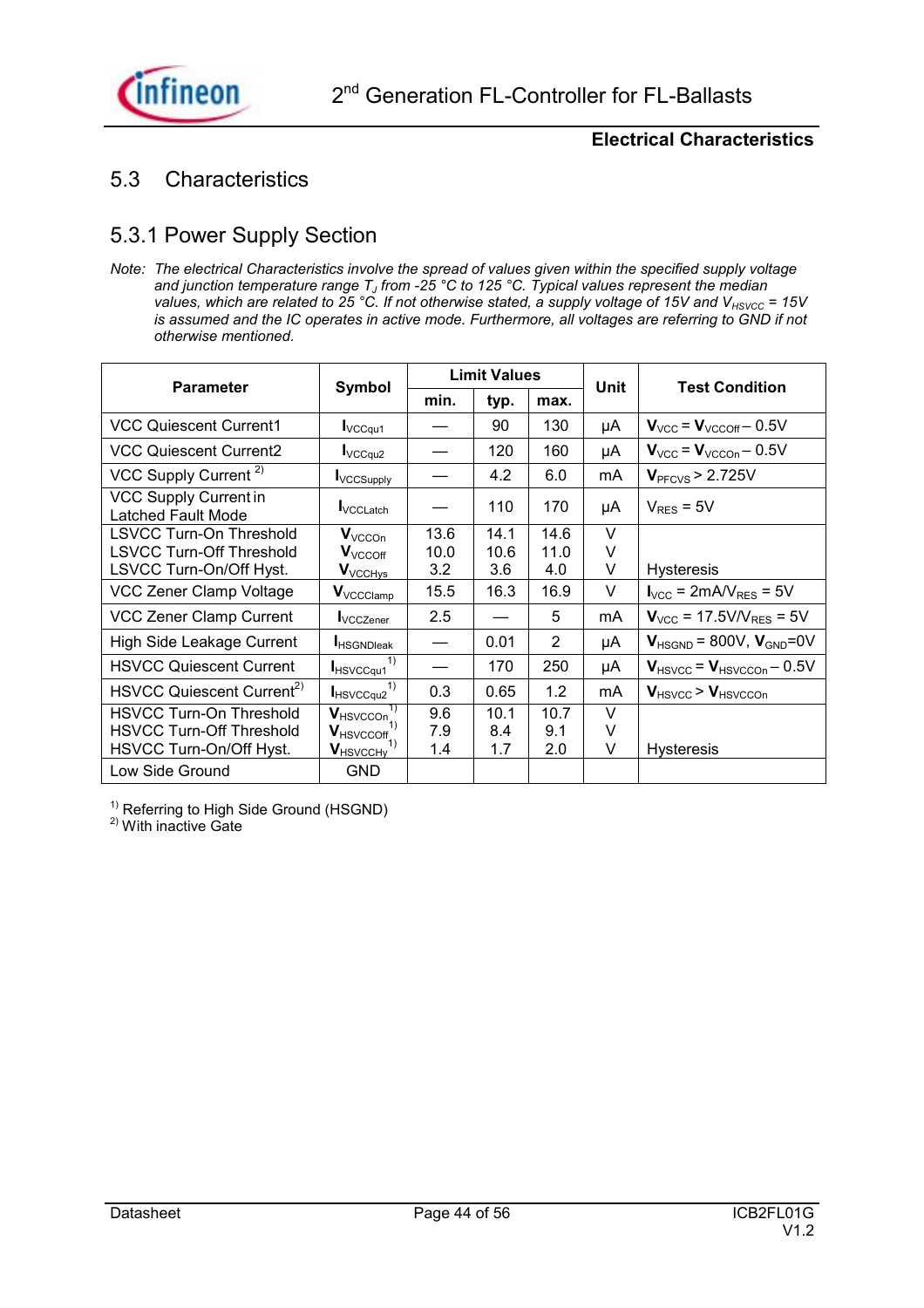## 5.3 Characteristics

### 5.3.1 Power Supply Section

*Note: The electrical Characteristics involve the spread of values given within the specified supply voltage and junction temperature range $T_J$ from -25 °C to 125 °C. Typical values represent the median values, which are related to 25 °C. If not otherwise stated, a supply voltage of 15V and $V_{HSVCC}$ = 15V is assumed and the IC operates in active mode. Furthermore, all voltages are referring to GND if not otherwise mentioned.*

| Parameter | Symbol | Limit Values | | | Unit | Test Condition |
|---|---|---|---|---|---|---|
| | | min. | typ. | max. | | |
| VCC Quiescent Current1 | $I_{VCCqu1}$ | — | 90 | 130 | µA | $V_{VCC} = V_{VCCOff} - 0.5V$ |
| VCC Quiescent Current2 | $I_{VCCqu2}$ | — | 120 | 160 | µA | $V_{VCC} = V_{VCCOn} - 0.5V$ |
| VCC Supply Current [2] | $I_{VCCSupply}$ | — | 4.2 | 6.0 | mA | $V_{PFCVS}$ > 2.725V |
| VCC Supply Current in Latched Fault Mode | $I_{VCCLatch}$ | — | 110 | 170 | µA | $V_{RES}$ = 5V |
| LSVCC Turn-On Threshold<br>LSVCC Turn-Off Threshold<br>LSVCC Turn-On/Off Hyst. | $V_{VCCOn}$<br>$V_{VCCOff}$<br>$V_{VCCHys}$ | 13.6<br>10.0<br>3.2 | 14.1<br>10.6<br>3.6 | 14.6<br>11.0<br>4.0 | V<br>V<br>V | <br><br>Hysteresis |
| VCC Zener Clamp Voltage | $V_{VCCClamp}$ | 15.5 | 16.3 | 16.9 | V | $I_{VCC}$ = 2mA/$V_{RES}$ = 5V |
| VCC Zener Clamp Current | $I_{VCCZener}$ | 2.5 | — | 5 | mA | $V_{VCC}$ = 17.5V/$V_{RES}$ = 5V |
| High Side Leakage Current | $I_{HSGNDleak}$ | — | 0.01 | 2 | µA | $V_{HSGND}$ = 800V, $V_{GND}$=0V |
| HSVCC Quiescent Current | $I_{HSVCCqu1}$ [1] | — | 170 | 250 | µA | $V_{HSVCC} = V_{HSVCCOn} - 0.5V$ |
| HSVCC Quiescent Current[2] | $I_{HSVCCqu2}$ [1] | 0.3 | 0.65 | 1.2 | mA | $V_{HSVCC} > V_{HSVCCOn}$ |
| HSVCC Turn-On Threshold<br>HSVCC Turn-Off Threshold<br>HSVCC Turn-On/Off Hyst. | $V_{HSVCCOn}$ [1]<br>$V_{HSVCCOff}$ [1]<br>$V_{HSVCCHy}$ [1] | 9.6<br>7.9<br>1.4 | 10.1<br>8.4<br>1.7 | 10.7<br>9.1<br>2.0 | V<br>V<br>V | <br><br>Hysteresis |
| Low Side Ground | GND | | | | | |

[1] Referring to High Side Ground (HSGND)
[2] With inactive Gate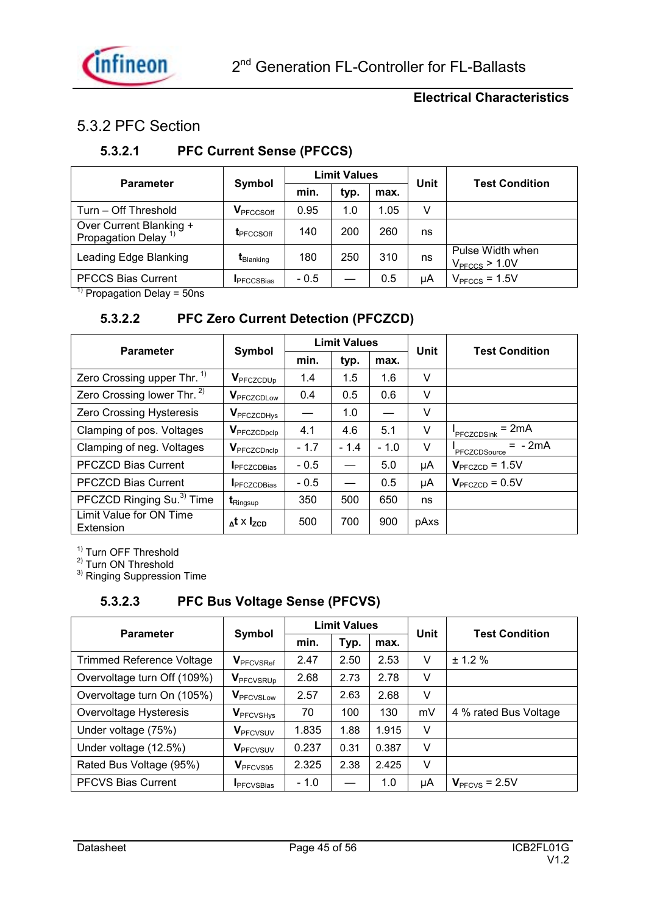## 5.3.2 PFC Section

### 5.3.2.1 PFC Current Sense (PFCCS)

| Parameter | Symbol | Limit Values | | | Unit | Test Condition |
|---|---|---|---|---|---|---|
| | | min. | typ. | max. | | |
| Turn – Off Threshold | $V_{PFCCSOff}$ | 0.95 | 1.0 | 1.05 | V | |
| Over Current Blanking + Propagation Delay [1] | $t_{PFCCSOff}$ | 140 | 200 | 260 | ns | |
| Leading Edge Blanking | $t_{Blanking}$ | 180 | 250 | 310 | ns | Pulse Width when $V_{PFCCS}$ > 1.0V |
| PFCCS Bias Current | $I_{PFCCSBias}$ | - 0.5 | — | 0.5 | µA | $V_{PFCCS}$ = 1.5V |

[1] Propagation Delay = 50ns

### 5.3.2.2 PFC Zero Current Detection (PFCZCD)

| Parameter | Symbol | Limit Values | | | Unit | Test Condition |
|---|---|---|---|---|---|---|
| | | min. | typ. | max. | | |
| Zero Crossing upper Thr. [1] | $V_{PFCZCDUp}$ | 1.4 | 1.5 | 1.6 | V | |
| Zero Crossing lower Thr. [2] | $V_{PFCZCDLow}$ | 0.4 | 0.5 | 0.6 | V | |
| Zero Crossing Hysteresis | $V_{PFCZCDHys}$ | — | 1.0 | — | V | |
| Clamping of pos. Voltages | $V_{PFCZCDpclp}$ | 4.1 | 4.6 | 5.1 | V | $I_{PFCZCDSink}$ = 2mA |
| Clamping of neg. Voltages | $V_{PFCZCDnclp}$ | - 1.7 | - 1.4 | - 1.0 | V | $I_{PFCZCDSource}$ = - 2mA |
| PFCZCD Bias Current | $I_{PFCZCDBias}$ | - 0.5 | — | 5.0 | µA | $V_{PFCZCD}$ = 1.5V |
| PFCZCD Bias Current | $I_{PFCZCDBias}$ | - 0.5 | — | 0.5 | µA | $V_{PFCZCD}$ = 0.5V |
| PFCZCD Ringing Su.[3] Time | $t_{Ringsup}$ | 350 | 500 | 650 | ns | |
| Limit Value for ON Time Extension | $\Delta t \times I_{ZCD}$ | 500 | 700 | 900 | pAxs | |

[1] Turn OFF Threshold
[2] Turn ON Threshold
[3] Ringing Suppression Time

### 5.3.2.3 PFC Bus Voltage Sense (PFCVS)

| Parameter | Symbol | Limit Values | | | Unit | Test Condition |
|---|---|---|---|---|---|---|
| | | min. | Typ. | max. | | |
| Trimmed Reference Voltage | $V_{PFCVSRef}$ | 2.47 | 2.50 | 2.53 | V | ± 1.2 % |
| Overvoltage turn Off (109%) | $V_{PFCVSRUp}$ | 2.68 | 2.73 | 2.78 | V | |
| Overvoltage turn On (105%) | $V_{PFCVSLow}$ | 2.57 | 2.63 | 2.68 | V | |
| Overvoltage Hysteresis | $V_{PFCVSHys}$ | 70 | 100 | 130 | mV | 4 % rated Bus Voltage |
| Under voltage (75%) | $V_{PFCVSUV}$ | 1.835 | 1.88 | 1.915 | V | |
| Under voltage (12.5%) | $V_{PFCVSUV}$ | 0.237 | 0.31 | 0.387 | V | |
| Rated Bus Voltage (95%) | $V_{PFCVS95}$ | 2.325 | 2.38 | 2.425 | V | |
| PFCVS Bias Current | $I_{PFCVSBias}$ | - 1.0 | — | 1.0 | µA | $V_{PFCVS}$ = 2.5V |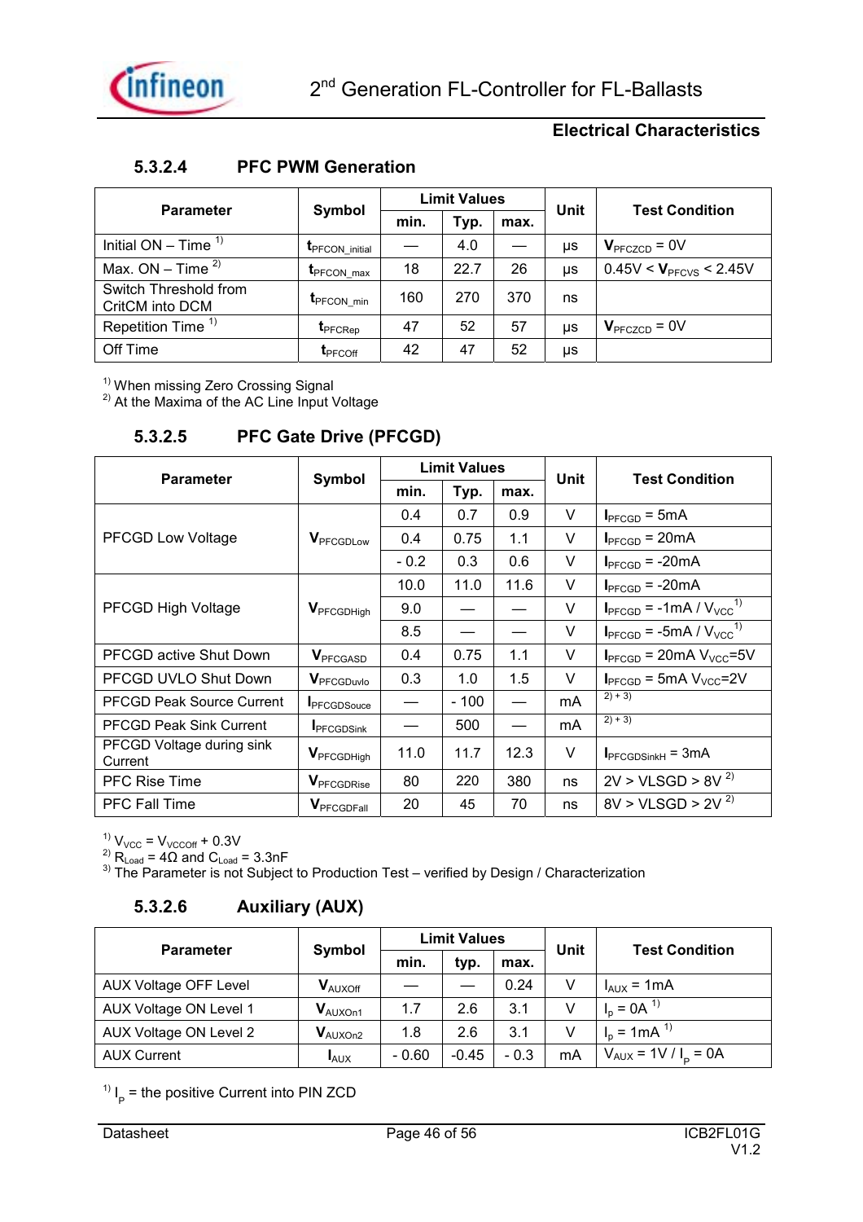### 5.3.2.4 PFC PWM Generation

| Parameter | Symbol | Limit Values | | | Unit | Test Condition |
|---|---|---|---|---|---|---|
| | | min. | Typ. | max. | | |
| Initial ON – Time [1] | $t_{PFCON\_initial}$ | — | 4.0 | — | μs | $V_{PFCZCD}$ = 0V |
| Max. ON – Time [2] | $t_{PFCON\_max}$ | 18 | 22.7 | 26 | μs | 0.45V < $V_{PFCVS}$ < 2.45V |
| Switch Threshold from CritCM into DCM | $t_{PFCON\_min}$ | 160 | 270 | 370 | ns | |
| Repetition Time [1] | $t_{PFCRep}$ | 47 | 52 | 57 | μs | $V_{PFCZCD}$ = 0V |
| Off Time | $t_{PFCOff}$ | 42 | 47 | 52 | μs | |

[1] When missing Zero Crossing Signal
[2] At the Maxima of the AC Line Input Voltage

### 5.3.2.5 PFC Gate Drive (PFCGD)

| Parameter | Symbol | Limit Values | | | Unit | Test Condition |
|---|---|---|---|---|---|---|
| | | min. | Typ. | max. | | |
| PFCGD Low Voltage | $V_{PFCGDLow}$ | 0.4 | 0.7 | 0.9 | V | $I_{PFCGD}$ = 5mA |
| | | 0.4 | 0.75 | 1.1 | V | $I_{PFCGD}$ = 20mA |
| | | - 0.2 | 0.3 | 0.6 | V | $I_{PFCGD}$ = -20mA |
| PFCGD High Voltage | $V_{PFCGDHigh}$ | 10.0 | 11.0 | 11.6 | V | $I_{PFCGD}$ = -20mA |
| | | 9.0 | — | — | V | $I_{PFCGD}$ = -1mA / $V_{VCC}$ [1] |
| | | 8.5 | — | — | V | $I_{PFCGD}$ = -5mA / $V_{VCC}$ [1] |
| PFCGD active Shut Down | $V_{PFCGASD}$ | 0.4 | 0.75 | 1.1 | V | $I_{PFCGD}$ = 20mA $V_{VCC}$=5V |
| PFCGD UVLO Shut Down | $V_{PFCGDuvlo}$ | 0.3 | 1.0 | 1.5 | V | $I_{PFCGD}$ = 5mA $V_{VCC}$=2V |
| PFCGD Peak Source Current | $I_{PFCGDSouce}$ | — | - 100 | — | mA | [2) + 3)] |
| PFCGD Peak Sink Current | $I_{PFCGDSink}$ | — | 500 | — | mA | [2) + 3)] |
| PFCGD Voltage during sink Current | $V_{PFCGDHigh}$ | 11.0 | 11.7 | 12.3 | V | $I_{PFCGDSinkH}$ = 3mA |
| PFC Rise Time | $V_{PFCGDRise}$ | 80 | 220 | 380 | ns | 2V > VLSGD > 8V [2] |
| PFC Fall Time | $V_{PFCGDFall}$ | 20 | 45 | 70 | ns | 8V > VLSGD > 2V [2] |

[1] $V_{VCC} = V_{VCCOff}$ + 0.3V
[2] $R_{Load}$ = 4Ω and $C_{Load}$ = 3.3nF
[3] The Parameter is not Subject to Production Test – verified by Design / Characterization

### 5.3.2.6 Auxiliary (AUX)

| Parameter | Symbol | Limit Values | | | Unit | Test Condition |
|---|---|---|---|---|---|---|
| | | min. | typ. | max. | | |
| AUX Voltage OFF Level | $V_{AUXoff}$ | — | — | 0.24 | V | $I_{AUX}$ = 1mA |
| AUX Voltage ON Level 1 | $V_{AUXOn1}$ | 1.7 | 2.6 | 3.1 | V | $I_p$ = 0A [1] |
| AUX Voltage ON Level 2 | $V_{AUXOn2}$ | 1.8 | 2.6 | 3.1 | V | $I_p$ = 1mA [1] |
| AUX Current | $I_{AUX}$ | - 0.60 | -0.45 | - 0.3 | mA | $V_{AUX}$ = 1V / $I_p$ = 0A |

[1] $I_p$ = the positive Current into PIN ZCD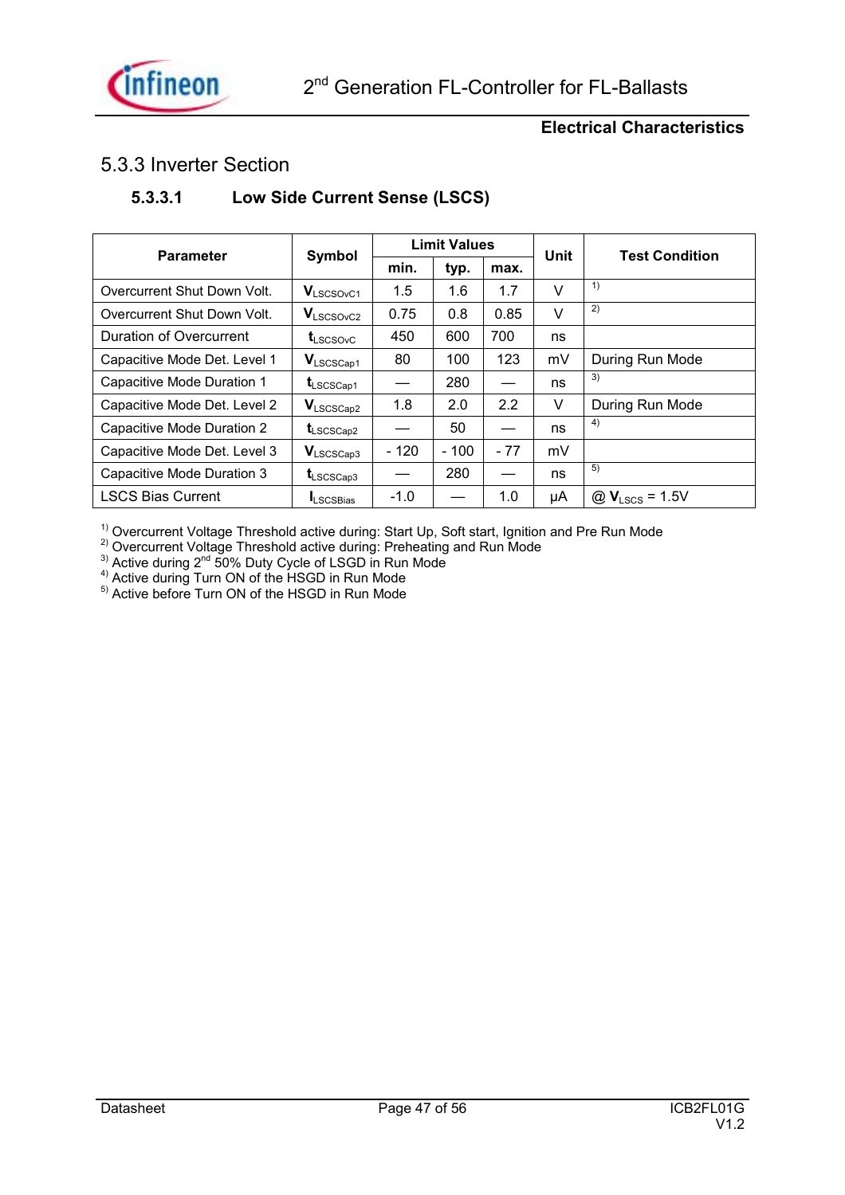## 5.3.3 Inverter Section

### 5.3.3.1 Low Side Current Sense (LSCS)

| Parameter | Symbol | Limit Values | | | Unit | Test Condition |
|---|---|---|---|---|---|---|
| | | min. | typ. | max. | | |
| Overcurrent Shut Down Volt. | $V_{LSCSOvC1}$ | 1.5 | 1.6 | 1.7 | V | [1] |
| Overcurrent Shut Down Volt. | $V_{LSCSOvC2}$ | 0.75 | 0.8 | 0.85 | V | [2] |
| Duration of Overcurrent | $t_{LSCSOvC}$ | 450 | 600 | 700 | ns | |
| Capacitive Mode Det. Level 1 | $V_{LSCSCap1}$ | 80 | 100 | 123 | mV | During Run Mode |
| Capacitive Mode Duration 1 | $t_{LSCSCap1}$ | — | 280 | — | ns | [3] |
| Capacitive Mode Det. Level 2 | $V_{LSCSCap2}$ | 1.8 | 2.0 | 2.2 | V | During Run Mode |
| Capacitive Mode Duration 2 | $t_{LSCSCap2}$ | — | 50 | — | ns | [4] |
| Capacitive Mode Det. Level 3 | $V_{LSCSCap3}$ | - 120 | - 100 | - 77 | mV | |
| Capacitive Mode Duration 3 | $t_{LSCSCap3}$ | — | 280 | — | ns | [5] |
| LSCS Bias Current | $I_{LSCSBias}$ | -1.0 | — | 1.0 | μA | @ $V_{LSCS}$ = 1.5V |

[1] Overcurrent Voltage Threshold active during: Start Up, Soft start, Ignition and Pre Run Mode
[2] Overcurrent Voltage Threshold active during: Preheating and Run Mode
[3] Active during 2nd 50% Duty Cycle of LSGD in Run Mode
[4] Active during Turn ON of the HSGD in Run Mode
[5] Active before Turn ON of the HSGD in Run Mode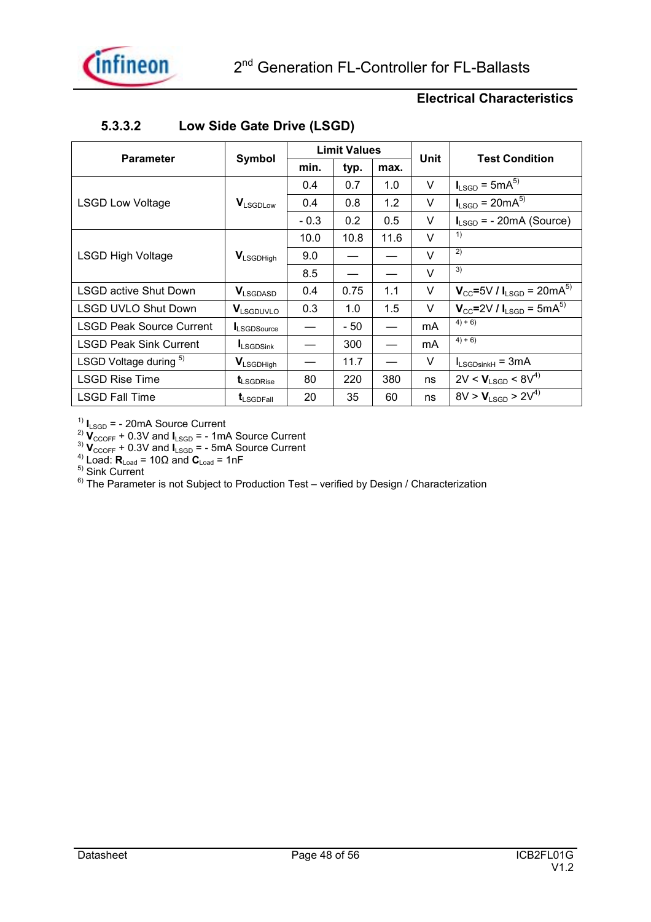### 5.3.3.2 Low Side Gate Drive (LSGD)

| Parameter | Symbol | Limit Values | | | Unit | Test Condition |
|---|---|---|---|---|---|---|
| | | min. | typ. | max. | | |
| LSGD Low Voltage | $V_{LSGDLow}$ | 0.4 | 0.7 | 1.0 | V | $I_{LSGD}$ = 5mA [5) ] |
| | | 0.4 | 0.8 | 1.2 | V | $I_{LSGD}$ = 20mA [5) ] |
| | | - 0.3 | 0.2 | 0.5 | V | $I_{LSGD}$ = - 20mA (Source) |
| LSGD High Voltage | $V_{LSGDHigh}$ | 10.0 | 10.8 | 11.6 | V | [1) ] |
| | | 9.0 | — | — | V | [2) ] |
| | | 8.5 | — | — | V | [3) ] |
| LSGD active Shut Down | $V_{LSGDASD}$ | 0.4 | 0.75 | 1.1 | V | $V_{CC}$=5V / $I_{LSGD}$ = 20mA [5) ] |
| LSGD UVLO Shut Down | $V_{LSGDUVLO}$ | 0.3 | 1.0 | 1.5 | V | $V_{CC}$=2V / $I_{LSGD}$ = 5mA [5) ] |
| LSGD Peak Source Current | $I_{LSGDSource}$ | — | - 50 | — | mA | [4) + 6) ] |
| LSGD Peak Sink Current | $I_{LSGDSink}$ | — | 300 | — | mA | [4) + 6) ] |
| LSGD Voltage during [5) ] | $V_{LSGDHigh}$ | — | 11.7 | — | V | $I_{LSGDsinkH}$ = 3mA |
| LSGD Rise Time | $t_{LSGDRise}$ | 80 | 220 | 380 | ns | 2V < $V_{LSGD}$ < 8V [4) ] |
| LSGD Fall Time | $t_{LSGDFall}$ | 20 | 35 | 60 | ns | 8V > $V_{LSGD}$ > 2V [4) ] |

[1) ] $I_{LSGD}$ = - 20mA Source Current
[2) ] $V_{CCOFF}$ + 0.3V and $I_{LSGD}$ = - 1mA Source Current
[3) ] $V_{CCOFF}$ + 0.3V and $I_{LSGD}$ = - 5mA Source Current
[4) ] Load: $R_{Load}$ = 10Ω and $C_{Load}$ = 1nF
[5) ] Sink Current
[6) ] The Parameter is not Subject to Production Test – verified by Design / Characterization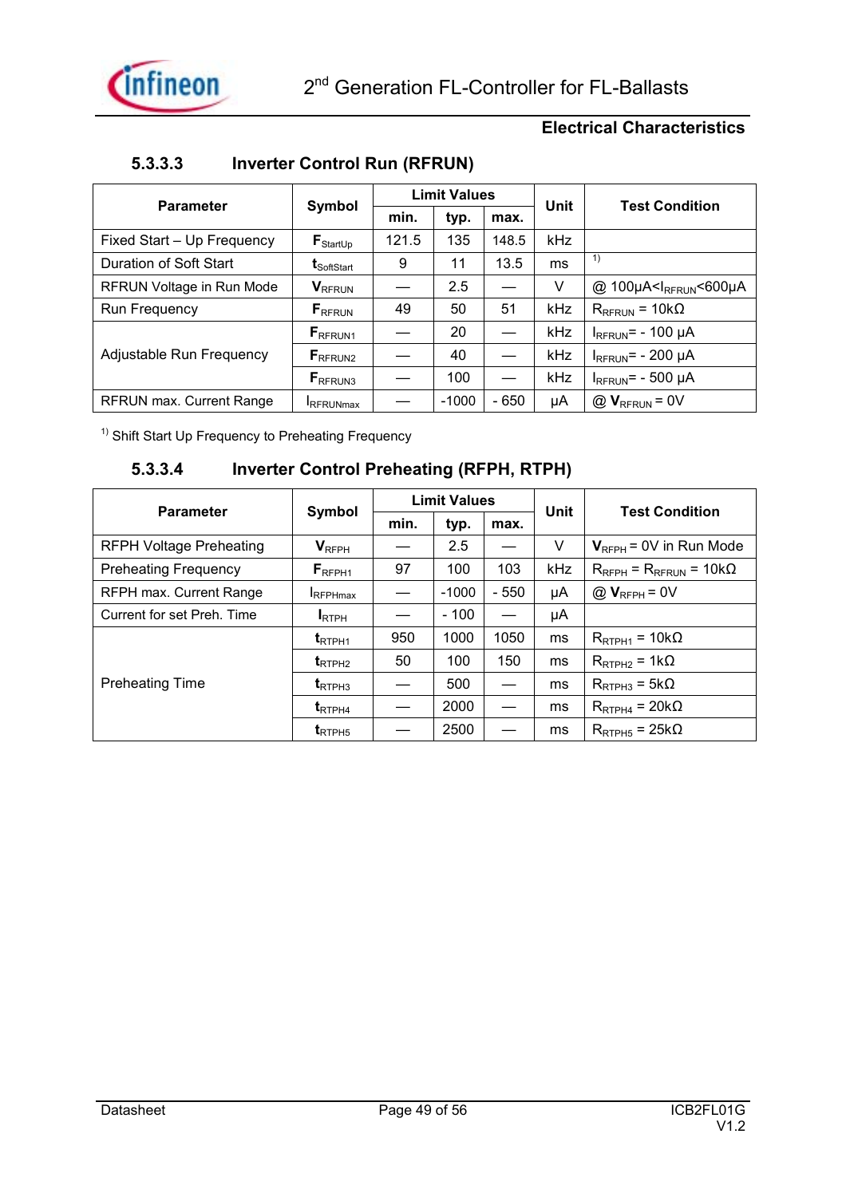## Electrical Characteristics

### 5.3.3.3 Inverter Control Run (RFRUN)

| Parameter | Symbol | Limit Values | | | Unit | Test Condition |
|---|---|---|---|---|---|---|
| | | min. | typ. | max. | | |
| Fixed Start – Up Frequency | $F_{StartUp}$ | 121.5 | 135 | 148.5 | kHz | |
| Duration of Soft Start | $t_{SoftStart}$ | 9 | 11 | 13.5 | ms | [1] |
| RFRUN Voltage in Run Mode | $V_{RFRUN}$ | — | 2.5 | — | V | @ 100µA<$I_{RFRUN}$<600µA |
| Run Frequency | $F_{RFRUN}$ | 49 | 50 | 51 | kHz | $R_{RFRUN}$ = 10kΩ |
| Adjustable Run Frequency | $F_{RFRUN1}$ | — | 20 | — | kHz | $I_{RFRUN}$= - 100 µA |
| | $F_{RFRUN2}$ | — | 40 | — | kHz | $I_{RFRUN}$= - 200 µA |
| | $F_{RFRUN3}$ | — | 100 | — | kHz | $I_{RFRUN}$= - 500 µA |
| RFRUN max. Current Range | $I_{RFRUNmax}$ | — | -1000 | - 650 | µA | @ $V_{RFRUN}$ = 0V |

[1] Shift Start Up Frequency to Preheating Frequency

### 5.3.3.4 Inverter Control Preheating (RFPH, RTPH)

| Parameter | Symbol | Limit Values | | | Unit | Test Condition |
|---|---|---|---|---|---|---|
| | | min. | typ. | max. | | |
| RFPH Voltage Preheating | $V_{RFPH}$ | — | 2.5 | — | V | $V_{RFPH}$ = 0V in Run Mode |
| Preheating Frequency | $F_{RFPH1}$ | 97 | 100 | 103 | kHz | $R_{RFPH}$ = $R_{RFRUN}$ = 10kΩ |
| RFPH max. Current Range | $I_{RFPHmax}$ | — | -1000 | - 550 | µA | @ $V_{RFPH}$ = 0V |
| Current for set Preh. Time | $I_{RTPH}$ | — | - 100 | — | µA | |
| Preheating Time | $t_{RTPH1}$ | 950 | 1000 | 1050 | ms | $R_{RTPH1}$ = 10kΩ |
| | $t_{RTPH2}$ | 50 | 100 | 150 | ms | $R_{RTPH2}$ = 1kΩ |
| | $t_{RTPH3}$ | — | 500 | — | ms | $R_{RTPH3}$ = 5kΩ |
| | $t_{RTPH4}$ | — | 2000 | — | ms | $R_{RTPH4}$ = 20kΩ |
| | $t_{RTPH5}$ | — | 2500 | — | ms | $R_{RTPH5}$ = 25kΩ |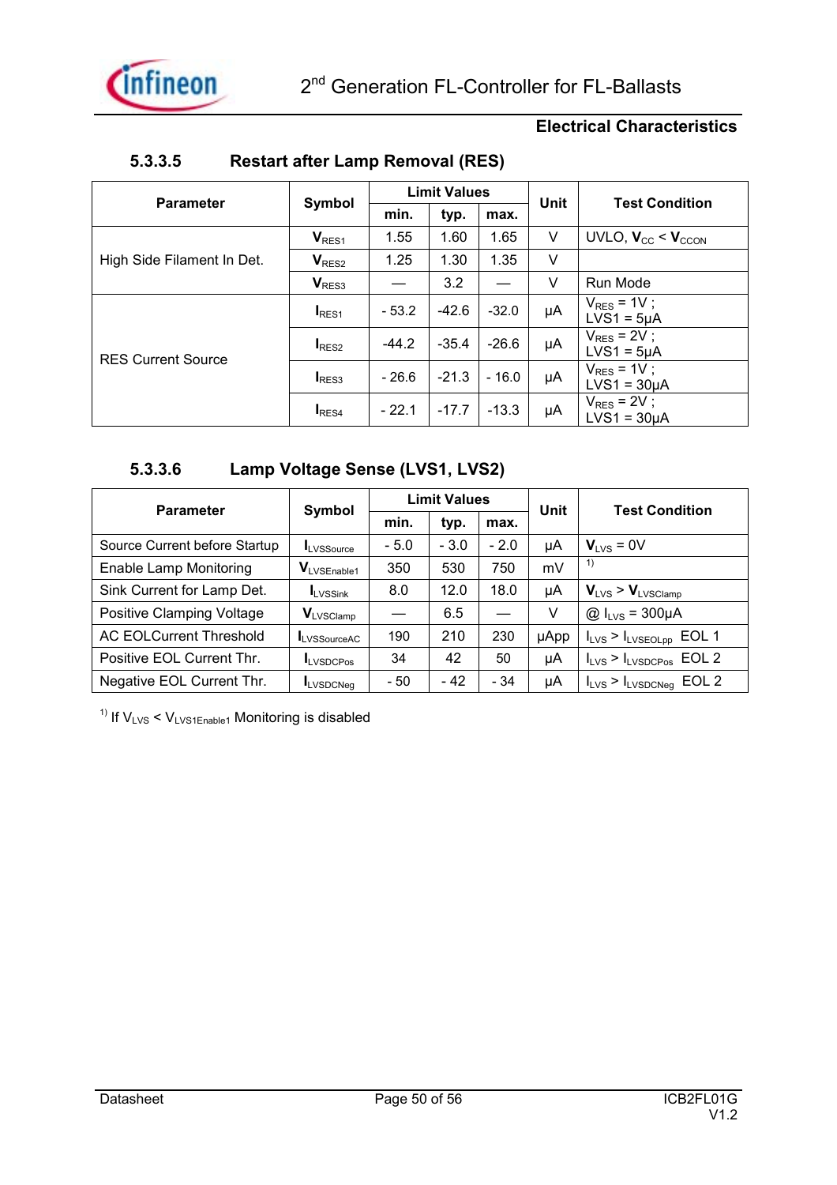## Electrical Characteristics

### 5.3.3.5 Restart after Lamp Removal (RES)

| Parameter | Symbol | Limit Values | | | Unit | Test Condition |
|---|---|---|---|---|---|---|
| | | min. | typ. | max. | | |
| High Side Filament In Det. | $V_{RES1}$ | 1.55 | 1.60 | 1.65 | V | UVLO, $V_{CC} < V_{CCON}$ |
| | $V_{RES2}$ | 1.25 | 1.30 | 1.35 | V | |
| | $V_{RES3}$ | — | 3.2 | — | V | Run Mode |
| RES Current Source | $I_{RES1}$ | - 53.2 | -42.6 | -32.0 | µA | $V_{RES}$ = 1V ; LVS1 = 5µA |
| | $I_{RES2}$ | -44.2 | -35.4 | -26.6 | µA | $V_{RES}$ = 2V ; LVS1 = 5µA |
| | $I_{RES3}$ | - 26.6 | -21.3 | - 16.0 | µA | $V_{RES}$ = 1V ; LVS1 = 30µA |
| | $I_{RES4}$ | - 22.1 | -17.7 | -13.3 | µA | $V_{RES}$ = 2V ; LVS1 = 30µA |

### 5.3.3.6 Lamp Voltage Sense (LVS1, LVS2)

| Parameter | Symbol | Limit Values | | | Unit | Test Condition |
|---|---|---|---|---|---|---|
| | | min. | typ. | max. | | |
| Source Current before Startup | $I_{LVSSource}$ | - 5.0 | - 3.0 | - 2.0 | µA | $V_{LVS}$ = 0V |
| Enable Lamp Monitoring | $V_{LVSEnable1}$ | 350 | 530 | 750 | mV | [1] |
| Sink Current for Lamp Det. | $I_{LVSSink}$ | 8.0 | 12.0 | 18.0 | µA | $V_{LVS} > V_{LVSClamp}$ |
| Positive Clamping Voltage | $V_{LVSClamp}$ | — | 6.5 | — | V | @ $I_{LVS}$ = 300µA |
| AC EOLCurrent Threshold | $I_{LVSSourceAC}$ | 190 | 210 | 230 | µApp | $I_{LVS} > I_{LVSEOLpp}$ EOL 1 |
| Positive EOL Current Thr. | $I_{LVSDCPos}$ | 34 | 42 | 50 | µA | $I_{LVS} > I_{LVSDCPos}$ EOL 2 |
| Negative EOL Current Thr. | $I_{LVSDCNeg}$ | - 50 | - 42 | - 34 | µA | $I_{LVS} > I_{LVSDCNeg}$ EOL 2 |

[1] If $V_{LVS} < V_{LVS1Enable1}$ Monitoring is disabled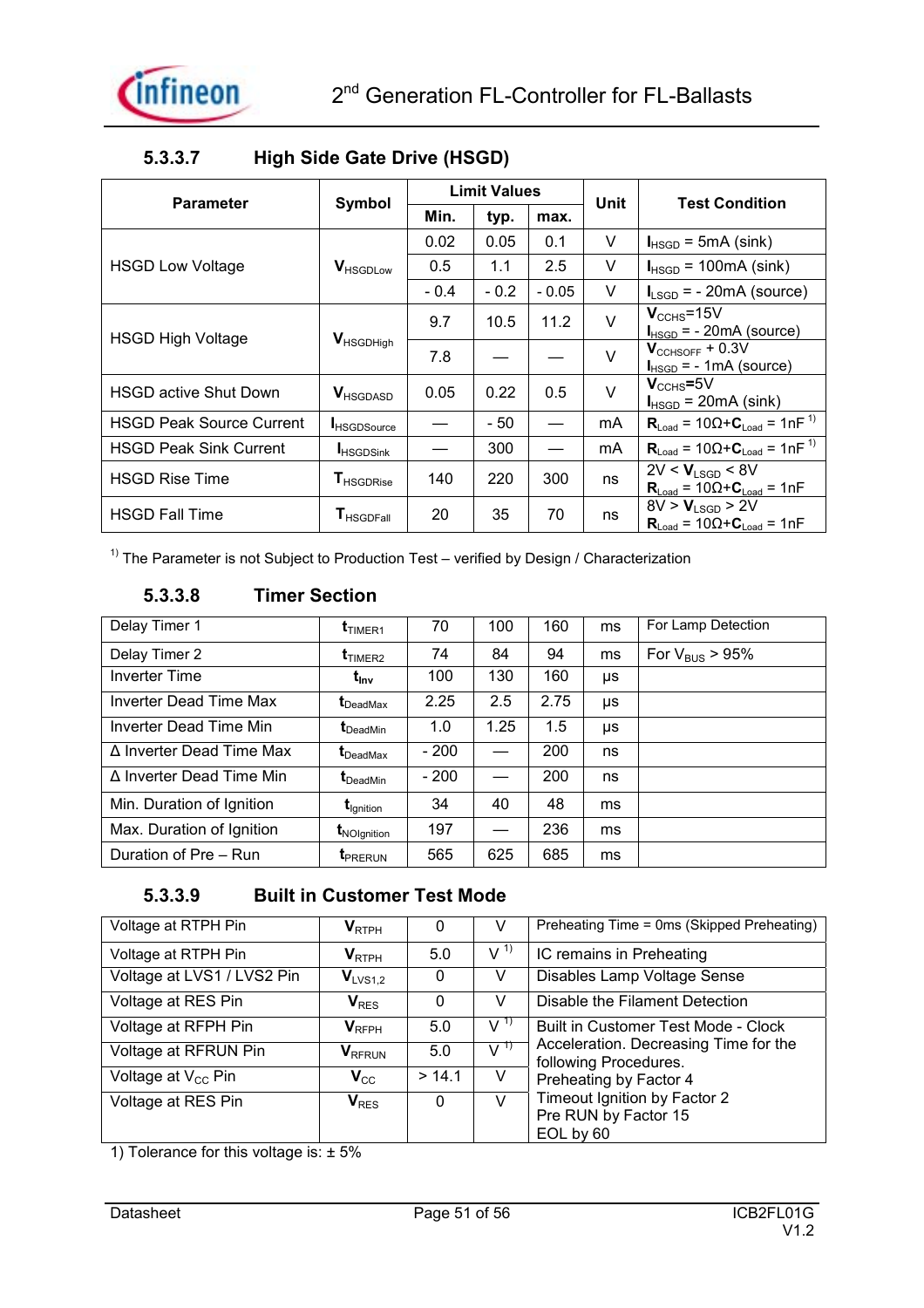### 5.3.3.7 High Side Gate Drive (HSGD)

| Parameter | Symbol | Limit Values | | | Unit | Test Condition |
|---|---|---|---|---|---|---|
| | | Min. | typ. | max. | | |
| HSGD Low Voltage | $V_{HSGDLow}$ | 0.02 | 0.05 | 0.1 | V | $I_{HSGD}$ = 5mA (sink) |
| | | 0.5 | 1.1 | 2.5 | V | $I_{HSGD}$ = 100mA (sink) |
| | | - 0.4 | - 0.2 | - 0.05 | V | $I_{LSGD}$ = - 20mA (source) |
| HSGD High Voltage | $V_{HSGDHigh}$ | 9.7 | 10.5 | 11.2 | V | $V_{CCHS}$=15V $I_{HSGD}$ = - 20mA (source) |
| | | 7.8 | — | — | V | $V_{CCHSOFF}$ + 0.3V $I_{HSGD}$ = - 1mA (source) |
| HSGD active Shut Down | $V_{HSGDASD}$ | 0.05 | 0.22 | 0.5 | V | $V_{CCHS}$=5V $I_{HSGD}$ = 20mA (sink) |
| HSGD Peak Source Current | $I_{HSGDSource}$ | — | - 50 | — | mA | $R_{Load}$ = 10Ω+$C_{Load}$ = 1nF [1)] |
| HSGD Peak Sink Current | $I_{HSGDSink}$ | — | 300 | — | mA | $R_{Load}$ = 10Ω+$C_{Load}$ = 1nF [1)] |
| HSGD Rise Time | $T_{HSGDRise}$ | 140 | 220 | 300 | ns | 2V < $V_{LSGD}$ < 8V $R_{Load}$ = 10Ω+$C_{Load}$ = 1nF |
| HSGD Fall Time | $T_{HSGDFall}$ | 20 | 35 | 70 | ns | 8V > $V_{LSGD}$ > 2V $R_{Load}$ = 10Ω+$C_{Load}$ = 1nF |

[1)] The Parameter is not Subject to Production Test – verified by Design / Characterization

### 5.3.3.8 Timer Section

| Parameter | Symbol | Min. | typ. | max. | Unit | Test Condition |
|---|---|---|---|---|---|---|
| Delay Timer 1 | $t_{TIMER1}$ | 70 | 100 | 160 | ms | For Lamp Detection |
| Delay Timer 2 | $t_{TIMER2}$ | 74 | 84 | 94 | ms | For $V_{BUS}$ > 95% |
| Inverter Time | $t_{Inv}$ | 100 | 130 | 160 | µs | |
| Inverter Dead Time Max | $t_{DeadMax}$ | 2.25 | 2.5 | 2.75 | µs | |
| Inverter Dead Time Min | $t_{DeadMin}$ | 1.0 | 1.25 | 1.5 | µs | |
| Δ Inverter Dead Time Max | $t_{DeadMax}$ | - 200 | — | 200 | ns | |
| Δ Inverter Dead Time Min | $t_{DeadMin}$ | - 200 | — | 200 | ns | |
| Min. Duration of Ignition | $t_{Ignition}$ | 34 | 40 | 48 | ms | |
| Max. Duration of Ignition | $t_{NOIgnition}$ | 197 | — | 236 | ms | |
| Duration of Pre – Run | $t_{PRERUN}$ | 565 | 625 | 685 | ms | |

### 5.3.3.9 Built in Customer Test Mode

| Parameter | Symbol | Value | Unit | Test Condition |
|---|---|---|---|---|
| Voltage at RTPH Pin | $V_{RTPH}$ | 0 | V | Preheating Time = 0ms (Skipped Preheating) |
| Voltage at RTPH Pin | $V_{RTPH}$ | 5.0 | V [1)] | IC remains in Preheating |
| Voltage at LVS1 / LVS2 Pin | $V_{LVS1,2}$ | 0 | V | Disables Lamp Voltage Sense |
| Voltage at RES Pin | $V_{RES}$ | 0 | V | Disable the Filament Detection |
| Voltage at RFPH Pin | $V_{RFPH}$ | 5.0 | V [1)] | Built in Customer Test Mode - Clock Acceleration. Decreasing Time for the following Procedures. Preheating by Factor 4 Timeout Ignition by Factor 2 Pre RUN by Factor 15 EOL by 60 |
| Voltage at RFRUN Pin | $V_{RFRUN}$ | 5.0 | V [1)] | |
| Voltage at $V_{CC}$ Pin | $V_{CC}$ | > 14.1 | V | |
| Voltage at RES Pin | $V_{RES}$ | 0 | V | |

1) Tolerance for this voltage is: ± 5%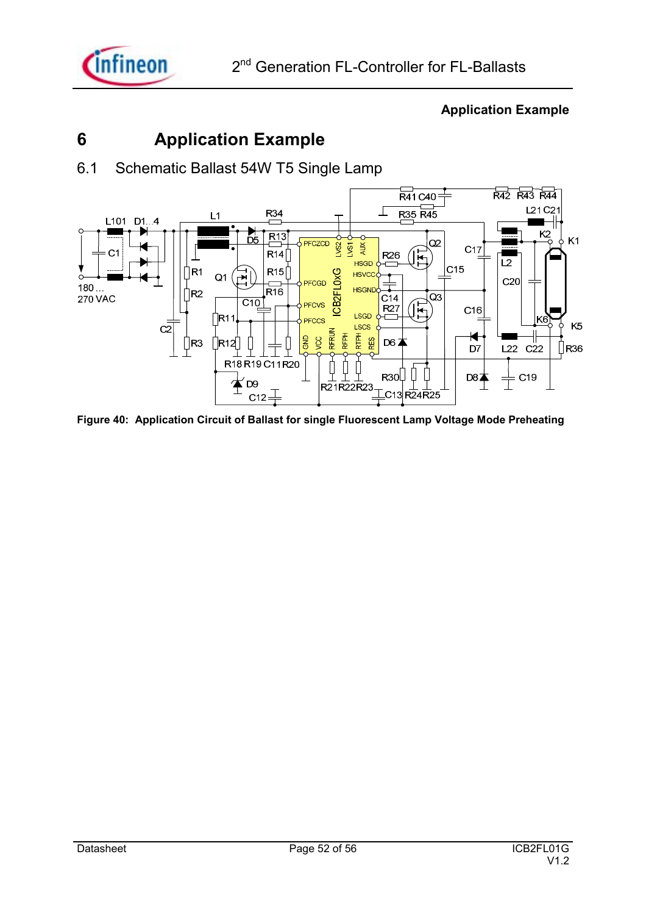# 6 Application Example

## 6.1 Schematic Ballast 54W T5 Single Lamp

Figure 40: Application Circuit of Ballast for single Fluorescent Lamp Voltage Mode Preheating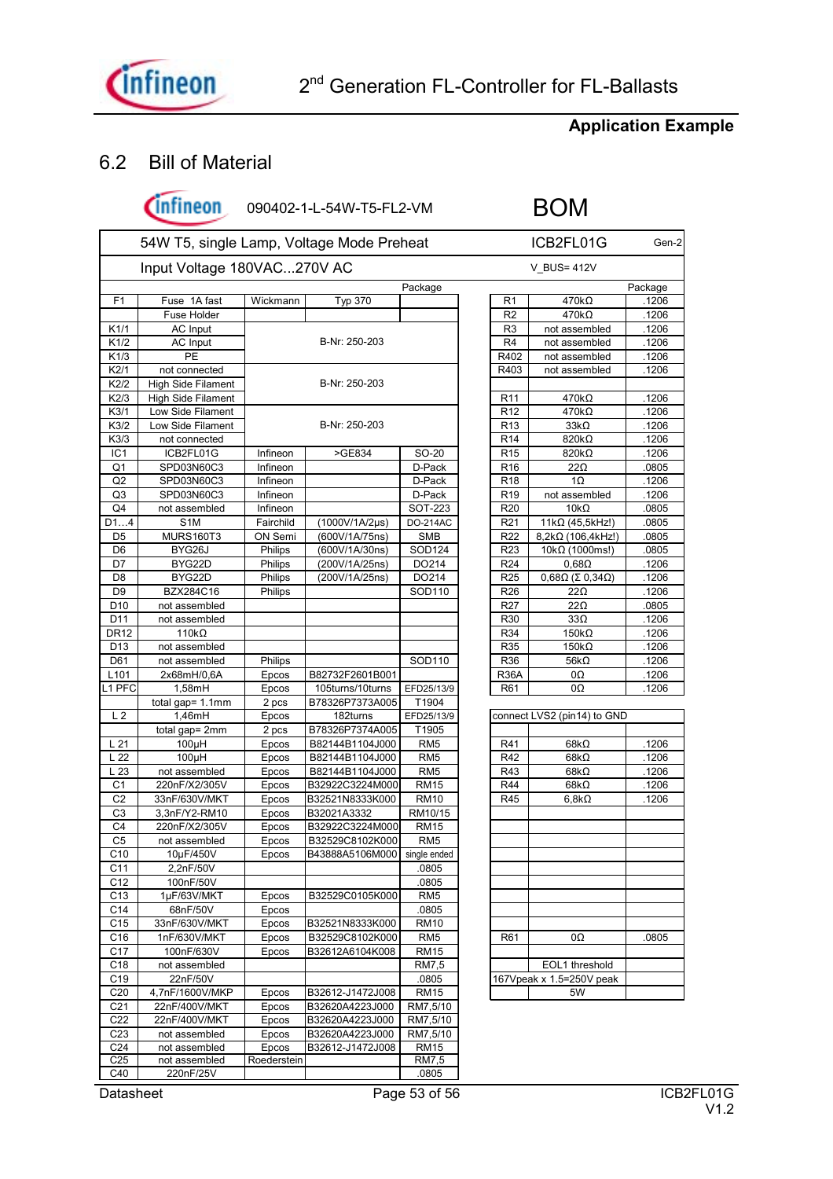## 6.2 Bill of Material

090402-1-L-54W-T5-FL2-VM **BOM**

54W T5, single Lamp, Voltage Mode Preheat — ICB2FL01G — Gen-2

Input Voltage 180VAC...270V AC — V_BUS= 412V

| | | | | Package |
|---|---|---|---|---|
| F1 | Fuse 1A fast | Wickmann | Typ 370 | |
| | Fuse Holder | | | |
| K1/1 | AC Input | | B-Nr: 250-203 | |
| K1/2 | AC Input | | | |
| K1/3 | PE | | | |
| K2/1 | not connected | | B-Nr: 250-203 | |
| K2/2 | High Side Filament | | | |
| K2/3 | High Side Filament | | | |
| K3/1 | Low Side Filament | | B-Nr: 250-203 | |
| K3/2 | Low Side Filament | | | |
| K3/3 | not connected | | | |
| IC1 | ICB2FL01G | Infineon | >GE834 | SO-20 |
| Q1 | SPD03N60C3 | Infineon | | D-Pack |
| Q2 | SPD03N60C3 | Infineon | | D-Pack |
| Q3 | SPD03N60C3 | Infineon | | D-Pack |
| Q4 | not assembled | Infineon | | SOT-223 |
| D1...4 | S1M | Fairchild | (1000V/1A/2µs) | DO-214AC |
| D5 | MURS160T3 | ON Semi | (600V/1A/75ns) | SMB |
| D6 | BYG26J | Philips | (600V/1A/30ns) | SOD124 |
| D7 | BYG22D | Philips | (200V/1A/25ns) | DO214 |
| D8 | BYG22D | Philips | (200V/1A/25ns) | DO214 |
| D9 | BZX284C16 | Philips | | SOD110 |
| D10 | not assembled | | | |
| D11 | not assembled | | | |
| DR12 | 110kΩ | | | |
| D13 | not assembled | | | |
| D61 | not assembled | Philips | | SOD110 |
| L101 | 2x68mH/0,6A | Epcos | B82732F2601B001 | |
| L1 PFC | 1,58mH | Epcos | 105turns/10turns | EFD25/13/9 |
| | total gap= 1.1mm | 2 pcs | B78326P7373A005 | T1904 |
| L 2 | 1,46mH | Epcos | 182turns | EFD25/13/9 |
| | total gap= 2mm | 2 pcs | B78326P7374A005 | T1905 |
| L 21 | 100µH | Epcos | B82144B1104J000 | RM5 |
| L 22 | 100µH | Epcos | B82144B1104J000 | RM5 |
| L 23 | not assembled | Epcos | B82144B1104J000 | RM5 |
| C1 | 220nF/X2/305V | Epcos | B32922C3224M000 | RM15 |
| C2 | 33nF/630V/MKT | Epcos | B32521N8333K000 | RM10 |
| C3 | 3,3nF/Y2-RM10 | Epcos | B32021A3332 | RM10/15 |
| C4 | 220nF/X2/305V | Epcos | B32922C3224M000 | RM15 |
| C5 | not assembled | Epcos | B32529C8102K000 | RM5 |
| C10 | 10µF/450V | Epcos | B43888A5106M000 | single ended |
| C11 | 2,2nF/50V | | | .0805 |
| C12 | 100nF/50V | | | .0805 |
| C13 | 1µF/63V/MKT | Epcos | B32529C0105K000 | RM5 |
| C14 | 68nF/50V | Epcos | | .0805 |
| C15 | 33nF/630V/MKT | Epcos | B32521N8333K000 | RM10 |
| C16 | 1nF/630V/MKT | Epcos | B32529C8102K000 | RM5 |
| C17 | 100nF/630V | Epcos | B32612A6104K008 | RM15 |
| C18 | not assembled | | | RM7,5 |
| C19 | 22nF/50V | | | .0805 |
| C20 | 4,7nF/1600V/MKP | Epcos | B32612-J1472J008 | RM15 |
| C21 | 22nF/400V/MKT | Epcos | B32620A4223J000 | RM7,5/10 |
| C22 | 22nF/400V/MKT | Epcos | B32620A4223J000 | RM7,5/10 |
| C23 | not assembled | Epcos | B32620A4223J000 | RM7,5/10 |
| C24 | not assembled | Epcos | B32612-J1472J008 | RM15 |
| C25 | not assembled | Roederstein | | RM7,5 |
| C40 | 220nF/25V | | | .0805 |

| | | Package |
|---|---|---|
| R1 | 470kΩ | .1206 |
| R2 | 470kΩ | .1206 |
| R3 | not assembled | .1206 |
| R4 | not assembled | .1206 |
| R402 | not assembled | .1206 |
| R403 | not assembled | .1206 |
| | | |
| R11 | 470kΩ | .1206 |
| R12 | 470kΩ | .1206 |
| R13 | 33kΩ | .1206 |
| R14 | 820kΩ | .1206 |
| R15 | 820kΩ | .1206 |
| R16 | 22Ω | .0805 |
| R18 | 1Ω | .1206 |
| R19 | not assembled | .1206 |
| R20 | 10kΩ | .0805 |
| R21 | 11kΩ (45,5kHz!) | .0805 |
| R22 | 8,2kΩ (106,4kHz!) | .0805 |
| R23 | 10kΩ (1000ms!) | .0805 |
| R24 | 0,68Ω | .1206 |
| R25 | 0,68Ω (Σ 0,34Ω) | .1206 |
| R26 | 22Ω | .1206 |
| R27 | 22Ω | .0805 |
| R30 | 33Ω | .1206 |
| R34 | 150kΩ | .1206 |
| R35 | 150kΩ | .1206 |
| R36 | 56kΩ | .1206 |
| R36A | 0Ω | .1206 |
| R61 | 0Ω | .1206 |

| connect LVS2 (pin14) to GND | | |
|---|---|---|
| R41 | 68kΩ | .1206 |
| R42 | 68kΩ | .1206 |
| R43 | 68kΩ | .1206 |
| R44 | 68kΩ | .1206 |
| R45 | 6,8kΩ | .1206 |
| R61 | 0Ω | .0805 |
| | EOL1 threshold | |
| 167Vpeak x 1.5=250V peak | | |
| | 5W | |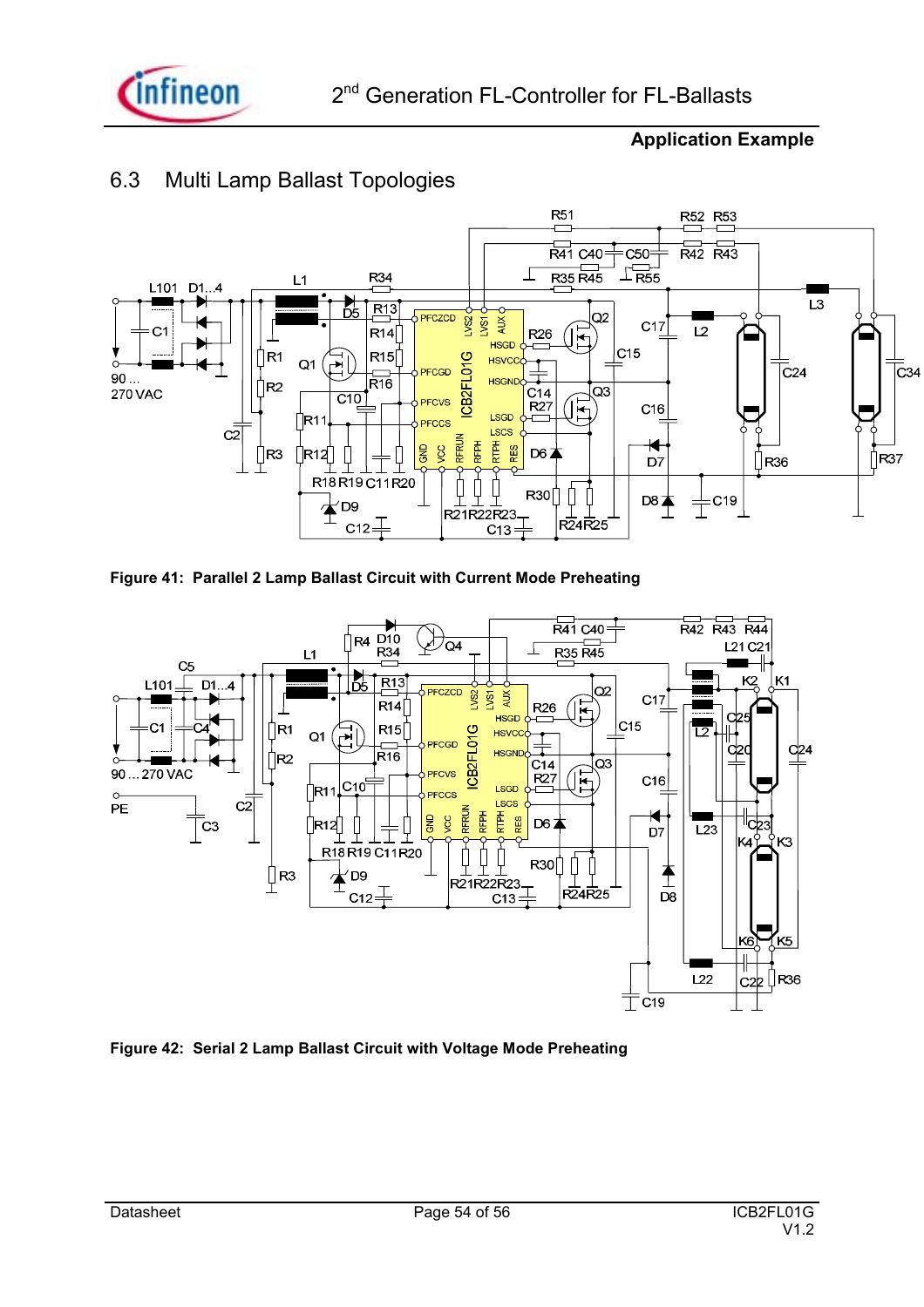## 6.3 Multi Lamp Ballast Topologies

**Figure 41: Parallel 2 Lamp Ballast Circuit with Current Mode Preheating**

**Figure 42: Serial 2 Lamp Ballast Circuit with Voltage Mode Preheating**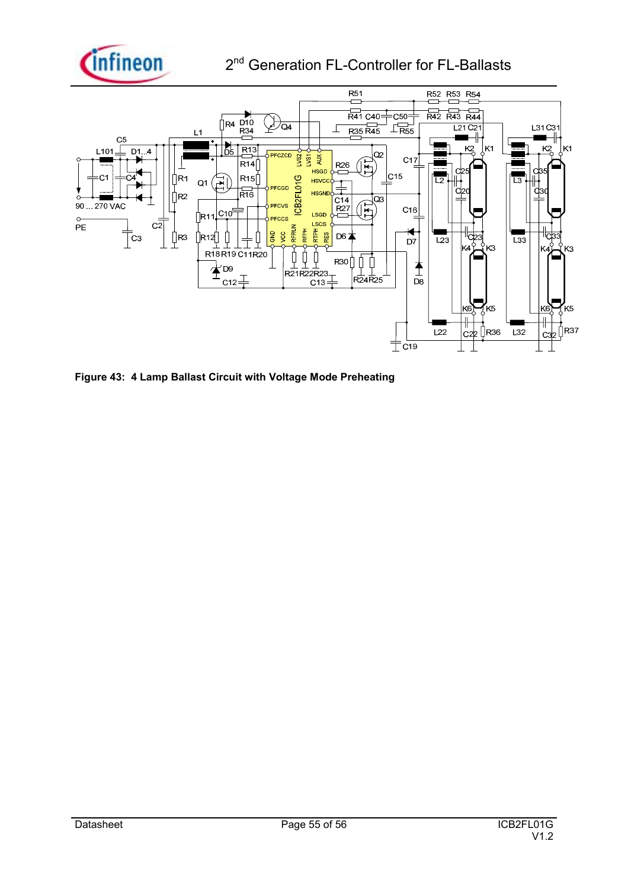**Figure 43: 4 Lamp Ballast Circuit with Voltage Mode Preheating**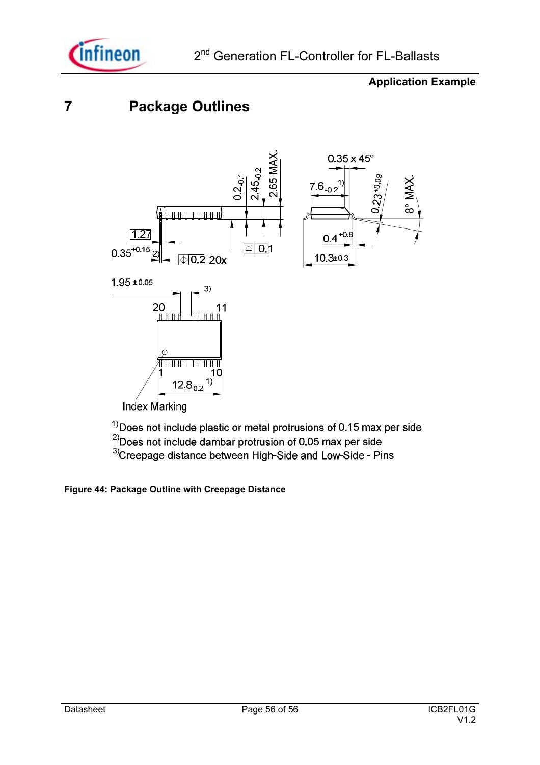# 7 Package Outlines

0.2$_{-0.1}$
2.45$_{-0.2}$
2.65 MAX.
0.35 x 45°
7.6$_{-0.2}$ 1)
0.23$^{+0.09}$
8° MAX.
1.27
0.35$^{+0.15}$ 2)
0.2 20x
0.1
0.4$^{+0.8}$
10.3±0.3
1.95 ±0.05
3)
20
11
1
10
12.8$_{-0.2}$ 1)
Index Marking

1) Does not include plastic or metal protrusions of 0.15 max per side
2) Does not include dambar protrusion of 0.05 max per side
3) Creepage distance between High-Side and Low-Side - Pins

**Figure 44: Package Outline with Creepage Distance**